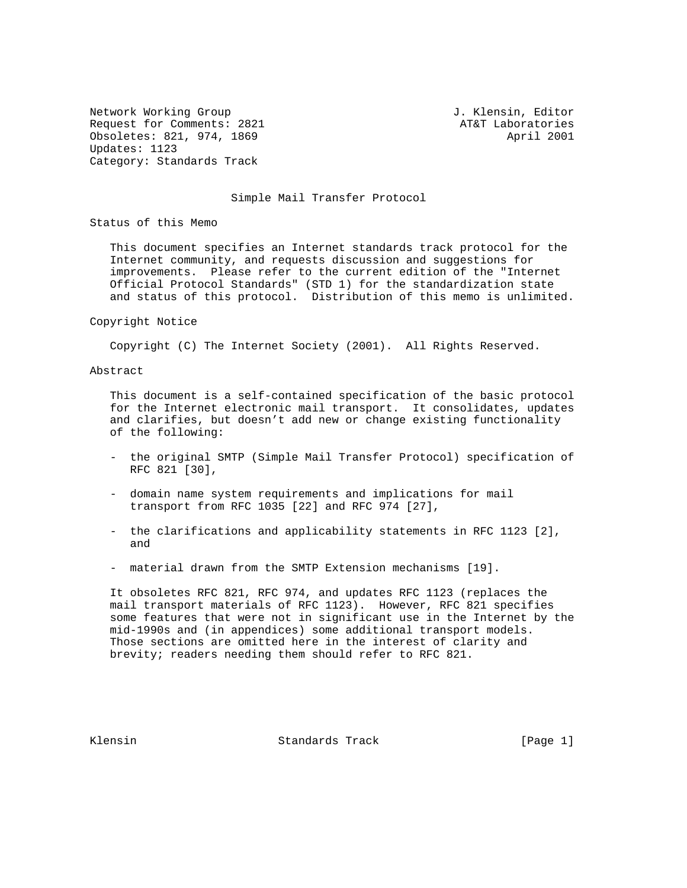Network Working Group J. Klensin, Editor
Request for Comments: 2821 AT&T Laboratories
Obsoletes: 821, 974, 1869 April 2001
Updates: 1123
Category: Standards Track

# Simple Mail Transfer Protocol

## Status of this Memo

This document specifies an Internet standards track protocol for the Internet community, and requests discussion and suggestions for improvements. Please refer to the current edition of the "Internet Official Protocol Standards" (STD 1) for the standardization state and status of this protocol. Distribution of this memo is unlimited.

## Copyright Notice

Copyright (C) The Internet Society (2001). All Rights Reserved.

## Abstract

This document is a self-contained specification of the basic protocol for the Internet electronic mail transport. It consolidates, updates and clarifies, but doesn't add new or change existing functionality of the following:

- the original SMTP (Simple Mail Transfer Protocol) specification of RFC 821 [30],

- domain name system requirements and implications for mail transport from RFC 1035 [22] and RFC 974 [27],

- the clarifications and applicability statements in RFC 1123 [2], and

- material drawn from the SMTP Extension mechanisms [19].

It obsoletes RFC 821, RFC 974, and updates RFC 1123 (replaces the mail transport materials of RFC 1123). However, RFC 821 specifies some features that were not in significant use in the Internet by the mid-1990s and (in appendices) some additional transport models. Those sections are omitted here in the interest of clarity and brevity; readers needing them should refer to RFC 821.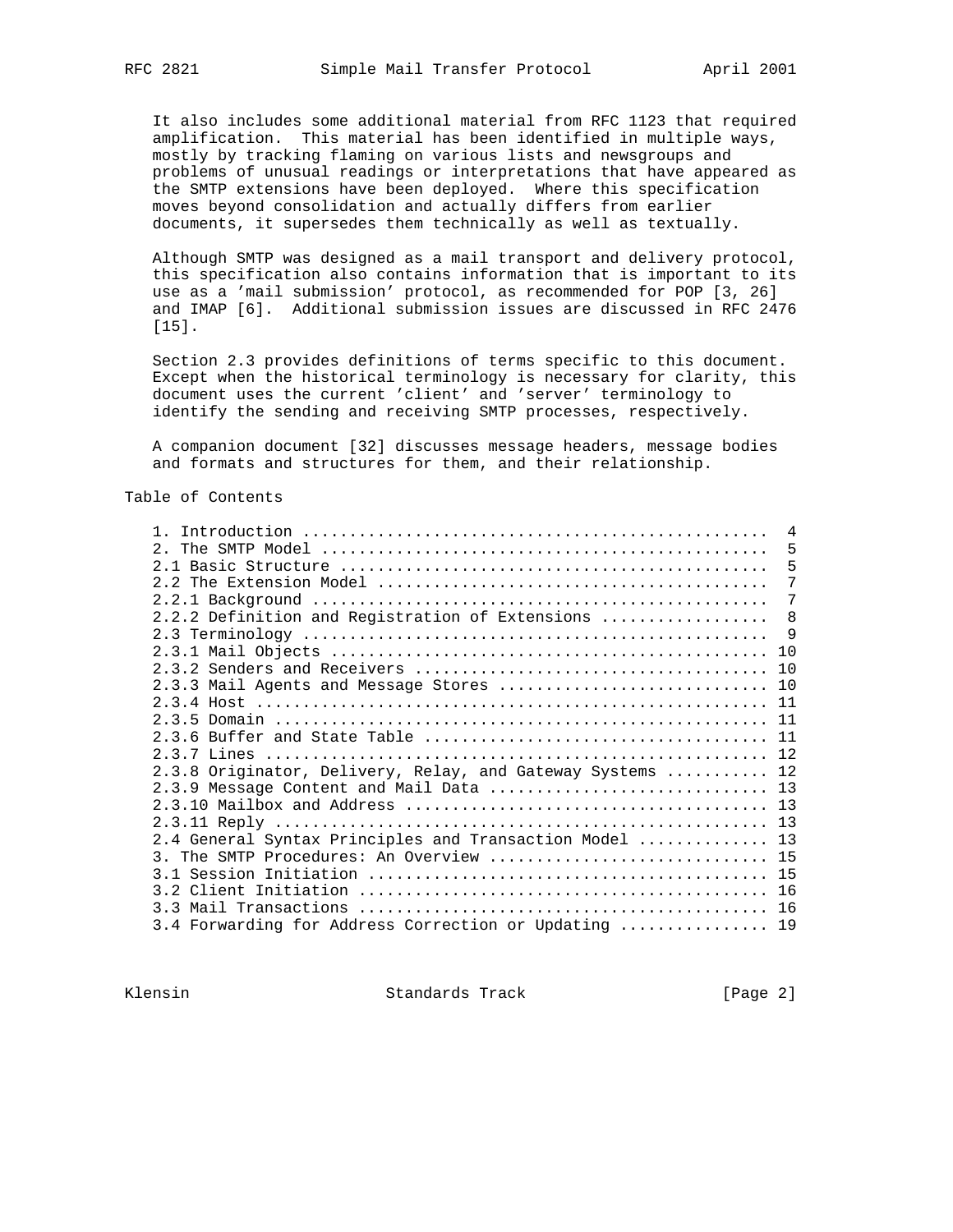It also includes some additional material from RFC 1123 that required amplification. This material has been identified in multiple ways, mostly by tracking flaming on various lists and newsgroups and problems of unusual readings or interpretations that have appeared as the SMTP extensions have been deployed. Where this specification moves beyond consolidation and actually differs from earlier documents, it supersedes them technically as well as textually.

Although SMTP was designed as a mail transport and delivery protocol, this specification also contains information that is important to its use as a 'mail submission' protocol, as recommended for POP [3, 26] and IMAP [6]. Additional submission issues are discussed in RFC 2476 [15].

Section 2.3 provides definitions of terms specific to this document. Except when the historical terminology is necessary for clarity, this document uses the current 'client' and 'server' terminology to identify the sending and receiving SMTP processes, respectively.

A companion document [32] discusses message headers, message bodies and formats and structures for them, and their relationship.

## Table of Contents

```
1. Introduction ..................................................  4
2. The SMTP Model ................................................  5
2.1 Basic Structure ..............................................  5
2.2 The Extension Model ..........................................  7
2.2.1 Background .................................................  7
2.2.2 Definition and Registration of Extensions ..................  8
2.3 Terminology ..................................................  9
2.3.1 Mail Objects ............................................... 10
2.3.2 Senders and Receivers ...................................... 10
2.3.3 Mail Agents and Message Stores ............................. 10
2.3.4 Host ....................................................... 11
2.3.5 Domain ..................................................... 11
2.3.6 Buffer and State Table ..................................... 11
2.3.7 Lines ...................................................... 12
2.3.8 Originator, Delivery, Relay, and Gateway Systems ........... 12
2.3.9 Message Content and Mail Data .............................. 13
2.3.10 Mailbox and Address ....................................... 13
2.3.11 Reply ..................................................... 13
2.4 General Syntax Principles and Transaction Model .............. 13
3. The SMTP Procedures: An Overview .............................. 15
3.1 Session Initiation ........................................... 15
3.2 Client Initiation ............................................ 16
3.3 Mail Transactions ............................................ 16
3.4 Forwarding for Address Correction or Updating ................ 19
```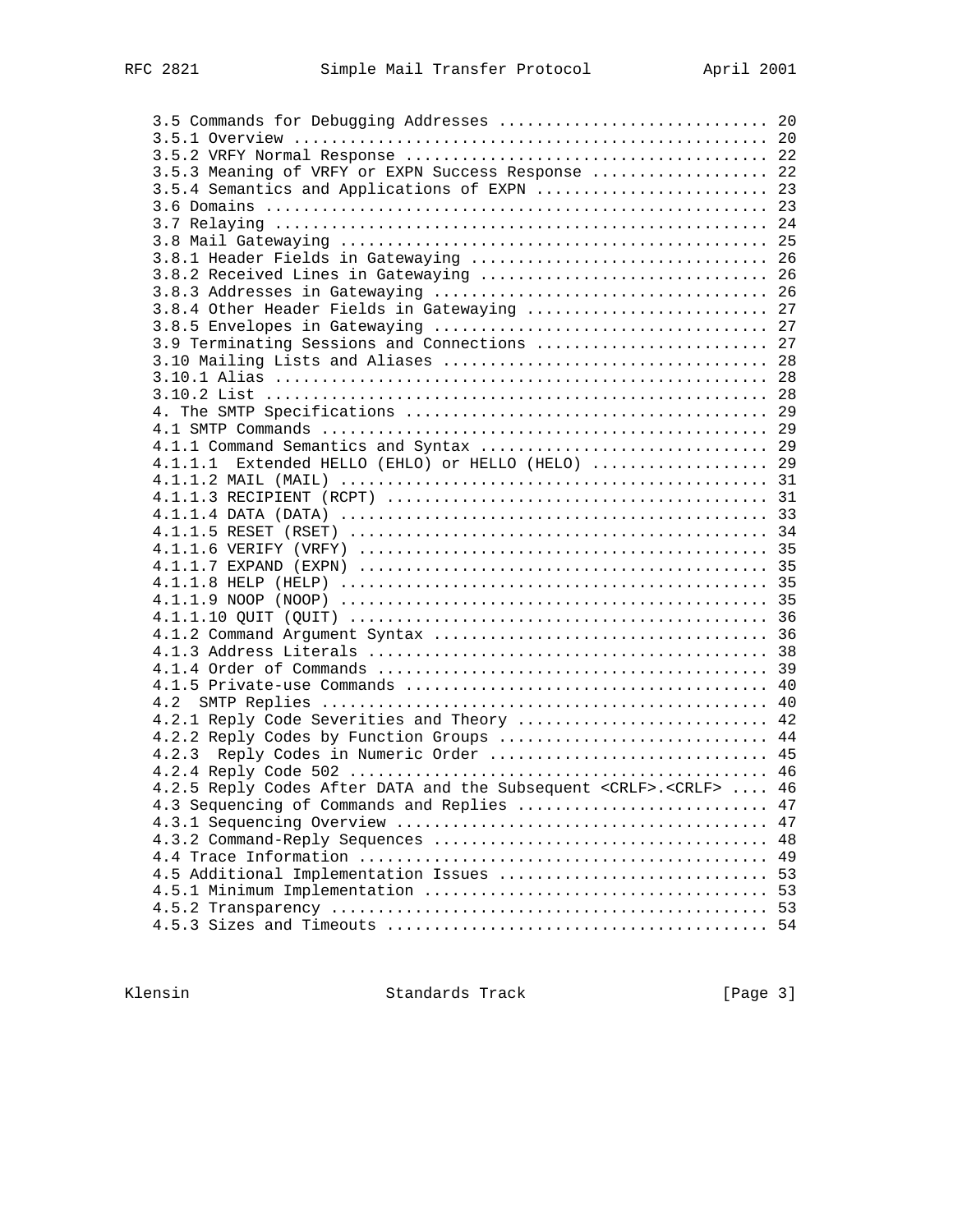```
   3.5 Commands for Debugging Addresses ............................ 20
   3.5.1 Overview .................................................. 20
   3.5.2 VRFY Normal Response ...................................... 22
   3.5.3 Meaning of VRFY or EXPN Success Response .................. 22
   3.5.4 Semantics and Applications of EXPN ........................ 23
   3.6 Domains ..................................................... 23
   3.7 Relaying .................................................... 24
   3.8 Mail Gatewaying ............................................. 25
   3.8.1 Header Fields in Gatewaying ............................... 26
   3.8.2 Received Lines in Gatewaying .............................. 26
   3.8.3 Addresses in Gatewaying ................................... 26
   3.8.4 Other Header Fields in Gatewaying ......................... 27
   3.8.5 Envelopes in Gatewaying ................................... 27
   3.9 Terminating Sessions and Connections ........................ 27
   3.10 Mailing Lists and Aliases .................................. 28
   3.10.1 Alias .................................................... 28
   3.10.2 List ..................................................... 28
   4. The SMTP Specifications ...................................... 29
   4.1 SMTP Commands ............................................... 29
   4.1.1 Command Semantics and Syntax .............................. 29
   4.1.1.1  Extended HELLO (EHLO) or HELLO (HELO) .................. 29
   4.1.1.2 MAIL (MAIL) ............................................. 31
   4.1.1.3 RECIPIENT (RCPT) ........................................ 31
   4.1.1.4 DATA (DATA) ............................................. 33
   4.1.1.5 RESET (RSET) ............................................ 34
   4.1.1.6 VERIFY (VRFY) ........................................... 35
   4.1.1.7 EXPAND (EXPN) ........................................... 35
   4.1.1.8 HELP (HELP) ............................................. 35
   4.1.1.9 NOOP (NOOP) ............................................. 35
   4.1.1.10 QUIT (QUIT) ............................................ 36
   4.1.2 Command Argument Syntax ................................... 36
   4.1.3 Address Literals .......................................... 38
   4.1.4 Order of Commands ......................................... 39
   4.1.5 Private-use Commands ...................................... 40
   4.2  SMTP Replies ............................................... 40
   4.2.1 Reply Code Severities and Theory .......................... 42
   4.2.2 Reply Codes by Function Groups ............................ 44
   4.2.3  Reply Codes in Numeric Order ............................. 45
   4.2.4 Reply Code 502 ............................................ 46
   4.2.5 Reply Codes After DATA and the Subsequent <CRLF>.<CRLF> .... 46
   4.3 Sequencing of Commands and Replies .......................... 47
   4.3.1 Sequencing Overview ....................................... 47
   4.3.2 Command-Reply Sequences ................................... 48
   4.4 Trace Information ........................................... 49
   4.5 Additional Implementation Issues ............................ 53
   4.5.1 Minimum Implementation .................................... 53
   4.5.2 Transparency .............................................. 53
   4.5.3 Sizes and Timeouts ........................................ 54
```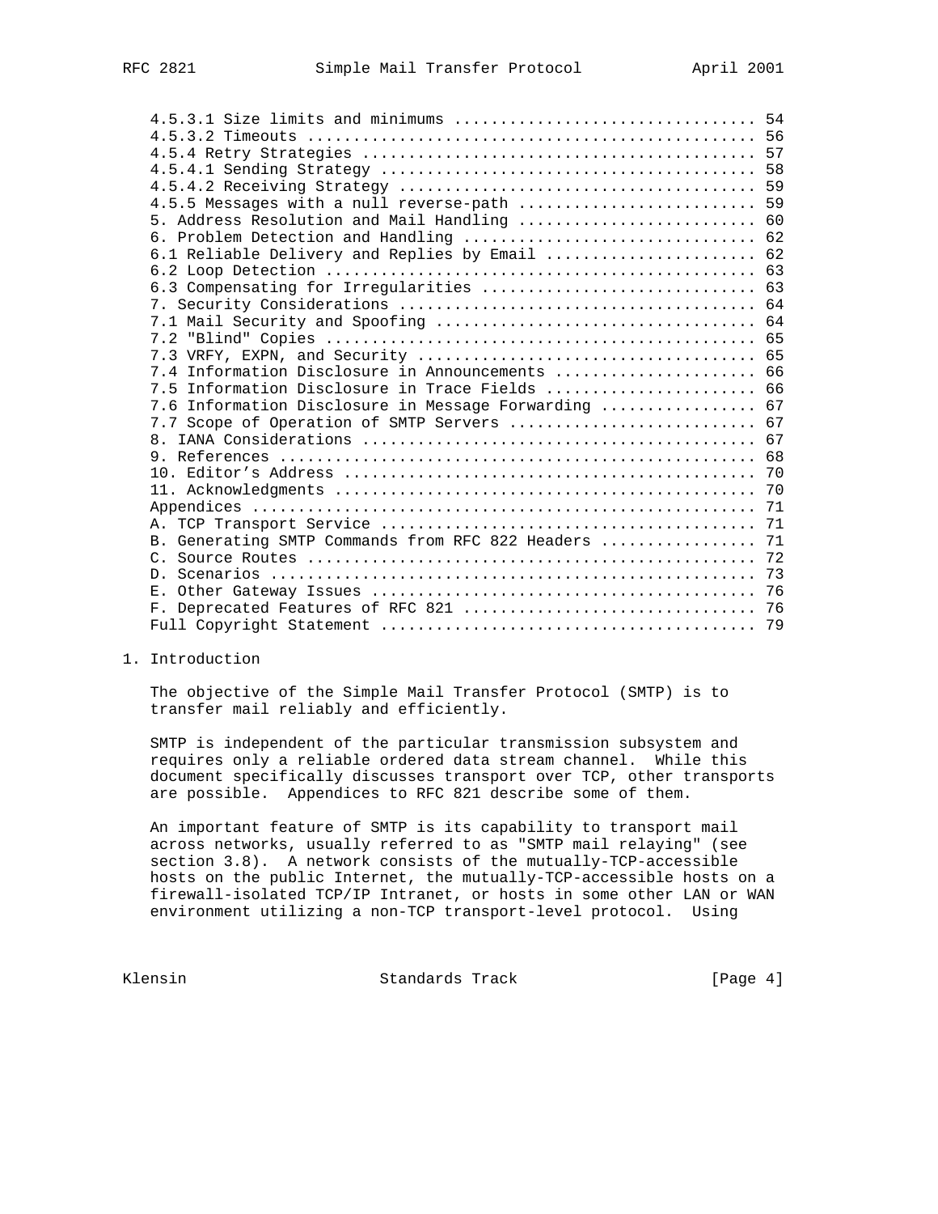4.5.3.1 Size limits and minimums ................................ 54
4.5.3.2 Timeouts ................................................ 56
4.5.4 Retry Strategies .......................................... 57
4.5.4.1 Sending Strategy ........................................ 58
4.5.4.2 Receiving Strategy ...................................... 59
4.5.5 Messages with a null reverse-path ......................... 59
5. Address Resolution and Mail Handling ......................... 60
6. Problem Detection and Handling ............................... 62
6.1 Reliable Delivery and Replies by Email ...................... 62
6.2 Loop Detection .............................................. 63
6.3 Compensating for Irregularities ............................. 63
7. Security Considerations ...................................... 64
7.1 Mail Security and Spoofing .................................. 64
7.2 "Blind" Copies .............................................. 65
7.3 VRFY, EXPN, and Security .................................... 65
7.4 Information Disclosure in Announcements ..................... 66
7.5 Information Disclosure in Trace Fields ...................... 66
7.6 Information Disclosure in Message Forwarding ................ 67
7.7 Scope of Operation of SMTP Servers .......................... 67
8. IANA Considerations .......................................... 67
9. References ................................................... 68
10. Editor's Address ............................................ 70
11. Acknowledgments ............................................. 70
Appendices ...................................................... 71
A. TCP Transport Service ........................................ 71
B. Generating SMTP Commands from RFC 822 Headers ................ 71
C. Source Routes ................................................ 72
D. Scenarios .................................................... 73
E. Other Gateway Issues ......................................... 76
F. Deprecated Features of RFC 821 ............................... 76
Full Copyright Statement ........................................ 79

# 1. Introduction

The objective of the Simple Mail Transfer Protocol (SMTP) is to transfer mail reliably and efficiently.

SMTP is independent of the particular transmission subsystem and requires only a reliable ordered data stream channel. While this document specifically discusses transport over TCP, other transports are possible. Appendices to RFC 821 describe some of them.

An important feature of SMTP is its capability to transport mail across networks, usually referred to as "SMTP mail relaying" (see section 3.8). A network consists of the mutually-TCP-accessible hosts on the public Internet, the mutually-TCP-accessible hosts on a firewall-isolated TCP/IP Intranet, or hosts in some other LAN or WAN environment utilizing a non-TCP transport-level protocol. Using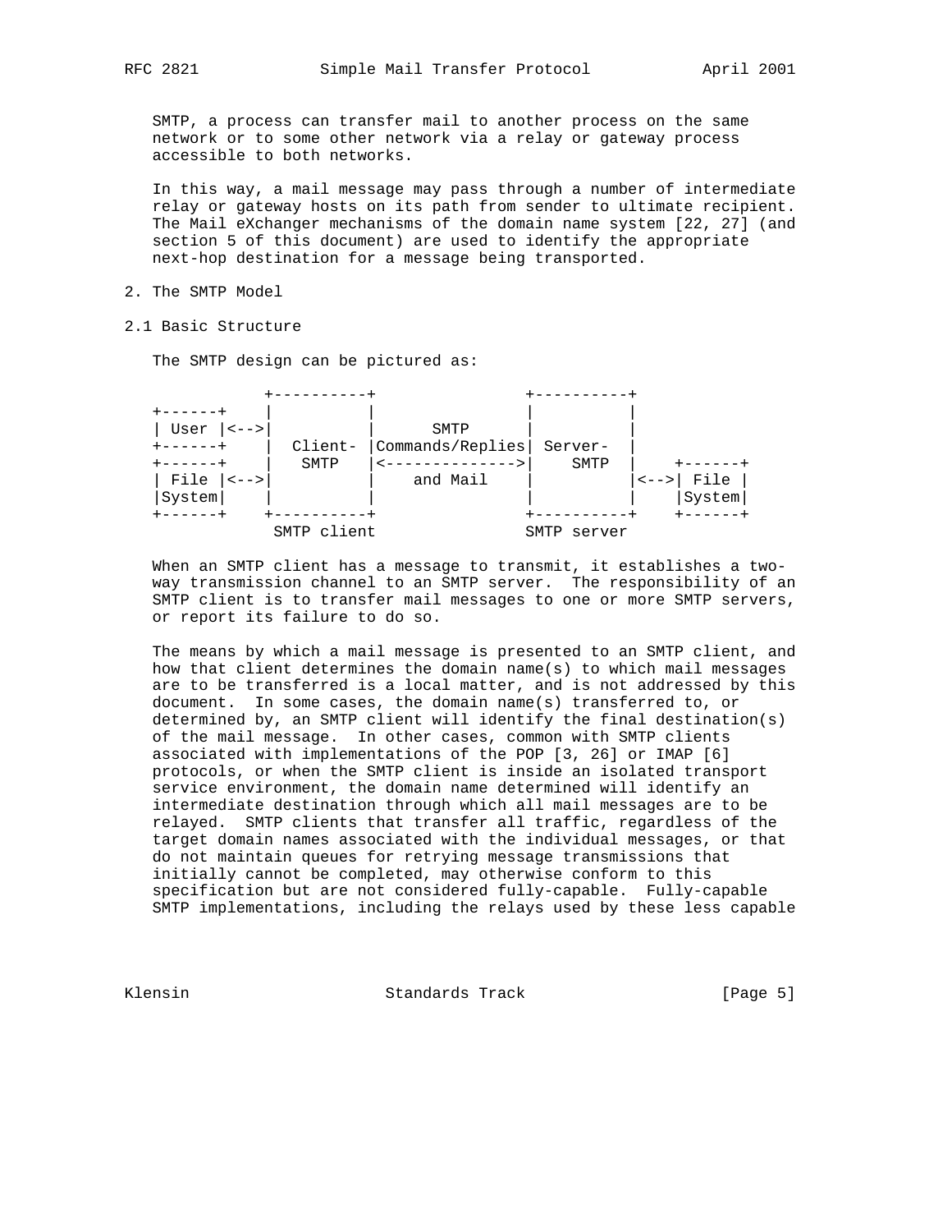SMTP, a process can transfer mail to another process on the same network or to some other network via a relay or gateway process accessible to both networks.

In this way, a mail message may pass through a number of intermediate relay or gateway hosts on its path from sender to ultimate recipient. The Mail eXchanger mechanisms of the domain name system [22, 27] (and section 5 of this document) are used to identify the appropriate next-hop destination for a message being transported.

## 2. The SMTP Model

### 2.1 Basic Structure

The SMTP design can be pictured as:

```
            +----------+                +----------+
+------+    |          |                |          |
| User |<-->|          |      SMTP      |          |
+------+    |  Client- |Commands/Replies| Server-  |
+------+    |   SMTP   |<-------------->|   SMTP   |    +------+
| File |<-->|          |    and Mail    |          |<-->| File |
|System|    |          |                |          |    |System|
+------+    +----------+                +----------+    +------+
             SMTP client                SMTP server
```

When an SMTP client has a message to transmit, it establishes a two-way transmission channel to an SMTP server. The responsibility of an SMTP client is to transfer mail messages to one or more SMTP servers, or report its failure to do so.

The means by which a mail message is presented to an SMTP client, and how that client determines the domain name(s) to which mail messages are to be transferred is a local matter, and is not addressed by this document. In some cases, the domain name(s) transferred to, or determined by, an SMTP client will identify the final destination(s) of the mail message. In other cases, common with SMTP clients associated with implementations of the POP [3, 26] or IMAP [6] protocols, or when the SMTP client is inside an isolated transport service environment, the domain name determined will identify an intermediate destination through which all mail messages are to be relayed. SMTP clients that transfer all traffic, regardless of the target domain names associated with the individual messages, or that do not maintain queues for retrying message transmissions that initially cannot be completed, may otherwise conform to this specification but are not considered fully-capable. Fully-capable SMTP implementations, including the relays used by these less capable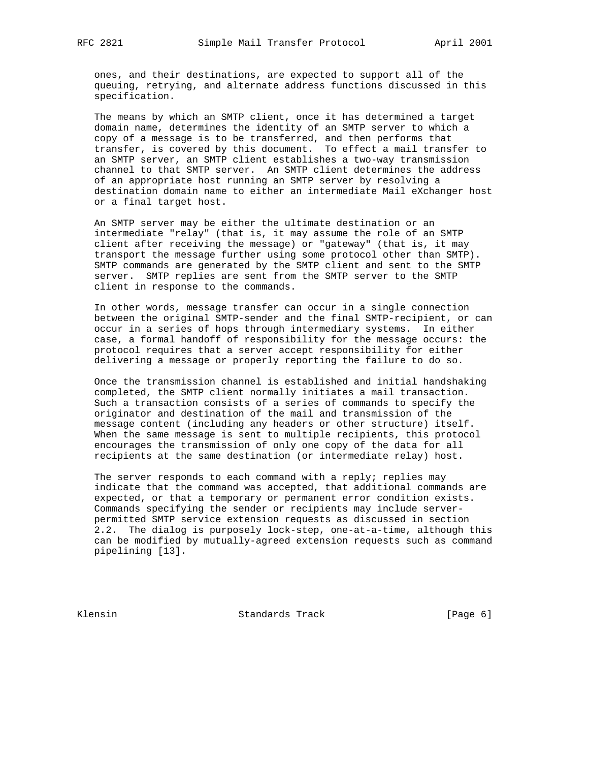ones, and their destinations, are expected to support all of the queuing, retrying, and alternate address functions discussed in this specification.

The means by which an SMTP client, once it has determined a target domain name, determines the identity of an SMTP server to which a copy of a message is to be transferred, and then performs that transfer, is covered by this document. To effect a mail transfer to an SMTP server, an SMTP client establishes a two-way transmission channel to that SMTP server. An SMTP client determines the address of an appropriate host running an SMTP server by resolving a destination domain name to either an intermediate Mail eXchanger host or a final target host.

An SMTP server may be either the ultimate destination or an intermediate "relay" (that is, it may assume the role of an SMTP client after receiving the message) or "gateway" (that is, it may transport the message further using some protocol other than SMTP). SMTP commands are generated by the SMTP client and sent to the SMTP server. SMTP replies are sent from the SMTP server to the SMTP client in response to the commands.

In other words, message transfer can occur in a single connection between the original SMTP-sender and the final SMTP-recipient, or can occur in a series of hops through intermediary systems. In either case, a formal handoff of responsibility for the message occurs: the protocol requires that a server accept responsibility for either delivering a message or properly reporting the failure to do so.

Once the transmission channel is established and initial handshaking completed, the SMTP client normally initiates a mail transaction. Such a transaction consists of a series of commands to specify the originator and destination of the mail and transmission of the message content (including any headers or other structure) itself. When the same message is sent to multiple recipients, this protocol encourages the transmission of only one copy of the data for all recipients at the same destination (or intermediate relay) host.

The server responds to each command with a reply; replies may indicate that the command was accepted, that additional commands are expected, or that a temporary or permanent error condition exists. Commands specifying the sender or recipients may include server-permitted SMTP service extension requests as discussed in section 2.2. The dialog is purposely lock-step, one-at-a-time, although this can be modified by mutually-agreed extension requests such as command pipelining [13].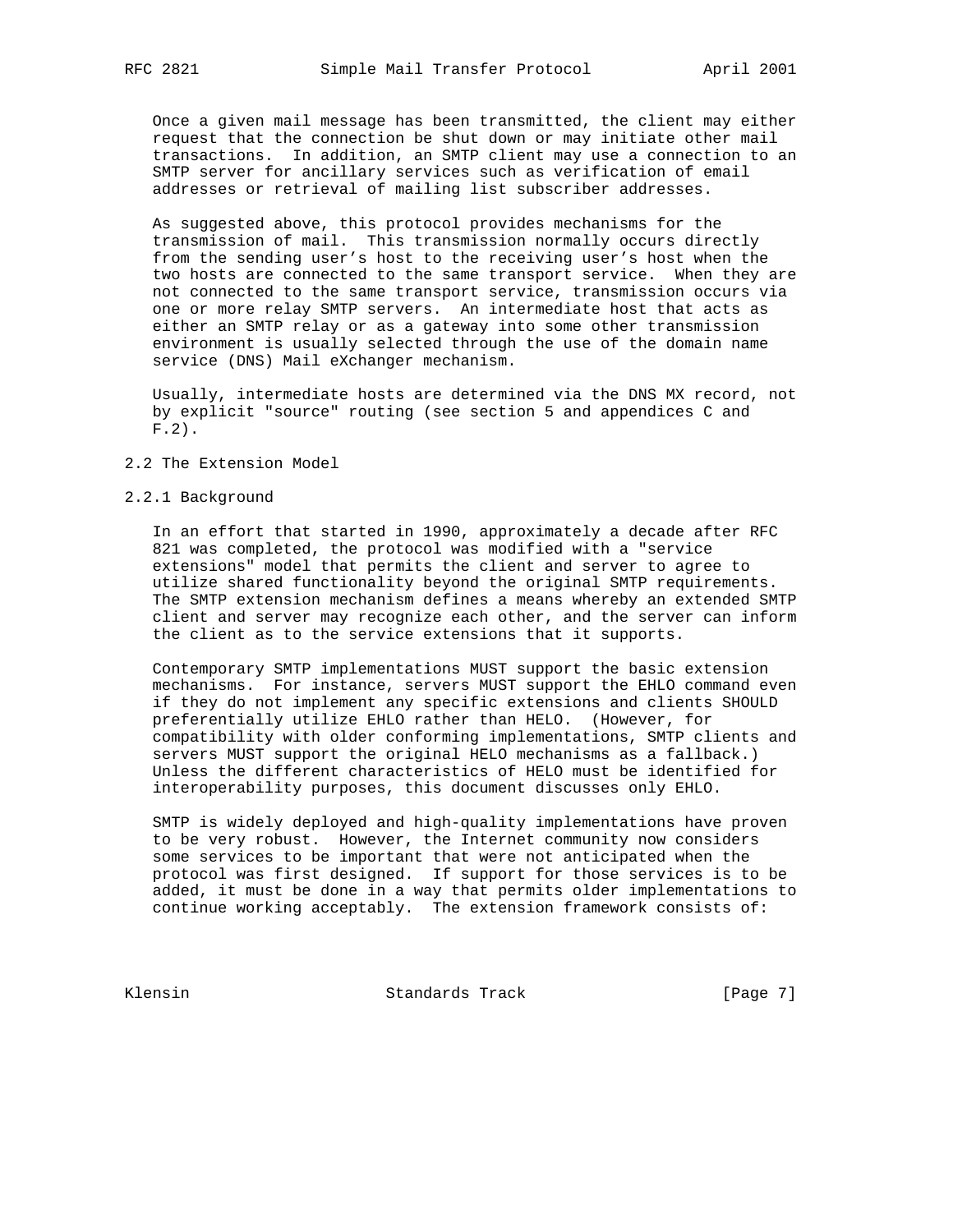Once a given mail message has been transmitted, the client may either request that the connection be shut down or may initiate other mail transactions. In addition, an SMTP client may use a connection to an SMTP server for ancillary services such as verification of email addresses or retrieval of mailing list subscriber addresses.

As suggested above, this protocol provides mechanisms for the transmission of mail. This transmission normally occurs directly from the sending user's host to the receiving user's host when the two hosts are connected to the same transport service. When they are not connected to the same transport service, transmission occurs via one or more relay SMTP servers. An intermediate host that acts as either an SMTP relay or as a gateway into some other transmission environment is usually selected through the use of the domain name service (DNS) Mail eXchanger mechanism.

Usually, intermediate hosts are determined via the DNS MX record, not by explicit "source" routing (see section 5 and appendices C and F.2).

## 2.2 The Extension Model

### 2.2.1 Background

In an effort that started in 1990, approximately a decade after RFC 821 was completed, the protocol was modified with a "service extensions" model that permits the client and server to agree to utilize shared functionality beyond the original SMTP requirements. The SMTP extension mechanism defines a means whereby an extended SMTP client and server may recognize each other, and the server can inform the client as to the service extensions that it supports.

Contemporary SMTP implementations MUST support the basic extension mechanisms. For instance, servers MUST support the EHLO command even if they do not implement any specific extensions and clients SHOULD preferentially utilize EHLO rather than HELO. (However, for compatibility with older conforming implementations, SMTP clients and servers MUST support the original HELO mechanisms as a fallback.) Unless the different characteristics of HELO must be identified for interoperability purposes, this document discusses only EHLO.

SMTP is widely deployed and high-quality implementations have proven to be very robust. However, the Internet community now considers some services to be important that were not anticipated when the protocol was first designed. If support for those services is to be added, it must be done in a way that permits older implementations to continue working acceptably. The extension framework consists of: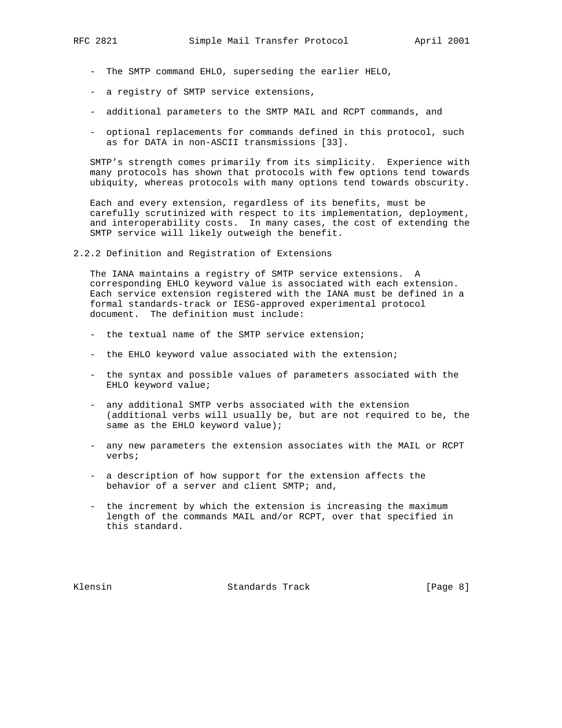- The SMTP command EHLO, superseding the earlier HELO,
- a registry of SMTP service extensions,
- additional parameters to the SMTP MAIL and RCPT commands, and
- optional replacements for commands defined in this protocol, such as for DATA in non-ASCII transmissions [33].

SMTP's strength comes primarily from its simplicity. Experience with many protocols has shown that protocols with few options tend towards ubiquity, whereas protocols with many options tend towards obscurity.

Each and every extension, regardless of its benefits, must be carefully scrutinized with respect to its implementation, deployment, and interoperability costs. In many cases, the cost of extending the SMTP service will likely outweigh the benefit.

### 2.2.2 Definition and Registration of Extensions

The IANA maintains a registry of SMTP service extensions. A corresponding EHLO keyword value is associated with each extension. Each service extension registered with the IANA must be defined in a formal standards-track or IESG-approved experimental protocol document. The definition must include:

- the textual name of the SMTP service extension;
- the EHLO keyword value associated with the extension;
- the syntax and possible values of parameters associated with the EHLO keyword value;
- any additional SMTP verbs associated with the extension (additional verbs will usually be, but are not required to be, the same as the EHLO keyword value);
- any new parameters the extension associates with the MAIL or RCPT verbs;
- a description of how support for the extension affects the behavior of a server and client SMTP; and,
- the increment by which the extension is increasing the maximum length of the commands MAIL and/or RCPT, over that specified in this standard.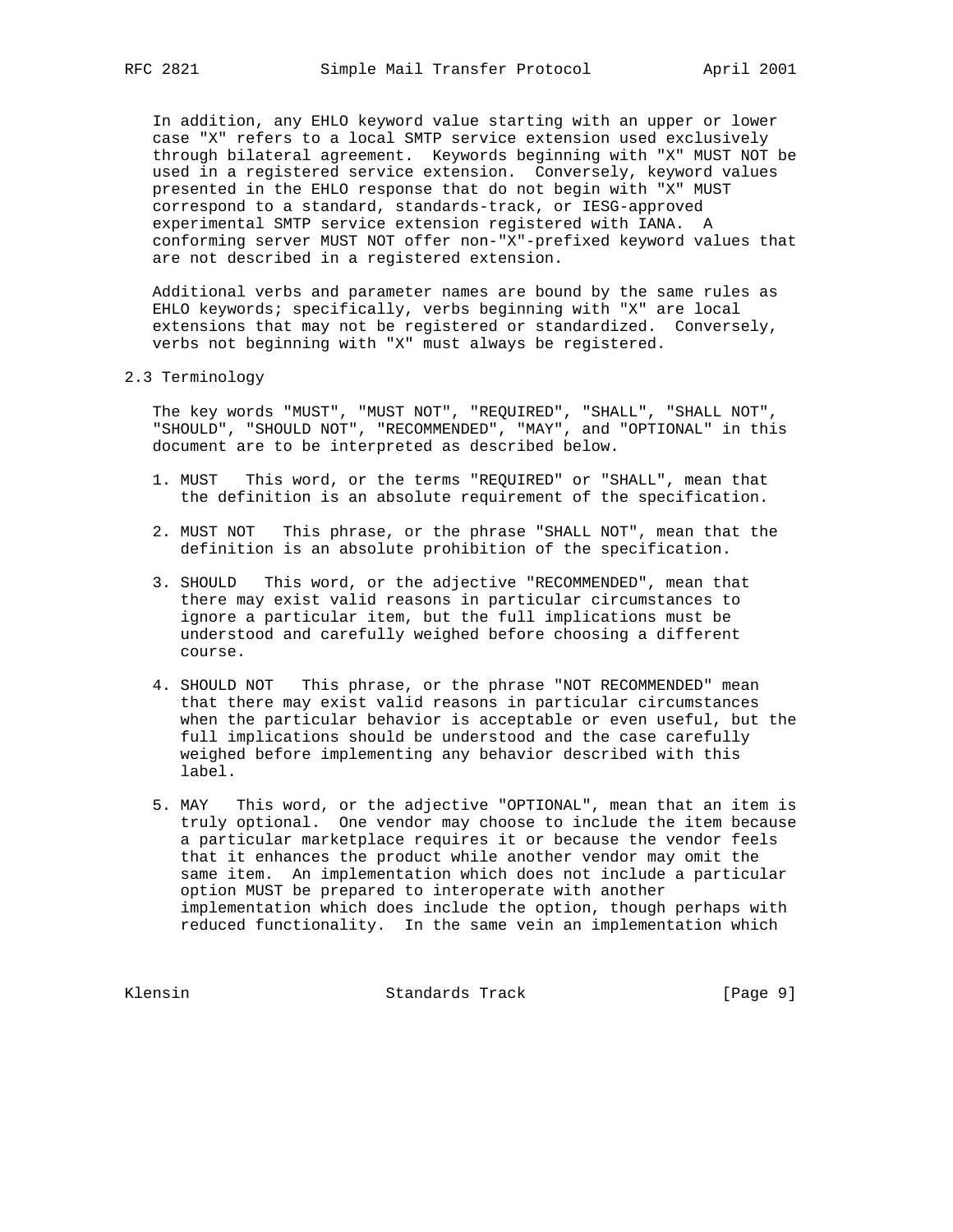In addition, any EHLO keyword value starting with an upper or lower case "X" refers to a local SMTP service extension used exclusively through bilateral agreement. Keywords beginning with "X" MUST NOT be used in a registered service extension. Conversely, keyword values presented in the EHLO response that do not begin with "X" MUST correspond to a standard, standards-track, or IESG-approved experimental SMTP service extension registered with IANA. A conforming server MUST NOT offer non-"X"-prefixed keyword values that are not described in a registered extension.

Additional verbs and parameter names are bound by the same rules as EHLO keywords; specifically, verbs beginning with "X" are local extensions that may not be registered or standardized. Conversely, verbs not beginning with "X" must always be registered.

## 2.3 Terminology

The key words "MUST", "MUST NOT", "REQUIRED", "SHALL", "SHALL NOT", "SHOULD", "SHOULD NOT", "RECOMMENDED", "MAY", and "OPTIONAL" in this document are to be interpreted as described below.

1. MUST This word, or the terms "REQUIRED" or "SHALL", mean that the definition is an absolute requirement of the specification.

2. MUST NOT This phrase, or the phrase "SHALL NOT", mean that the definition is an absolute prohibition of the specification.

3. SHOULD This word, or the adjective "RECOMMENDED", mean that there may exist valid reasons in particular circumstances to ignore a particular item, but the full implications must be understood and carefully weighed before choosing a different course.

4. SHOULD NOT This phrase, or the phrase "NOT RECOMMENDED" mean that there may exist valid reasons in particular circumstances when the particular behavior is acceptable or even useful, but the full implications should be understood and the case carefully weighed before implementing any behavior described with this label.

5. MAY This word, or the adjective "OPTIONAL", mean that an item is truly optional. One vendor may choose to include the item because a particular marketplace requires it or because the vendor feels that it enhances the product while another vendor may omit the same item. An implementation which does not include a particular option MUST be prepared to interoperate with another implementation which does include the option, though perhaps with reduced functionality. In the same vein an implementation which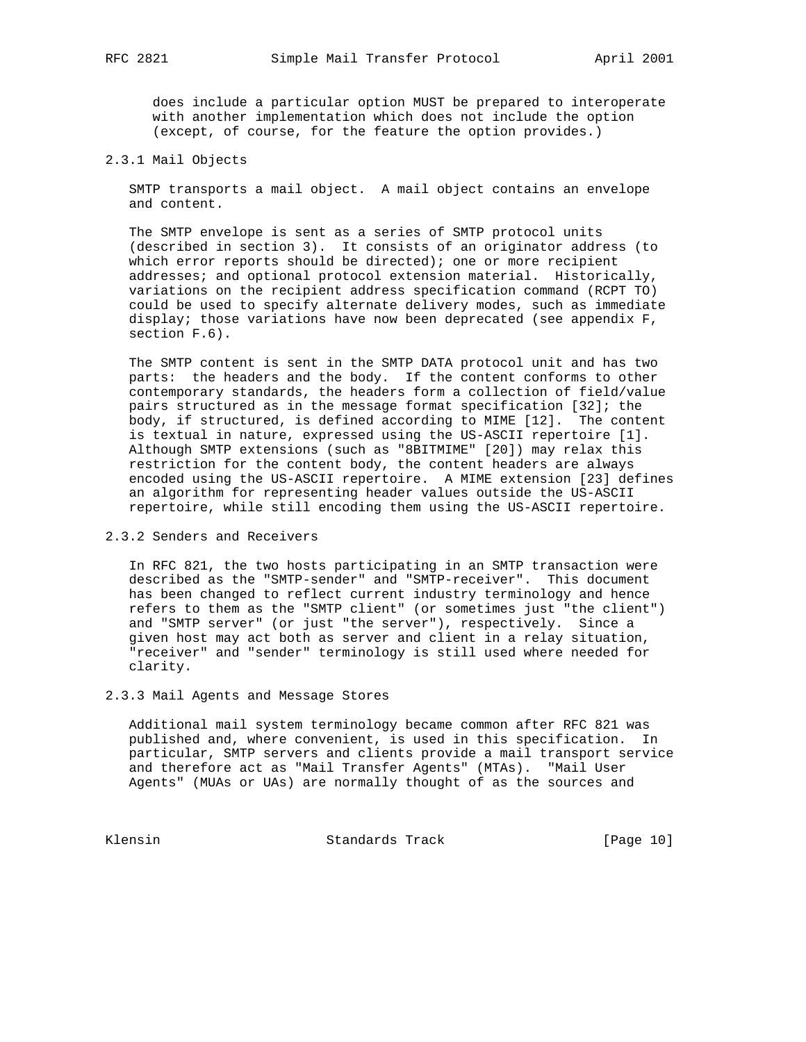does include a particular option MUST be prepared to interoperate with another implementation which does not include the option (except, of course, for the feature the option provides.)

### 2.3.1 Mail Objects

SMTP transports a mail object. A mail object contains an envelope and content.

The SMTP envelope is sent as a series of SMTP protocol units (described in section 3). It consists of an originator address (to which error reports should be directed); one or more recipient addresses; and optional protocol extension material. Historically, variations on the recipient address specification command (RCPT TO) could be used to specify alternate delivery modes, such as immediate display; those variations have now been deprecated (see appendix F, section F.6).

The SMTP content is sent in the SMTP DATA protocol unit and has two parts: the headers and the body. If the content conforms to other contemporary standards, the headers form a collection of field/value pairs structured as in the message format specification [32]; the body, if structured, is defined according to MIME [12]. The content is textual in nature, expressed using the US-ASCII repertoire [1]. Although SMTP extensions (such as "8BITMIME" [20]) may relax this restriction for the content body, the content headers are always encoded using the US-ASCII repertoire. A MIME extension [23] defines an algorithm for representing header values outside the US-ASCII repertoire, while still encoding them using the US-ASCII repertoire.

### 2.3.2 Senders and Receivers

In RFC 821, the two hosts participating in an SMTP transaction were described as the "SMTP-sender" and "SMTP-receiver". This document has been changed to reflect current industry terminology and hence refers to them as the "SMTP client" (or sometimes just "the client") and "SMTP server" (or just "the server"), respectively. Since a given host may act both as server and client in a relay situation, "receiver" and "sender" terminology is still used where needed for clarity.

### 2.3.3 Mail Agents and Message Stores

Additional mail system terminology became common after RFC 821 was published and, where convenient, is used in this specification. In particular, SMTP servers and clients provide a mail transport service and therefore act as "Mail Transfer Agents" (MTAs). "Mail User Agents" (MUAs or UAs) are normally thought of as the sources and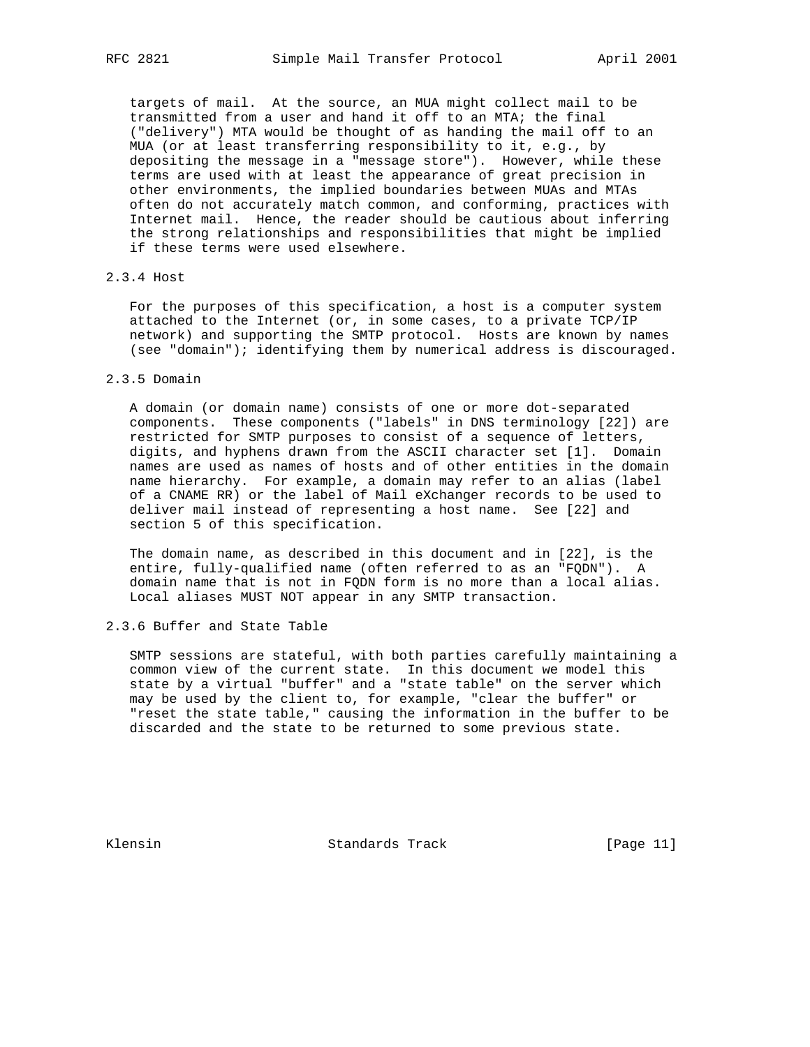targets of mail. At the source, an MUA might collect mail to be transmitted from a user and hand it off to an MTA; the final ("delivery") MTA would be thought of as handing the mail off to an MUA (or at least transferring responsibility to it, e.g., by depositing the message in a "message store"). However, while these terms are used with at least the appearance of great precision in other environments, the implied boundaries between MUAs and MTAs often do not accurately match common, and conforming, practices with Internet mail. Hence, the reader should be cautious about inferring the strong relationships and responsibilities that might be implied if these terms were used elsewhere.

### 2.3.4 Host

For the purposes of this specification, a host is a computer system attached to the Internet (or, in some cases, to a private TCP/IP network) and supporting the SMTP protocol. Hosts are known by names (see "domain"); identifying them by numerical address is discouraged.

### 2.3.5 Domain

A domain (or domain name) consists of one or more dot-separated components. These components ("labels" in DNS terminology [22]) are restricted for SMTP purposes to consist of a sequence of letters, digits, and hyphens drawn from the ASCII character set [1]. Domain names are used as names of hosts and of other entities in the domain name hierarchy. For example, a domain may refer to an alias (label of a CNAME RR) or the label of Mail eXchanger records to be used to deliver mail instead of representing a host name. See [22] and section 5 of this specification.

The domain name, as described in this document and in [22], is the entire, fully-qualified name (often referred to as an "FQDN"). A domain name that is not in FQDN form is no more than a local alias. Local aliases MUST NOT appear in any SMTP transaction.

### 2.3.6 Buffer and State Table

SMTP sessions are stateful, with both parties carefully maintaining a common view of the current state. In this document we model this state by a virtual "buffer" and a "state table" on the server which may be used by the client to, for example, "clear the buffer" or "reset the state table," causing the information in the buffer to be discarded and the state to be returned to some previous state.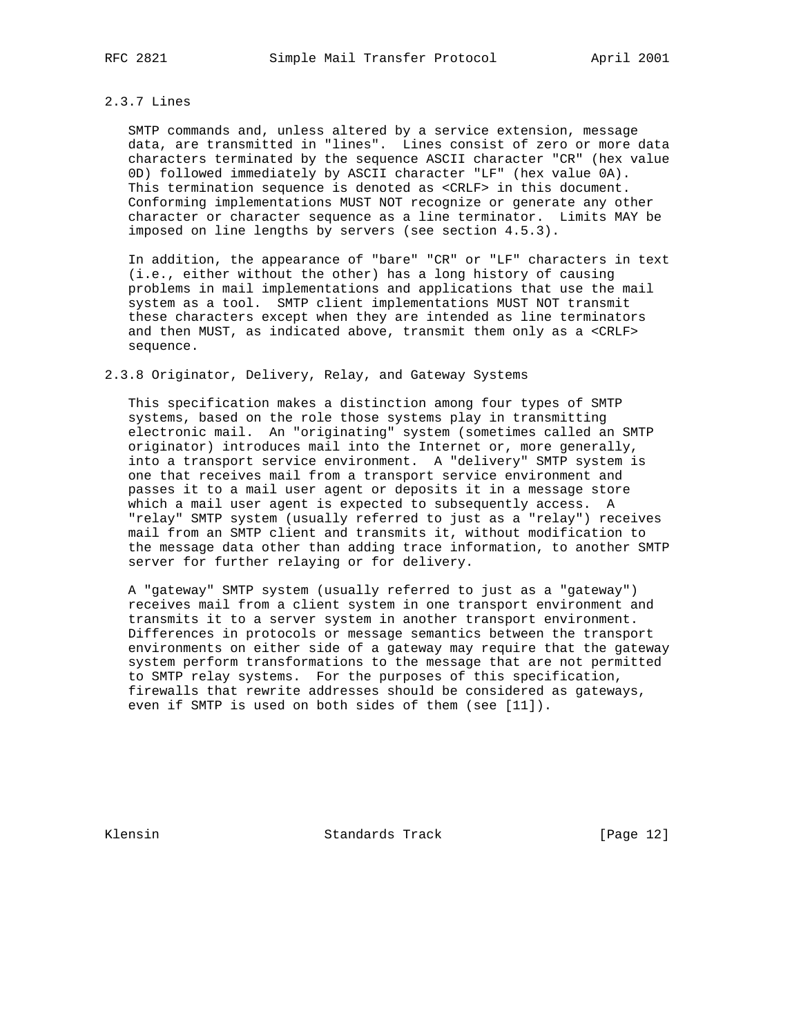### 2.3.7 Lines

SMTP commands and, unless altered by a service extension, message data, are transmitted in "lines". Lines consist of zero or more data characters terminated by the sequence ASCII character "CR" (hex value 0D) followed immediately by ASCII character "LF" (hex value 0A). This termination sequence is denoted as <CRLF> in this document. Conforming implementations MUST NOT recognize or generate any other character or character sequence as a line terminator. Limits MAY be imposed on line lengths by servers (see section 4.5.3).

In addition, the appearance of "bare" "CR" or "LF" characters in text (i.e., either without the other) has a long history of causing problems in mail implementations and applications that use the mail system as a tool. SMTP client implementations MUST NOT transmit these characters except when they are intended as line terminators and then MUST, as indicated above, transmit them only as a <CRLF> sequence.

### 2.3.8 Originator, Delivery, Relay, and Gateway Systems

This specification makes a distinction among four types of SMTP systems, based on the role those systems play in transmitting electronic mail. An "originating" system (sometimes called an SMTP originator) introduces mail into the Internet or, more generally, into a transport service environment. A "delivery" SMTP system is one that receives mail from a transport service environment and passes it to a mail user agent or deposits it in a message store which a mail user agent is expected to subsequently access. A "relay" SMTP system (usually referred to just as a "relay") receives mail from an SMTP client and transmits it, without modification to the message data other than adding trace information, to another SMTP server for further relaying or for delivery.

A "gateway" SMTP system (usually referred to just as a "gateway") receives mail from a client system in one transport environment and transmits it to a server system in another transport environment. Differences in protocols or message semantics between the transport environments on either side of a gateway may require that the gateway system perform transformations to the message that are not permitted to SMTP relay systems. For the purposes of this specification, firewalls that rewrite addresses should be considered as gateways, even if SMTP is used on both sides of them (see [11]).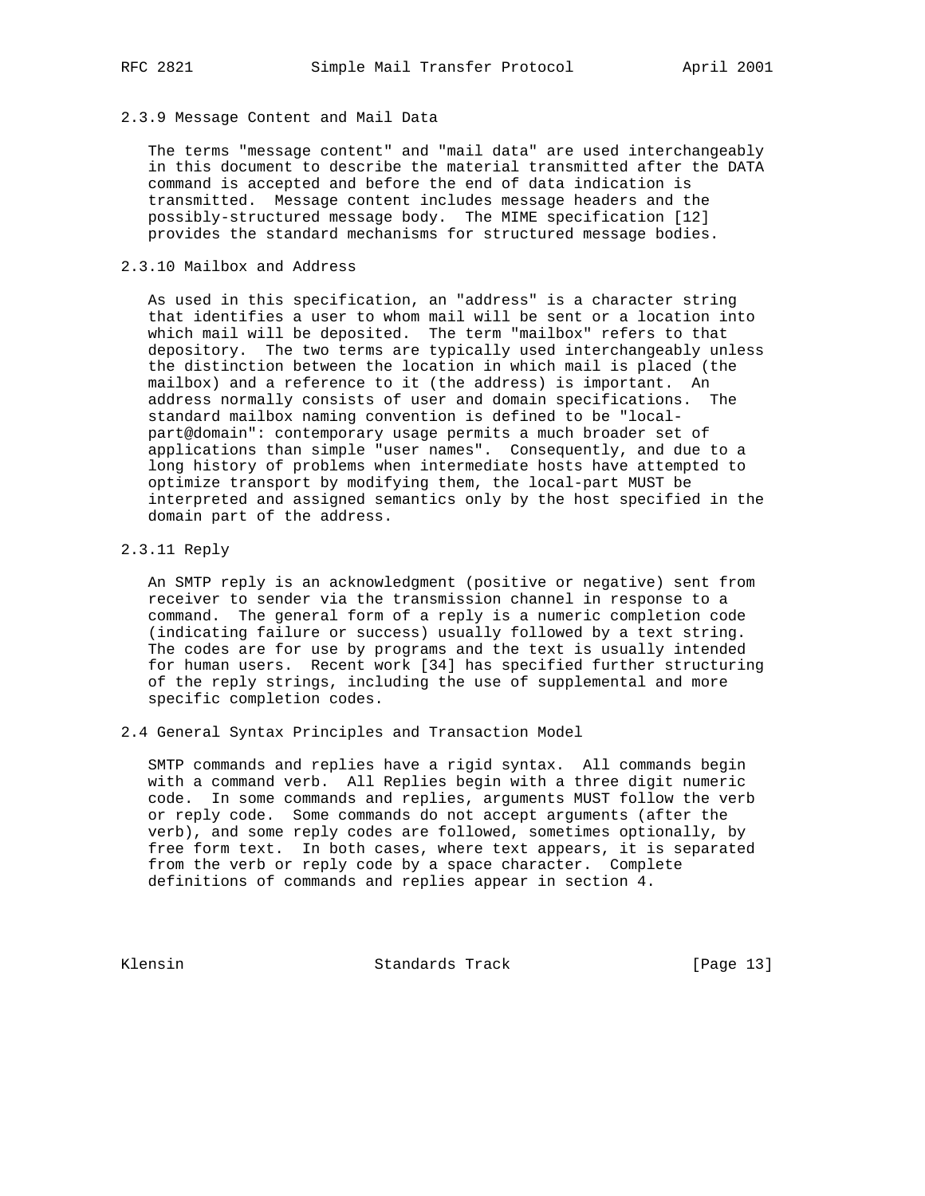### 2.3.9 Message Content and Mail Data

The terms "message content" and "mail data" are used interchangeably in this document to describe the material transmitted after the DATA command is accepted and before the end of data indication is transmitted. Message content includes message headers and the possibly-structured message body. The MIME specification [12] provides the standard mechanisms for structured message bodies.

### 2.3.10 Mailbox and Address

As used in this specification, an "address" is a character string that identifies a user to whom mail will be sent or a location into which mail will be deposited. The term "mailbox" refers to that depository. The two terms are typically used interchangeably unless the distinction between the location in which mail is placed (the mailbox) and a reference to it (the address) is important. An address normally consists of user and domain specifications. The standard mailbox naming convention is defined to be "local-part@domain": contemporary usage permits a much broader set of applications than simple "user names". Consequently, and due to a long history of problems when intermediate hosts have attempted to optimize transport by modifying them, the local-part MUST be interpreted and assigned semantics only by the host specified in the domain part of the address.

### 2.3.11 Reply

An SMTP reply is an acknowledgment (positive or negative) sent from receiver to sender via the transmission channel in response to a command. The general form of a reply is a numeric completion code (indicating failure or success) usually followed by a text string. The codes are for use by programs and the text is usually intended for human users. Recent work [34] has specified further structuring of the reply strings, including the use of supplemental and more specific completion codes.

## 2.4 General Syntax Principles and Transaction Model

SMTP commands and replies have a rigid syntax. All commands begin with a command verb. All Replies begin with a three digit numeric code. In some commands and replies, arguments MUST follow the verb or reply code. Some commands do not accept arguments (after the verb), and some reply codes are followed, sometimes optionally, by free form text. In both cases, where text appears, it is separated from the verb or reply code by a space character. Complete definitions of commands and replies appear in section 4.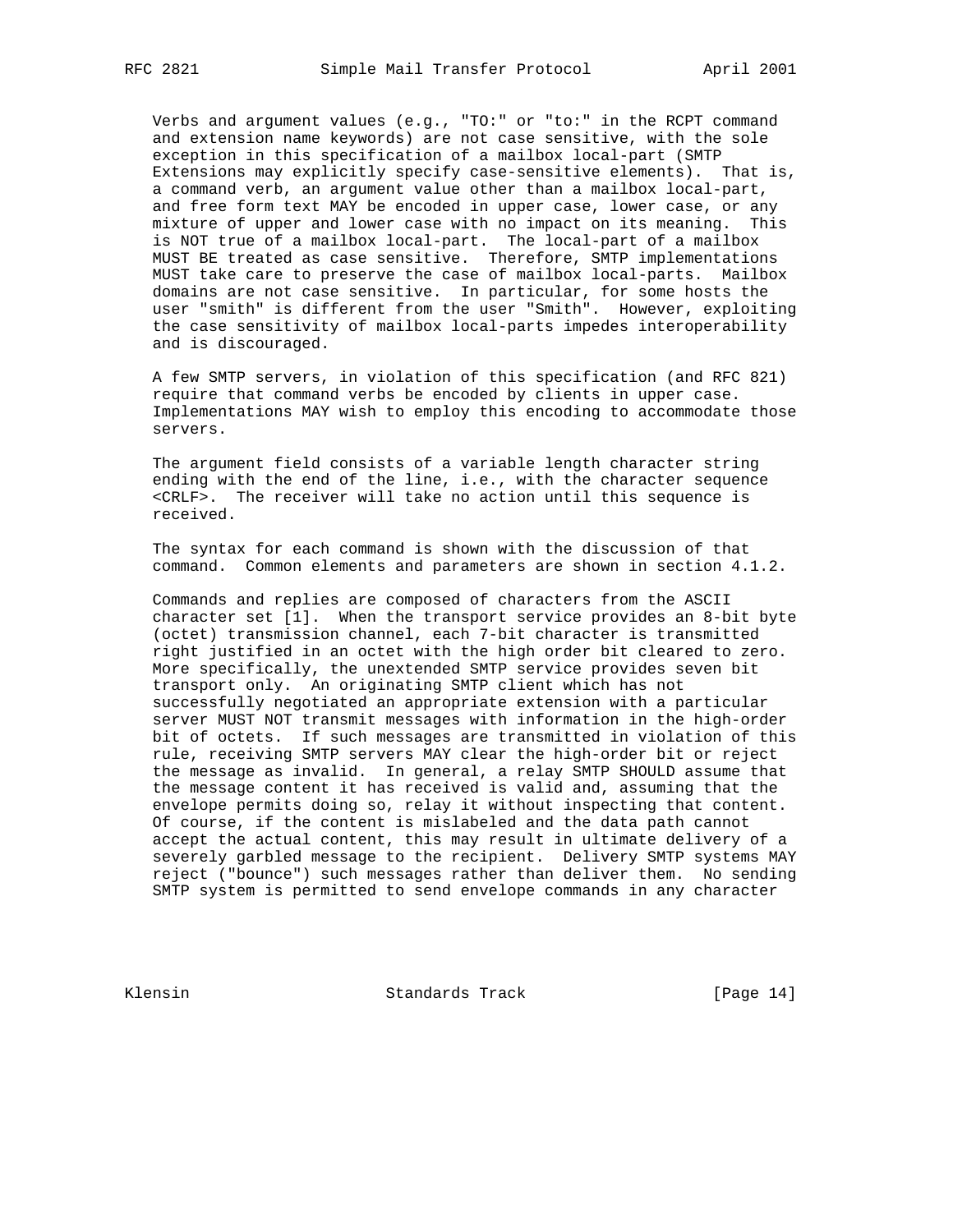Verbs and argument values (e.g., "TO:" or "to:" in the RCPT command and extension name keywords) are not case sensitive, with the sole exception in this specification of a mailbox local-part (SMTP Extensions may explicitly specify case-sensitive elements). That is, a command verb, an argument value other than a mailbox local-part, and free form text MAY be encoded in upper case, lower case, or any mixture of upper and lower case with no impact on its meaning. This is NOT true of a mailbox local-part. The local-part of a mailbox MUST BE treated as case sensitive. Therefore, SMTP implementations MUST take care to preserve the case of mailbox local-parts. Mailbox domains are not case sensitive. In particular, for some hosts the user "smith" is different from the user "Smith". However, exploiting the case sensitivity of mailbox local-parts impedes interoperability and is discouraged.

A few SMTP servers, in violation of this specification (and RFC 821) require that command verbs be encoded by clients in upper case. Implementations MAY wish to employ this encoding to accommodate those servers.

The argument field consists of a variable length character string ending with the end of the line, i.e., with the character sequence <CRLF>. The receiver will take no action until this sequence is received.

The syntax for each command is shown with the discussion of that command. Common elements and parameters are shown in section 4.1.2.

Commands and replies are composed of characters from the ASCII character set [1]. When the transport service provides an 8-bit byte (octet) transmission channel, each 7-bit character is transmitted right justified in an octet with the high order bit cleared to zero. More specifically, the unextended SMTP service provides seven bit transport only. An originating SMTP client which has not successfully negotiated an appropriate extension with a particular server MUST NOT transmit messages with information in the high-order bit of octets. If such messages are transmitted in violation of this rule, receiving SMTP servers MAY clear the high-order bit or reject the message as invalid. In general, a relay SMTP SHOULD assume that the message content it has received is valid and, assuming that the envelope permits doing so, relay it without inspecting that content. Of course, if the content is mislabeled and the data path cannot accept the actual content, this may result in ultimate delivery of a severely garbled message to the recipient. Delivery SMTP systems MAY reject ("bounce") such messages rather than deliver them. No sending SMTP system is permitted to send envelope commands in any character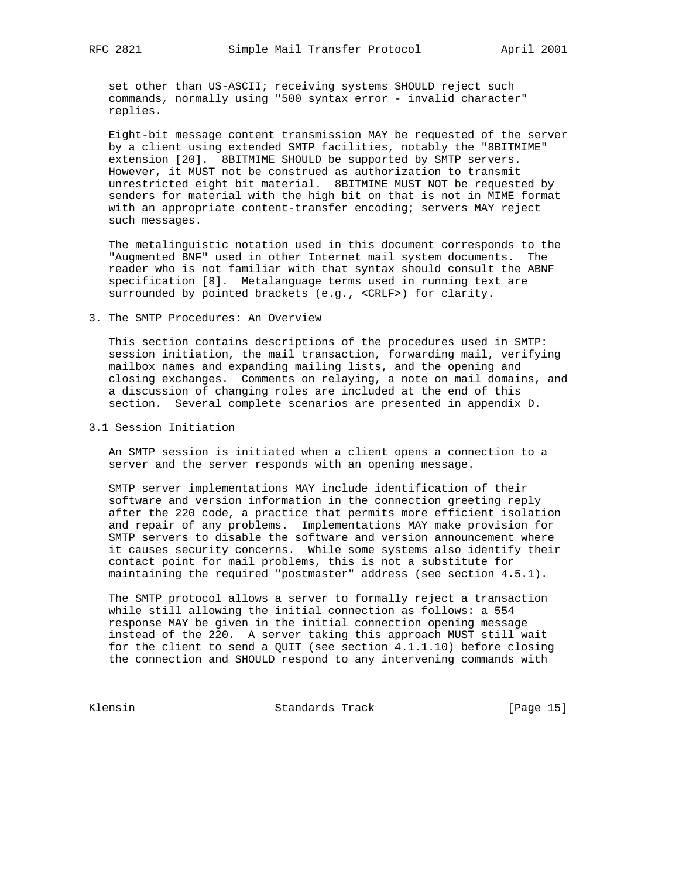set other than US-ASCII; receiving systems SHOULD reject such commands, normally using "500 syntax error - invalid character" replies.

Eight-bit message content transmission MAY be requested of the server by a client using extended SMTP facilities, notably the "8BITMIME" extension [20]. 8BITMIME SHOULD be supported by SMTP servers. However, it MUST not be construed as authorization to transmit unrestricted eight bit material. 8BITMIME MUST NOT be requested by senders for material with the high bit on that is not in MIME format with an appropriate content-transfer encoding; servers MAY reject such messages.

The metalinguistic notation used in this document corresponds to the "Augmented BNF" used in other Internet mail system documents. The reader who is not familiar with that syntax should consult the ABNF specification [8]. Metalanguage terms used in running text are surrounded by pointed brackets (e.g., <CRLF>) for clarity.

## 3. The SMTP Procedures: An Overview

This section contains descriptions of the procedures used in SMTP: session initiation, the mail transaction, forwarding mail, verifying mailbox names and expanding mailing lists, and the opening and closing exchanges. Comments on relaying, a note on mail domains, and a discussion of changing roles are included at the end of this section. Several complete scenarios are presented in appendix D.

### 3.1 Session Initiation

An SMTP session is initiated when a client opens a connection to a server and the server responds with an opening message.

SMTP server implementations MAY include identification of their software and version information in the connection greeting reply after the 220 code, a practice that permits more efficient isolation and repair of any problems. Implementations MAY make provision for SMTP servers to disable the software and version announcement where it causes security concerns. While some systems also identify their contact point for mail problems, this is not a substitute for maintaining the required "postmaster" address (see section 4.5.1).

The SMTP protocol allows a server to formally reject a transaction while still allowing the initial connection as follows: a 554 response MAY be given in the initial connection opening message instead of the 220. A server taking this approach MUST still wait for the client to send a QUIT (see section 4.1.1.10) before closing the connection and SHOULD respond to any intervening commands with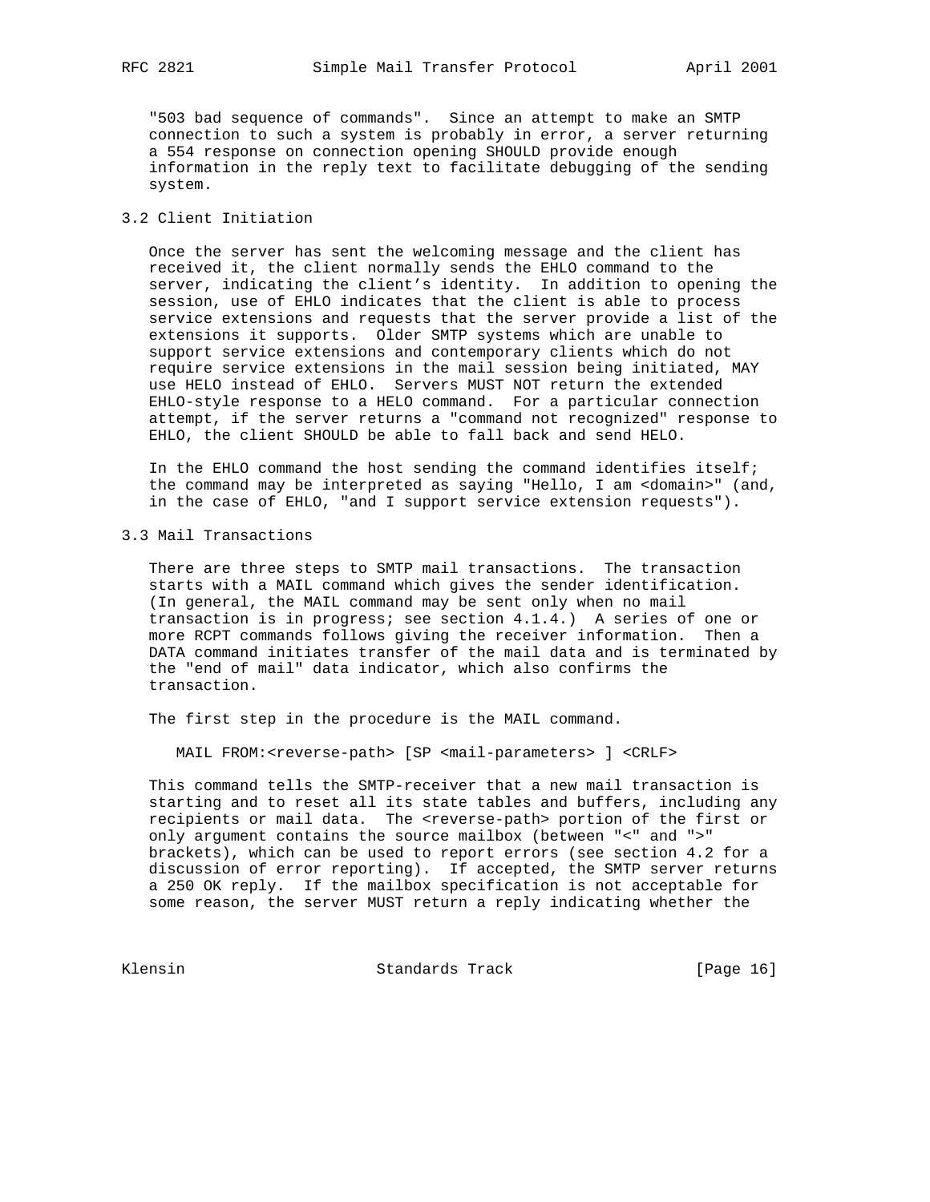"503 bad sequence of commands". Since an attempt to make an SMTP connection to such a system is probably in error, a server returning a 554 response on connection opening SHOULD provide enough information in the reply text to facilitate debugging of the sending system.

## 3.2 Client Initiation

Once the server has sent the welcoming message and the client has received it, the client normally sends the EHLO command to the server, indicating the client's identity. In addition to opening the session, use of EHLO indicates that the client is able to process service extensions and requests that the server provide a list of the extensions it supports. Older SMTP systems which are unable to support service extensions and contemporary clients which do not require service extensions in the mail session being initiated, MAY use HELO instead of EHLO. Servers MUST NOT return the extended EHLO-style response to a HELO command. For a particular connection attempt, if the server returns a "command not recognized" response to EHLO, the client SHOULD be able to fall back and send HELO.

In the EHLO command the host sending the command identifies itself; the command may be interpreted as saying "Hello, I am <domain>" (and, in the case of EHLO, "and I support service extension requests").

## 3.3 Mail Transactions

There are three steps to SMTP mail transactions. The transaction starts with a MAIL command which gives the sender identification. (In general, the MAIL command may be sent only when no mail transaction is in progress; see section 4.1.4.) A series of one or more RCPT commands follows giving the receiver information. Then a DATA command initiates transfer of the mail data and is terminated by the "end of mail" data indicator, which also confirms the transaction.

The first step in the procedure is the MAIL command.

```
MAIL FROM:<reverse-path> [SP <mail-parameters> ] <CRLF>
```

This command tells the SMTP-receiver that a new mail transaction is starting and to reset all its state tables and buffers, including any recipients or mail data. The <reverse-path> portion of the first or only argument contains the source mailbox (between "<" and ">" brackets), which can be used to report errors (see section 4.2 for a discussion of error reporting). If accepted, the SMTP server returns a 250 OK reply. If the mailbox specification is not acceptable for some reason, the server MUST return a reply indicating whether the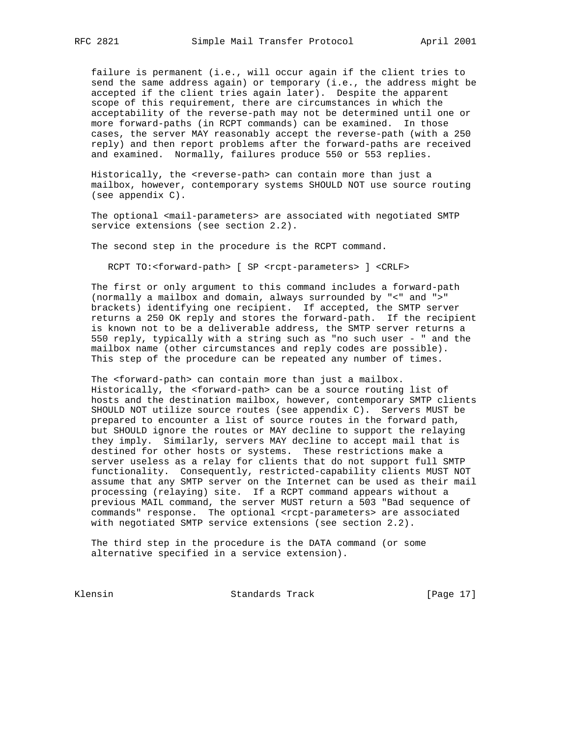failure is permanent (i.e., will occur again if the client tries to send the same address again) or temporary (i.e., the address might be accepted if the client tries again later). Despite the apparent scope of this requirement, there are circumstances in which the acceptability of the reverse-path may not be determined until one or more forward-paths (in RCPT commands) can be examined. In those cases, the server MAY reasonably accept the reverse-path (with a 250 reply) and then report problems after the forward-paths are received and examined. Normally, failures produce 550 or 553 replies.

Historically, the <reverse-path> can contain more than just a mailbox, however, contemporary systems SHOULD NOT use source routing (see appendix C).

The optional <mail-parameters> are associated with negotiated SMTP service extensions (see section 2.2).

The second step in the procedure is the RCPT command.

```
RCPT TO:<forward-path> [ SP <rcpt-parameters> ] <CRLF>
```

The first or only argument to this command includes a forward-path (normally a mailbox and domain, always surrounded by "<" and ">" brackets) identifying one recipient. If accepted, the SMTP server returns a 250 OK reply and stores the forward-path. If the recipient is known not to be a deliverable address, the SMTP server returns a 550 reply, typically with a string such as "no such user - " and the mailbox name (other circumstances and reply codes are possible). This step of the procedure can be repeated any number of times.

The <forward-path> can contain more than just a mailbox. Historically, the <forward-path> can be a source routing list of hosts and the destination mailbox, however, contemporary SMTP clients SHOULD NOT utilize source routes (see appendix C). Servers MUST be prepared to encounter a list of source routes in the forward path, but SHOULD ignore the routes or MAY decline to support the relaying they imply. Similarly, servers MAY decline to accept mail that is destined for other hosts or systems. These restrictions make a server useless as a relay for clients that do not support full SMTP functionality. Consequently, restricted-capability clients MUST NOT assume that any SMTP server on the Internet can be used as their mail processing (relaying) site. If a RCPT command appears without a previous MAIL command, the server MUST return a 503 "Bad sequence of commands" response. The optional <rcpt-parameters> are associated with negotiated SMTP service extensions (see section 2.2).

The third step in the procedure is the DATA command (or some alternative specified in a service extension).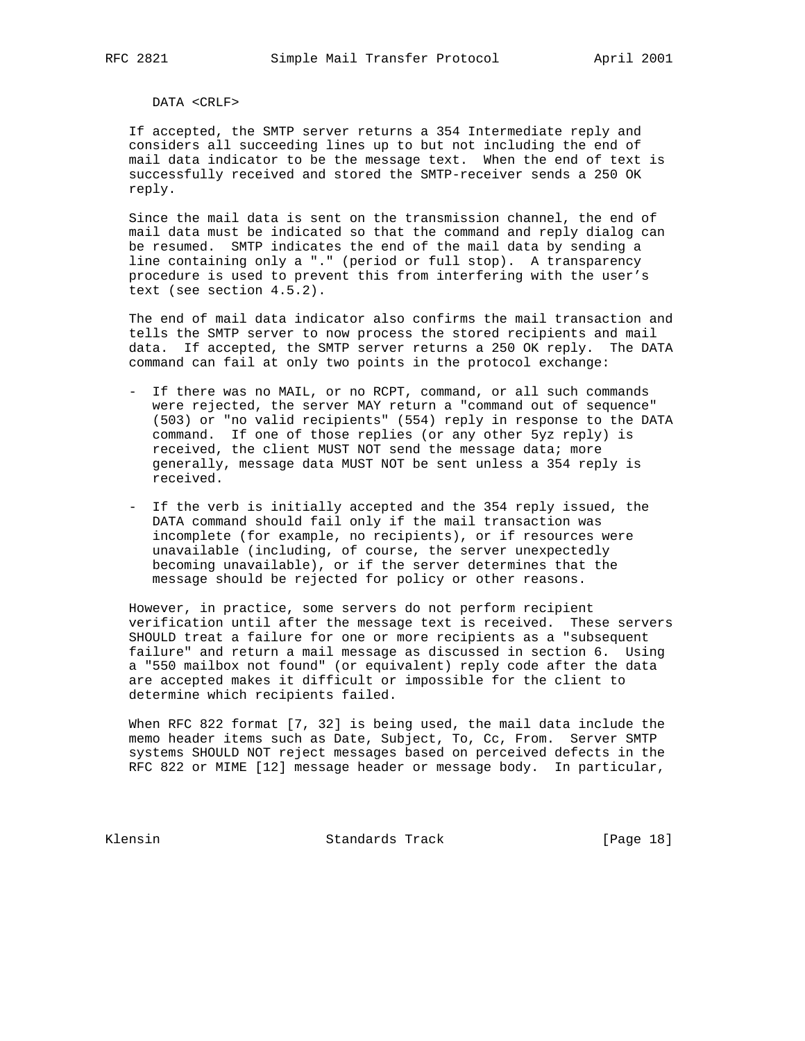DATA <CRLF>

If accepted, the SMTP server returns a 354 Intermediate reply and considers all succeeding lines up to but not including the end of mail data indicator to be the message text. When the end of text is successfully received and stored the SMTP-receiver sends a 250 OK reply.

Since the mail data is sent on the transmission channel, the end of mail data must be indicated so that the command and reply dialog can be resumed. SMTP indicates the end of the mail data by sending a line containing only a "." (period or full stop). A transparency procedure is used to prevent this from interfering with the user's text (see section 4.5.2).

The end of mail data indicator also confirms the mail transaction and tells the SMTP server to now process the stored recipients and mail data. If accepted, the SMTP server returns a 250 OK reply. The DATA command can fail at only two points in the protocol exchange:

- If there was no MAIL, or no RCPT, command, or all such commands were rejected, the server MAY return a "command out of sequence" (503) or "no valid recipients" (554) reply in response to the DATA command. If one of those replies (or any other 5yz reply) is received, the client MUST NOT send the message data; more generally, message data MUST NOT be sent unless a 354 reply is received.

- If the verb is initially accepted and the 354 reply issued, the DATA command should fail only if the mail transaction was incomplete (for example, no recipients), or if resources were unavailable (including, of course, the server unexpectedly becoming unavailable), or if the server determines that the message should be rejected for policy or other reasons.

However, in practice, some servers do not perform recipient verification until after the message text is received. These servers SHOULD treat a failure for one or more recipients as a "subsequent failure" and return a mail message as discussed in section 6. Using a "550 mailbox not found" (or equivalent) reply code after the data are accepted makes it difficult or impossible for the client to determine which recipients failed.

When RFC 822 format [7, 32] is being used, the mail data include the memo header items such as Date, Subject, To, Cc, From. Server SMTP systems SHOULD NOT reject messages based on perceived defects in the RFC 822 or MIME [12] message header or message body. In particular,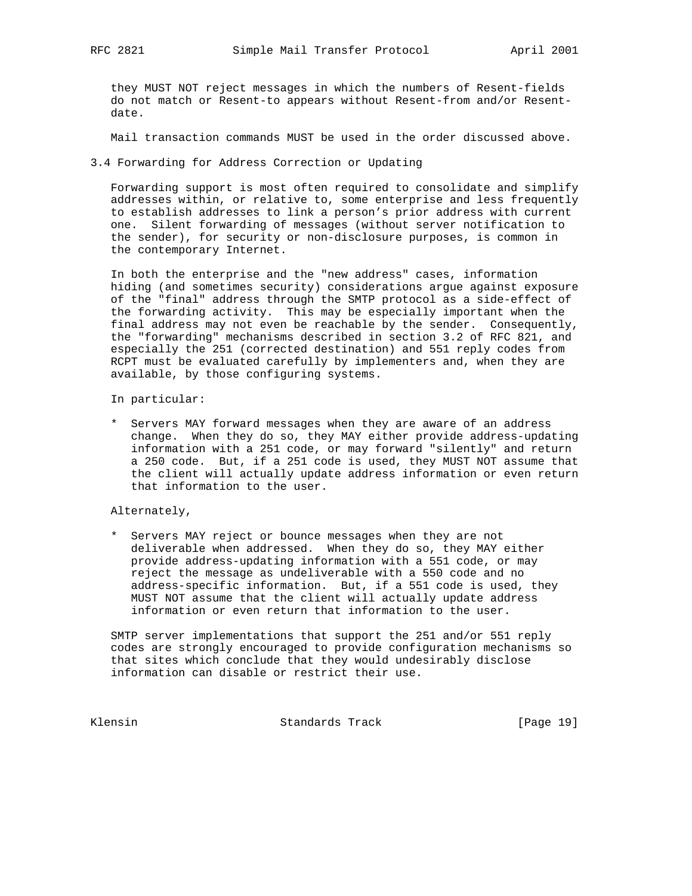they MUST NOT reject messages in which the numbers of Resent-fields do not match or Resent-to appears without Resent-from and/or Resent-date.

Mail transaction commands MUST be used in the order discussed above.

### 3.4 Forwarding for Address Correction or Updating

Forwarding support is most often required to consolidate and simplify addresses within, or relative to, some enterprise and less frequently to establish addresses to link a person’s prior address with current one. Silent forwarding of messages (without server notification to the sender), for security or non-disclosure purposes, is common in the contemporary Internet.

In both the enterprise and the "new address" cases, information hiding (and sometimes security) considerations argue against exposure of the "final" address through the SMTP protocol as a side-effect of the forwarding activity. This may be especially important when the final address may not even be reachable by the sender. Consequently, the "forwarding" mechanisms described in section 3.2 of RFC 821, and especially the 251 (corrected destination) and 551 reply codes from RCPT must be evaluated carefully by implementers and, when they are available, by those configuring systems.

In particular:

* Servers MAY forward messages when they are aware of an address change. When they do so, they MAY either provide address-updating information with a 251 code, or may forward "silently" and return a 250 code. But, if a 251 code is used, they MUST NOT assume that the client will actually update address information or even return that information to the user.

Alternately,

* Servers MAY reject or bounce messages when they are not deliverable when addressed. When they do so, they MAY either provide address-updating information with a 551 code, or may reject the message as undeliverable with a 550 code and no address-specific information. But, if a 551 code is used, they MUST NOT assume that the client will actually update address information or even return that information to the user.

SMTP server implementations that support the 251 and/or 551 reply codes are strongly encouraged to provide configuration mechanisms so that sites which conclude that they would undesirably disclose information can disable or restrict their use.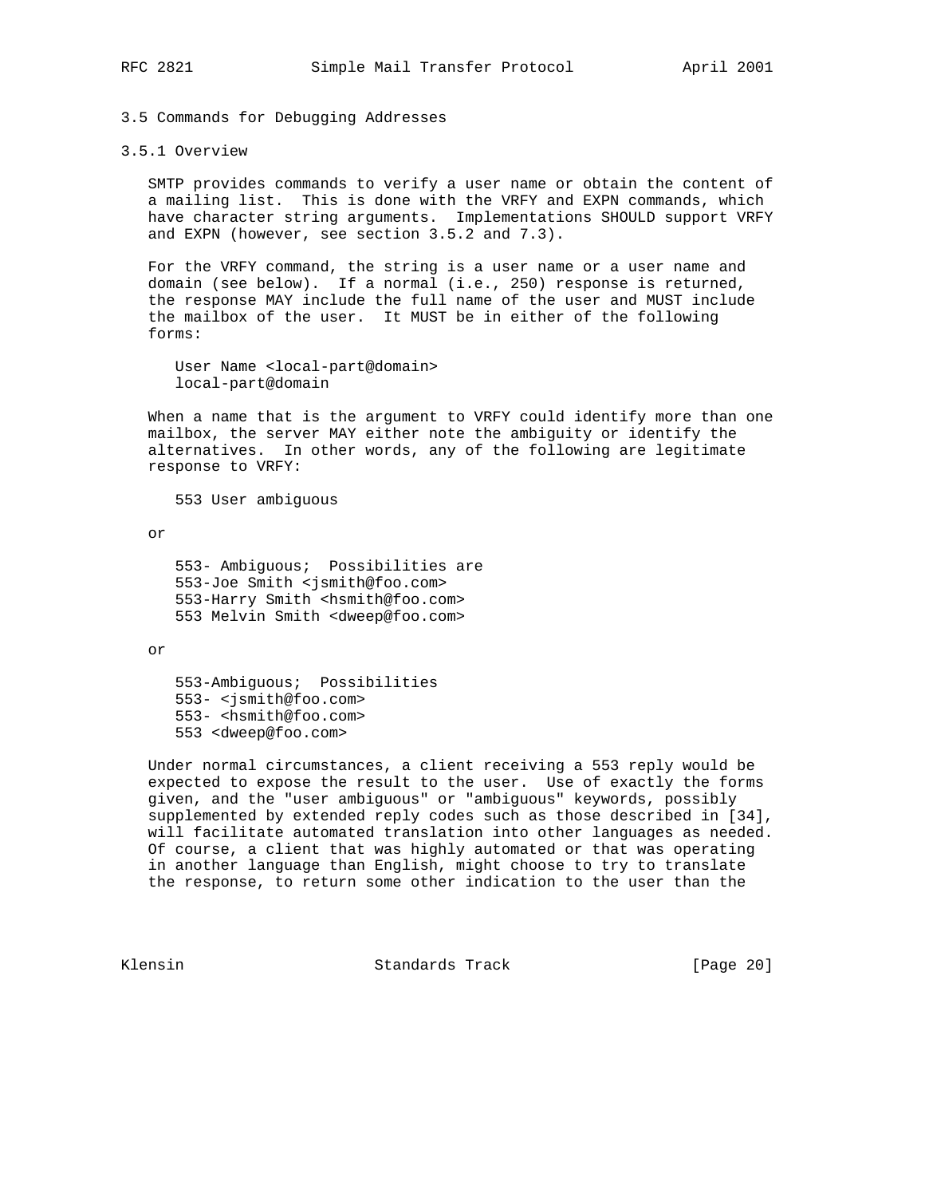### 3.5 Commands for Debugging Addresses

#### 3.5.1 Overview

SMTP provides commands to verify a user name or obtain the content of a mailing list. This is done with the VRFY and EXPN commands, which have character string arguments. Implementations SHOULD support VRFY and EXPN (however, see section 3.5.2 and 7.3).

For the VRFY command, the string is a user name or a user name and domain (see below). If a normal (i.e., 250) response is returned, the response MAY include the full name of the user and MUST include the mailbox of the user. It MUST be in either of the following forms:

```
User Name <local-part@domain>
local-part@domain
```

When a name that is the argument to VRFY could identify more than one mailbox, the server MAY either note the ambiguity or identify the alternatives. In other words, any of the following are legitimate response to VRFY:

```
553 User ambiguous
```

or

```
553- Ambiguous;  Possibilities are
553-Joe Smith <jsmith@foo.com>
553-Harry Smith <hsmith@foo.com>
553 Melvin Smith <dweep@foo.com>
```

or

```
553-Ambiguous;  Possibilities
553- <jsmith@foo.com>
553- <hsmith@foo.com>
553 <dweep@foo.com>
```

Under normal circumstances, a client receiving a 553 reply would be expected to expose the result to the user. Use of exactly the forms given, and the "user ambiguous" or "ambiguous" keywords, possibly supplemented by extended reply codes such as those described in [34], will facilitate automated translation into other languages as needed. Of course, a client that was highly automated or that was operating in another language than English, might choose to try to translate the response, to return some other indication to the user than the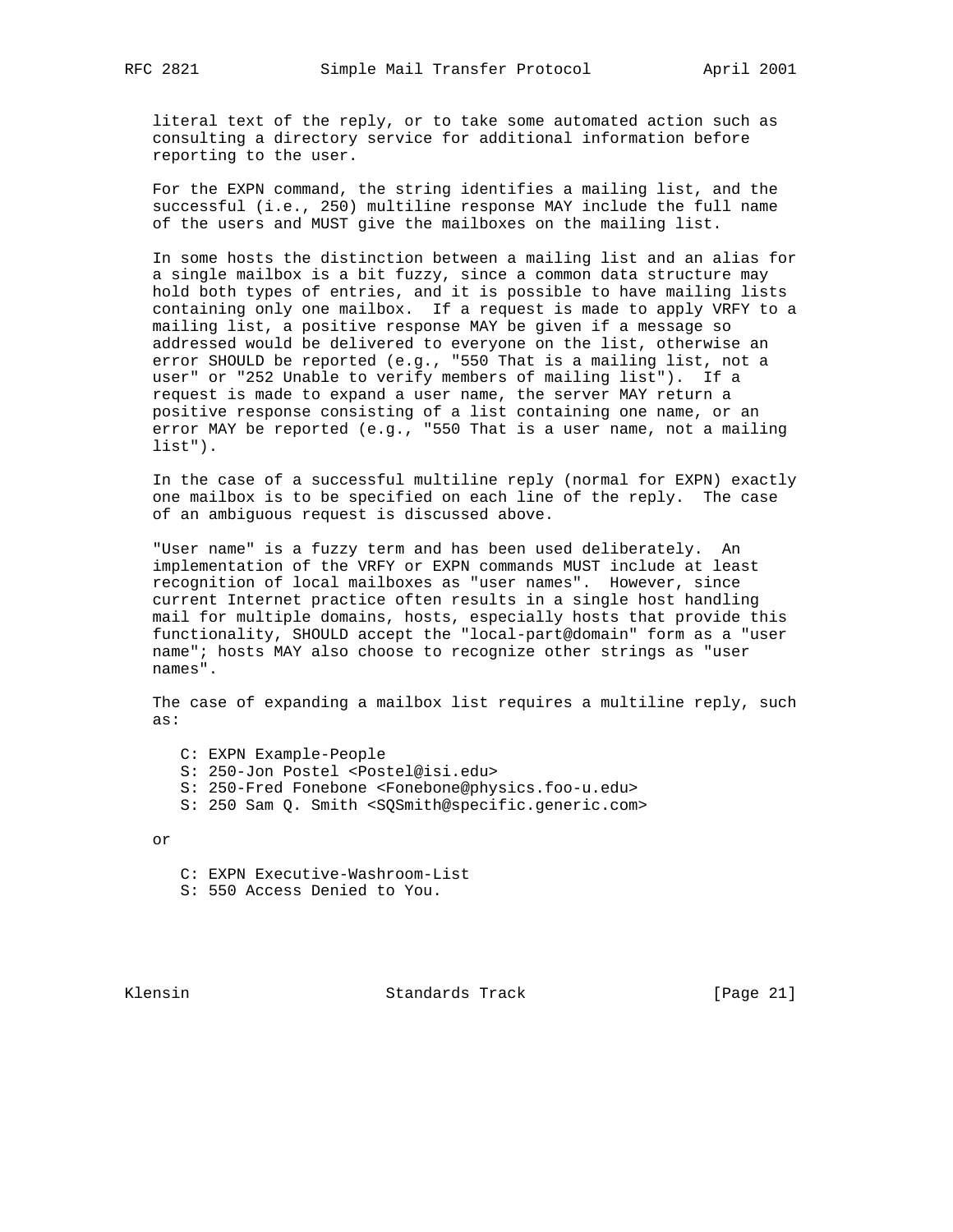literal text of the reply, or to take some automated action such as consulting a directory service for additional information before reporting to the user.

For the EXPN command, the string identifies a mailing list, and the successful (i.e., 250) multiline response MAY include the full name of the users and MUST give the mailboxes on the mailing list.

In some hosts the distinction between a mailing list and an alias for a single mailbox is a bit fuzzy, since a common data structure may hold both types of entries, and it is possible to have mailing lists containing only one mailbox. If a request is made to apply VRFY to a mailing list, a positive response MAY be given if a message so addressed would be delivered to everyone on the list, otherwise an error SHOULD be reported (e.g., "550 That is a mailing list, not a user" or "252 Unable to verify members of mailing list"). If a request is made to expand a user name, the server MAY return a positive response consisting of a list containing one name, or an error MAY be reported (e.g., "550 That is a user name, not a mailing list").

In the case of a successful multiline reply (normal for EXPN) exactly one mailbox is to be specified on each line of the reply. The case of an ambiguous request is discussed above.

"User name" is a fuzzy term and has been used deliberately. An implementation of the VRFY or EXPN commands MUST include at least recognition of local mailboxes as "user names". However, since current Internet practice often results in a single host handling mail for multiple domains, hosts, especially hosts that provide this functionality, SHOULD accept the "local-part@domain" form as a "user name"; hosts MAY also choose to recognize other strings as "user names".

The case of expanding a mailbox list requires a multiline reply, such as:

```
C: EXPN Example-People
S: 250-Jon Postel <Postel@isi.edu>
S: 250-Fred Fonebone <Fonebone@physics.foo-u.edu>
S: 250 Sam Q. Smith <SQSmith@specific.generic.com>
```

or

```
C: EXPN Executive-Washroom-List
S: 550 Access Denied to You.
```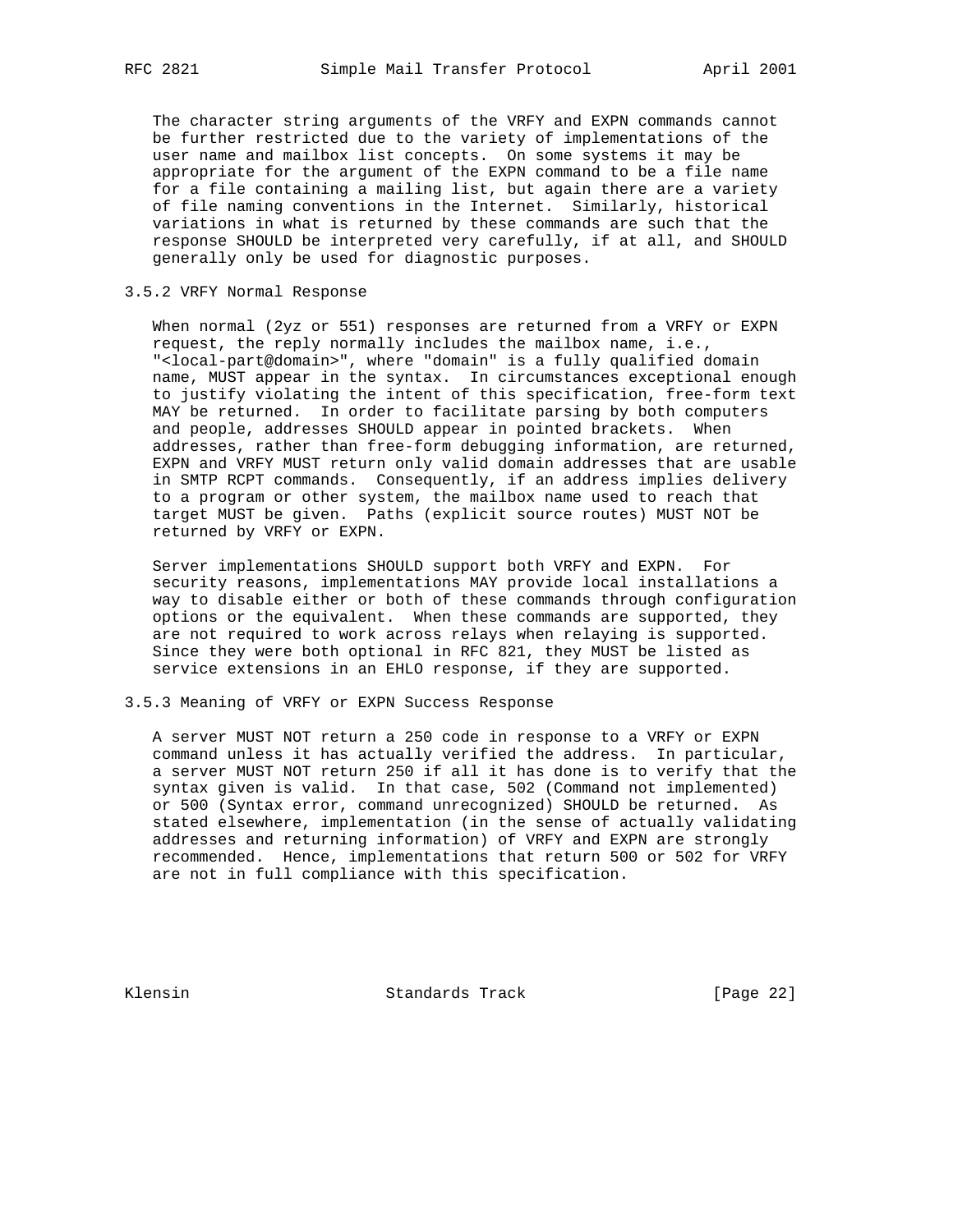The character string arguments of the VRFY and EXPN commands cannot be further restricted due to the variety of implementations of the user name and mailbox list concepts. On some systems it may be appropriate for the argument of the EXPN command to be a file name for a file containing a mailing list, but again there are a variety of file naming conventions in the Internet. Similarly, historical variations in what is returned by these commands are such that the response SHOULD be interpreted very carefully, if at all, and SHOULD generally only be used for diagnostic purposes.

### 3.5.2 VRFY Normal Response

When normal (2yz or 551) responses are returned from a VRFY or EXPN request, the reply normally includes the mailbox name, i.e., "<local-part@domain>", where "domain" is a fully qualified domain name, MUST appear in the syntax. In circumstances exceptional enough to justify violating the intent of this specification, free-form text MAY be returned. In order to facilitate parsing by both computers and people, addresses SHOULD appear in pointed brackets. When addresses, rather than free-form debugging information, are returned, EXPN and VRFY MUST return only valid domain addresses that are usable in SMTP RCPT commands. Consequently, if an address implies delivery to a program or other system, the mailbox name used to reach that target MUST be given. Paths (explicit source routes) MUST NOT be returned by VRFY or EXPN.

Server implementations SHOULD support both VRFY and EXPN. For security reasons, implementations MAY provide local installations a way to disable either or both of these commands through configuration options or the equivalent. When these commands are supported, they are not required to work across relays when relaying is supported. Since they were both optional in RFC 821, they MUST be listed as service extensions in an EHLO response, if they are supported.

### 3.5.3 Meaning of VRFY or EXPN Success Response

A server MUST NOT return a 250 code in response to a VRFY or EXPN command unless it has actually verified the address. In particular, a server MUST NOT return 250 if all it has done is to verify that the syntax given is valid. In that case, 502 (Command not implemented) or 500 (Syntax error, command unrecognized) SHOULD be returned. As stated elsewhere, implementation (in the sense of actually validating addresses and returning information) of VRFY and EXPN are strongly recommended. Hence, implementations that return 500 or 502 for VRFY are not in full compliance with this specification.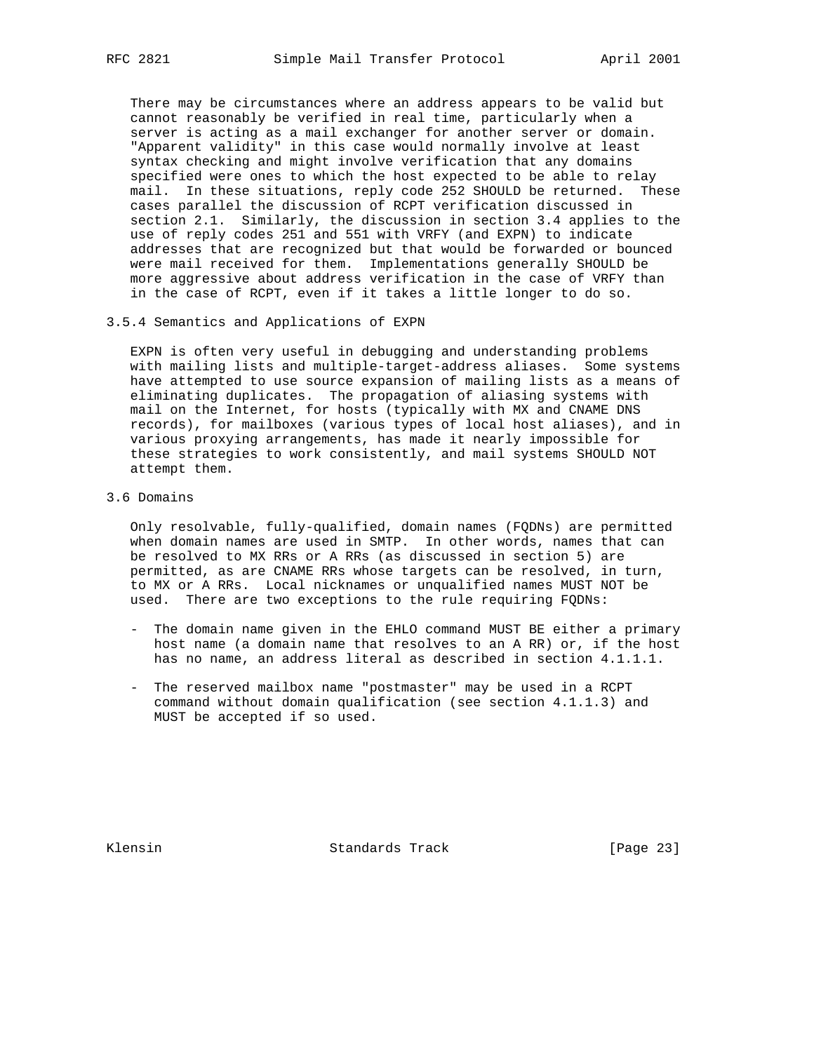There may be circumstances where an address appears to be valid but cannot reasonably be verified in real time, particularly when a server is acting as a mail exchanger for another server or domain. "Apparent validity" in this case would normally involve at least syntax checking and might involve verification that any domains specified were ones to which the host expected to be able to relay mail. In these situations, reply code 252 SHOULD be returned. These cases parallel the discussion of RCPT verification discussed in section 2.1. Similarly, the discussion in section 3.4 applies to the use of reply codes 251 and 551 with VRFY (and EXPN) to indicate addresses that are recognized but that would be forwarded or bounced were mail received for them. Implementations generally SHOULD be more aggressive about address verification in the case of VRFY than in the case of RCPT, even if it takes a little longer to do so.

### 3.5.4 Semantics and Applications of EXPN

EXPN is often very useful in debugging and understanding problems with mailing lists and multiple-target-address aliases. Some systems have attempted to use source expansion of mailing lists as a means of eliminating duplicates. The propagation of aliasing systems with mail on the Internet, for hosts (typically with MX and CNAME DNS records), for mailboxes (various types of local host aliases), and in various proxying arrangements, has made it nearly impossible for these strategies to work consistently, and mail systems SHOULD NOT attempt them.

## 3.6 Domains

Only resolvable, fully-qualified, domain names (FQDNs) are permitted when domain names are used in SMTP. In other words, names that can be resolved to MX RRs or A RRs (as discussed in section 5) are permitted, as are CNAME RRs whose targets can be resolved, in turn, to MX or A RRs. Local nicknames or unqualified names MUST NOT be used. There are two exceptions to the rule requiring FQDNs:

- The domain name given in the EHLO command MUST BE either a primary host name (a domain name that resolves to an A RR) or, if the host has no name, an address literal as described in section 4.1.1.1.

- The reserved mailbox name "postmaster" may be used in a RCPT command without domain qualification (see section 4.1.1.3) and MUST be accepted if so used.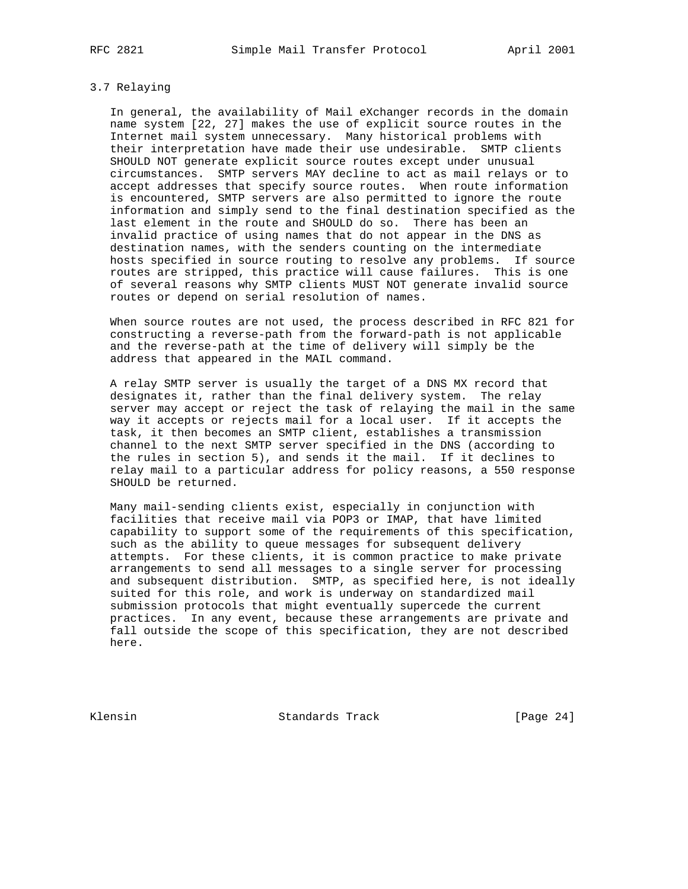### 3.7 Relaying

In general, the availability of Mail eXchanger records in the domain name system [22, 27] makes the use of explicit source routes in the Internet mail system unnecessary. Many historical problems with their interpretation have made their use undesirable. SMTP clients SHOULD NOT generate explicit source routes except under unusual circumstances. SMTP servers MAY decline to act as mail relays or to accept addresses that specify source routes. When route information is encountered, SMTP servers are also permitted to ignore the route information and simply send to the final destination specified as the last element in the route and SHOULD do so. There has been an invalid practice of using names that do not appear in the DNS as destination names, with the senders counting on the intermediate hosts specified in source routing to resolve any problems. If source routes are stripped, this practice will cause failures. This is one of several reasons why SMTP clients MUST NOT generate invalid source routes or depend on serial resolution of names.

When source routes are not used, the process described in RFC 821 for constructing a reverse-path from the forward-path is not applicable and the reverse-path at the time of delivery will simply be the address that appeared in the MAIL command.

A relay SMTP server is usually the target of a DNS MX record that designates it, rather than the final delivery system. The relay server may accept or reject the task of relaying the mail in the same way it accepts or rejects mail for a local user. If it accepts the task, it then becomes an SMTP client, establishes a transmission channel to the next SMTP server specified in the DNS (according to the rules in section 5), and sends it the mail. If it declines to relay mail to a particular address for policy reasons, a 550 response SHOULD be returned.

Many mail-sending clients exist, especially in conjunction with facilities that receive mail via POP3 or IMAP, that have limited capability to support some of the requirements of this specification, such as the ability to queue messages for subsequent delivery attempts. For these clients, it is common practice to make private arrangements to send all messages to a single server for processing and subsequent distribution. SMTP, as specified here, is not ideally suited for this role, and work is underway on standardized mail submission protocols that might eventually supercede the current practices. In any event, because these arrangements are private and fall outside the scope of this specification, they are not described here.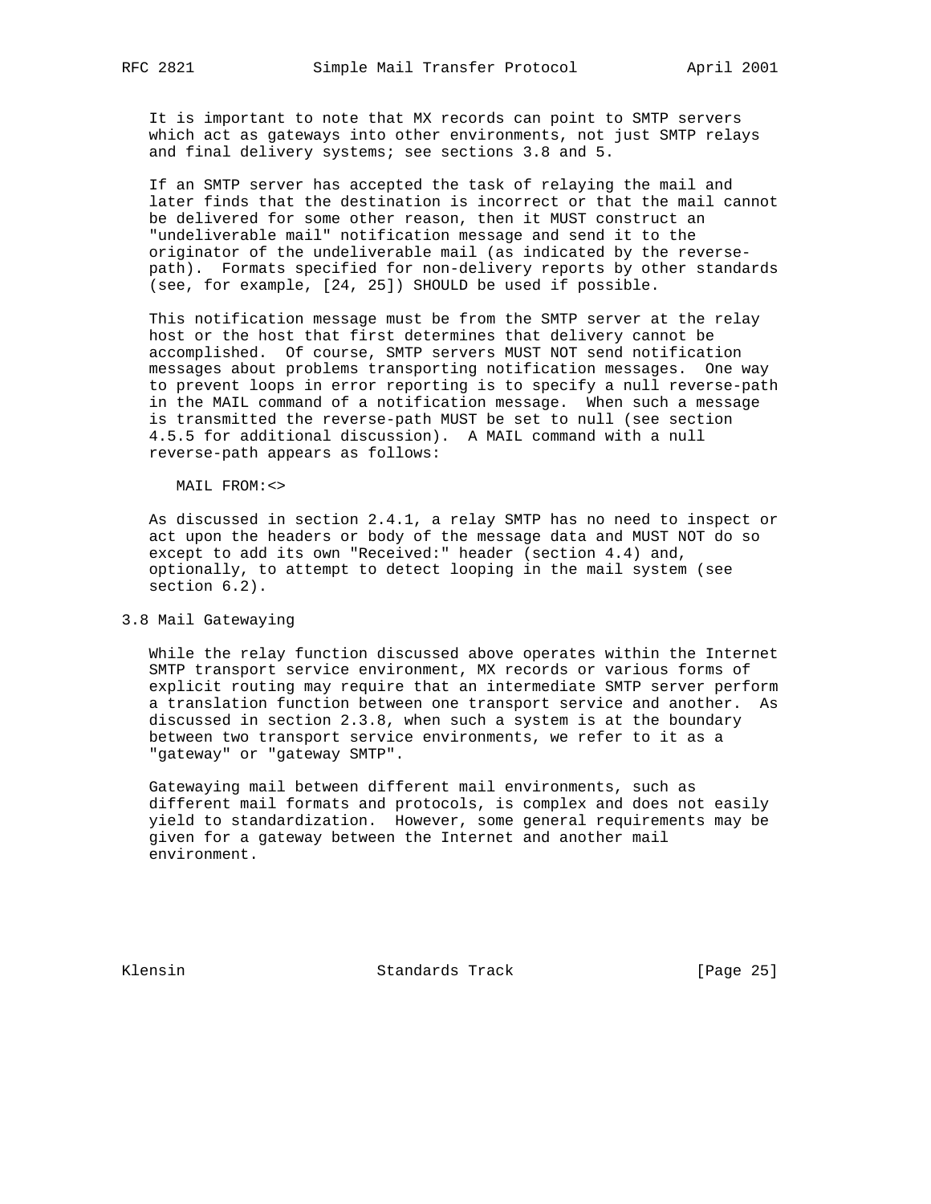It is important to note that MX records can point to SMTP servers which act as gateways into other environments, not just SMTP relays and final delivery systems; see sections 3.8 and 5.

If an SMTP server has accepted the task of relaying the mail and later finds that the destination is incorrect or that the mail cannot be delivered for some other reason, then it MUST construct an "undeliverable mail" notification message and send it to the originator of the undeliverable mail (as indicated by the reverse-path). Formats specified for non-delivery reports by other standards (see, for example, [24, 25]) SHOULD be used if possible.

This notification message must be from the SMTP server at the relay host or the host that first determines that delivery cannot be accomplished. Of course, SMTP servers MUST NOT send notification messages about problems transporting notification messages. One way to prevent loops in error reporting is to specify a null reverse-path in the MAIL command of a notification message. When such a message is transmitted the reverse-path MUST be set to null (see section 4.5.5 for additional discussion). A MAIL command with a null reverse-path appears as follows:

```
MAIL FROM:<>
```

As discussed in section 2.4.1, a relay SMTP has no need to inspect or act upon the headers or body of the message data and MUST NOT do so except to add its own "Received:" header (section 4.4) and, optionally, to attempt to detect looping in the mail system (see section 6.2).

## 3.8 Mail Gatewaying

While the relay function discussed above operates within the Internet SMTP transport service environment, MX records or various forms of explicit routing may require that an intermediate SMTP server perform a translation function between one transport service and another. As discussed in section 2.3.8, when such a system is at the boundary between two transport service environments, we refer to it as a "gateway" or "gateway SMTP".

Gatewaying mail between different mail environments, such as different mail formats and protocols, is complex and does not easily yield to standardization. However, some general requirements may be given for a gateway between the Internet and another mail environment.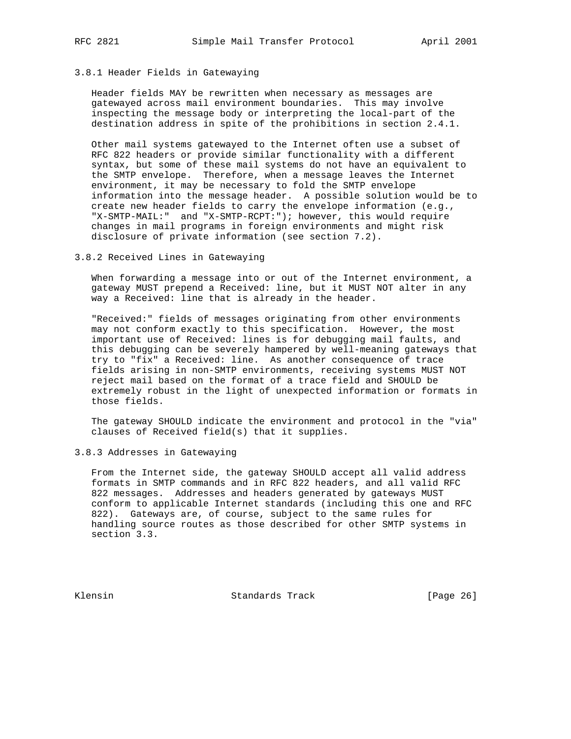### 3.8.1 Header Fields in Gatewaying

Header fields MAY be rewritten when necessary as messages are gatewayed across mail environment boundaries. This may involve inspecting the message body or interpreting the local-part of the destination address in spite of the prohibitions in section 2.4.1.

Other mail systems gatewayed to the Internet often use a subset of RFC 822 headers or provide similar functionality with a different syntax, but some of these mail systems do not have an equivalent to the SMTP envelope. Therefore, when a message leaves the Internet environment, it may be necessary to fold the SMTP envelope information into the message header. A possible solution would be to create new header fields to carry the envelope information (e.g., "X-SMTP-MAIL:" and "X-SMTP-RCPT:"); however, this would require changes in mail programs in foreign environments and might risk disclosure of private information (see section 7.2).

### 3.8.2 Received Lines in Gatewaying

When forwarding a message into or out of the Internet environment, a gateway MUST prepend a Received: line, but it MUST NOT alter in any way a Received: line that is already in the header.

"Received:" fields of messages originating from other environments may not conform exactly to this specification. However, the most important use of Received: lines is for debugging mail faults, and this debugging can be severely hampered by well-meaning gateways that try to "fix" a Received: line. As another consequence of trace fields arising in non-SMTP environments, receiving systems MUST NOT reject mail based on the format of a trace field and SHOULD be extremely robust in the light of unexpected information or formats in those fields.

The gateway SHOULD indicate the environment and protocol in the "via" clauses of Received field(s) that it supplies.

### 3.8.3 Addresses in Gatewaying

From the Internet side, the gateway SHOULD accept all valid address formats in SMTP commands and in RFC 822 headers, and all valid RFC 822 messages. Addresses and headers generated by gateways MUST conform to applicable Internet standards (including this one and RFC 822). Gateways are, of course, subject to the same rules for handling source routes as those described for other SMTP systems in section 3.3.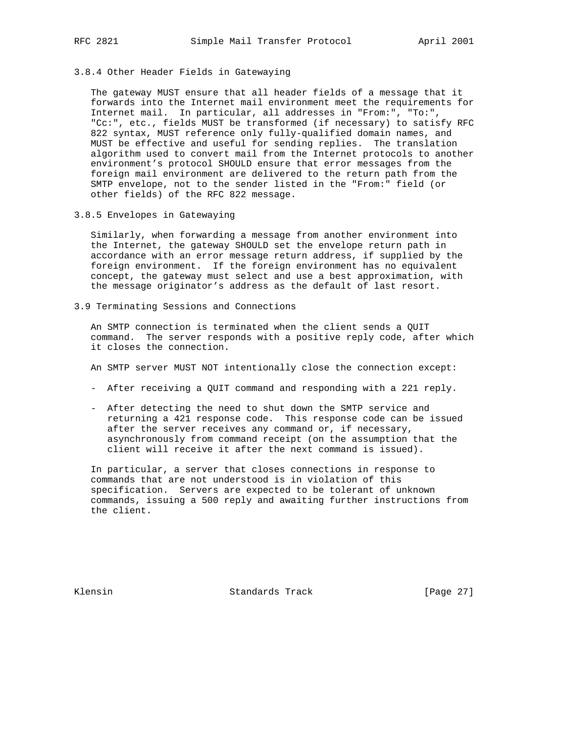### 3.8.4 Other Header Fields in Gatewaying

The gateway MUST ensure that all header fields of a message that it forwards into the Internet mail environment meet the requirements for Internet mail. In particular, all addresses in "From:", "To:", "Cc:", etc., fields MUST be transformed (if necessary) to satisfy RFC 822 syntax, MUST reference only fully-qualified domain names, and MUST be effective and useful for sending replies. The translation algorithm used to convert mail from the Internet protocols to another environment's protocol SHOULD ensure that error messages from the foreign mail environment are delivered to the return path from the SMTP envelope, not to the sender listed in the "From:" field (or other fields) of the RFC 822 message.

### 3.8.5 Envelopes in Gatewaying

Similarly, when forwarding a message from another environment into the Internet, the gateway SHOULD set the envelope return path in accordance with an error message return address, if supplied by the foreign environment. If the foreign environment has no equivalent concept, the gateway must select and use a best approximation, with the message originator's address as the default of last resort.

## 3.9 Terminating Sessions and Connections

An SMTP connection is terminated when the client sends a QUIT command. The server responds with a positive reply code, after which it closes the connection.

An SMTP server MUST NOT intentionally close the connection except:

- After receiving a QUIT command and responding with a 221 reply.

- After detecting the need to shut down the SMTP service and returning a 421 response code. This response code can be issued after the server receives any command or, if necessary, asynchronously from command receipt (on the assumption that the client will receive it after the next command is issued).

In particular, a server that closes connections in response to commands that are not understood is in violation of this specification. Servers are expected to be tolerant of unknown commands, issuing a 500 reply and awaiting further instructions from the client.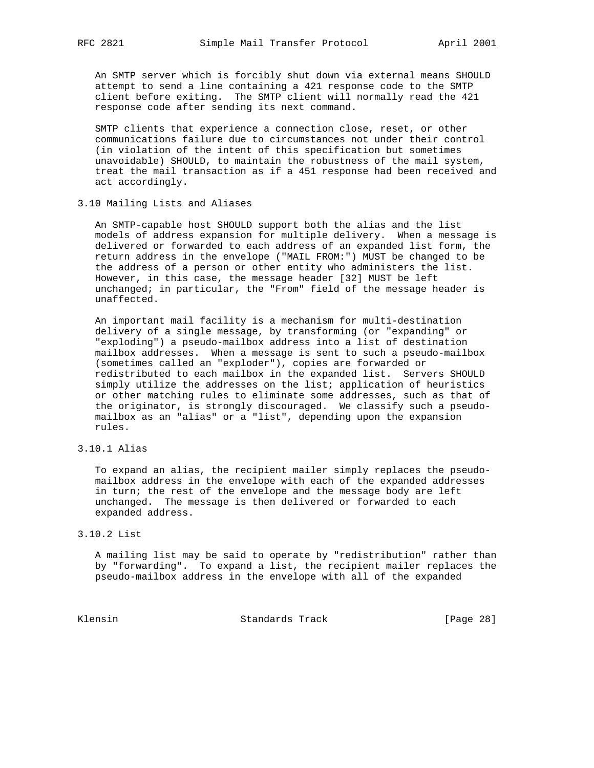An SMTP server which is forcibly shut down via external means SHOULD attempt to send a line containing a 421 response code to the SMTP client before exiting. The SMTP client will normally read the 421 response code after sending its next command.

SMTP clients that experience a connection close, reset, or other communications failure due to circumstances not under their control (in violation of the intent of this specification but sometimes unavoidable) SHOULD, to maintain the robustness of the mail system, treat the mail transaction as if a 451 response had been received and act accordingly.

### 3.10 Mailing Lists and Aliases

An SMTP-capable host SHOULD support both the alias and the list models of address expansion for multiple delivery. When a message is delivered or forwarded to each address of an expanded list form, the return address in the envelope ("MAIL FROM:") MUST be changed to be the address of a person or other entity who administers the list. However, in this case, the message header [32] MUST be left unchanged; in particular, the "From" field of the message header is unaffected.

An important mail facility is a mechanism for multi-destination delivery of a single message, by transforming (or "expanding" or "exploding") a pseudo-mailbox address into a list of destination mailbox addresses. When a message is sent to such a pseudo-mailbox (sometimes called an "exploder"), copies are forwarded or redistributed to each mailbox in the expanded list. Servers SHOULD simply utilize the addresses on the list; application of heuristics or other matching rules to eliminate some addresses, such as that of the originator, is strongly discouraged. We classify such a pseudo-mailbox as an "alias" or a "list", depending upon the expansion rules.

#### 3.10.1 Alias

To expand an alias, the recipient mailer simply replaces the pseudo-mailbox address in the envelope with each of the expanded addresses in turn; the rest of the envelope and the message body are left unchanged. The message is then delivered or forwarded to each expanded address.

#### 3.10.2 List

A mailing list may be said to operate by "redistribution" rather than by "forwarding". To expand a list, the recipient mailer replaces the pseudo-mailbox address in the envelope with all of the expanded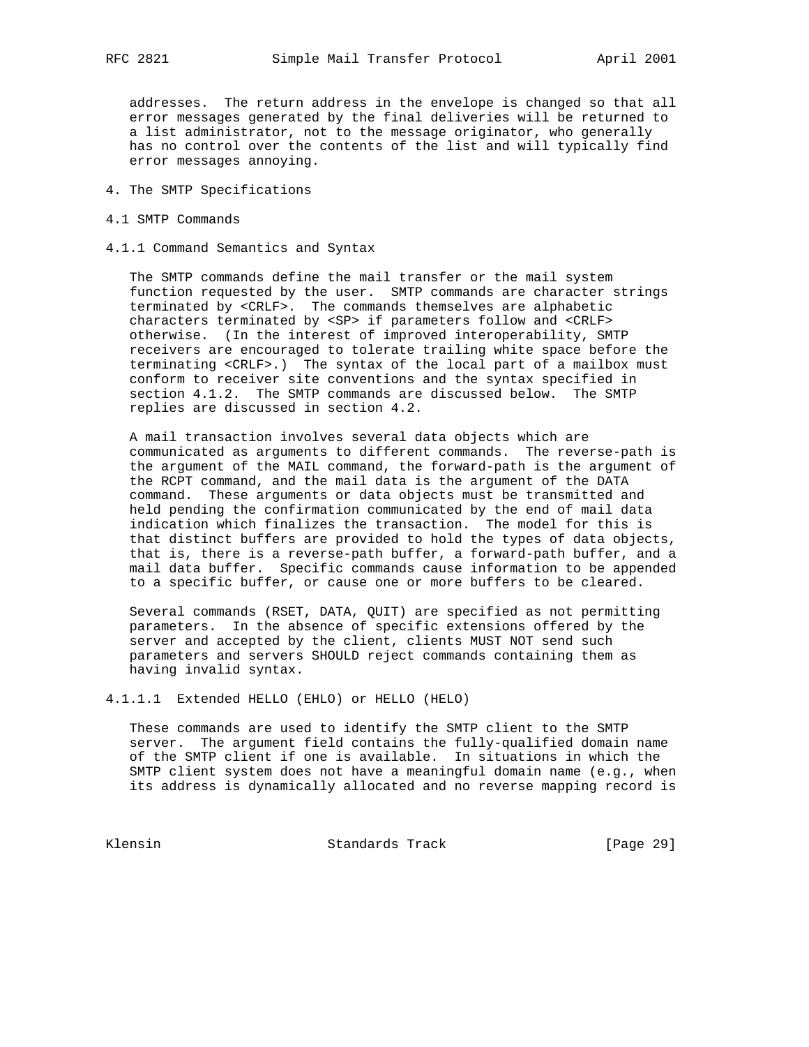addresses. The return address in the envelope is changed so that all error messages generated by the final deliveries will be returned to a list administrator, not to the message originator, who generally has no control over the contents of the list and will typically find error messages annoying.

# 4. The SMTP Specifications

## 4.1 SMTP Commands

### 4.1.1 Command Semantics and Syntax

The SMTP commands define the mail transfer or the mail system function requested by the user. SMTP commands are character strings terminated by <CRLF>. The commands themselves are alphabetic characters terminated by <SP> if parameters follow and <CRLF> otherwise. (In the interest of improved interoperability, SMTP receivers are encouraged to tolerate trailing white space before the terminating <CRLF>.) The syntax of the local part of a mailbox must conform to receiver site conventions and the syntax specified in section 4.1.2. The SMTP commands are discussed below. The SMTP replies are discussed in section 4.2.

A mail transaction involves several data objects which are communicated as arguments to different commands. The reverse-path is the argument of the MAIL command, the forward-path is the argument of the RCPT command, and the mail data is the argument of the DATA command. These arguments or data objects must be transmitted and held pending the confirmation communicated by the end of mail data indication which finalizes the transaction. The model for this is that distinct buffers are provided to hold the types of data objects, that is, there is a reverse-path buffer, a forward-path buffer, and a mail data buffer. Specific commands cause information to be appended to a specific buffer, or cause one or more buffers to be cleared.

Several commands (RSET, DATA, QUIT) are specified as not permitting parameters. In the absence of specific extensions offered by the server and accepted by the client, clients MUST NOT send such parameters and servers SHOULD reject commands containing them as having invalid syntax.

#### 4.1.1.1 Extended HELLO (EHLO) or HELLO (HELO)

These commands are used to identify the SMTP client to the SMTP server. The argument field contains the fully-qualified domain name of the SMTP client if one is available. In situations in which the SMTP client system does not have a meaningful domain name (e.g., when its address is dynamically allocated and no reverse mapping record is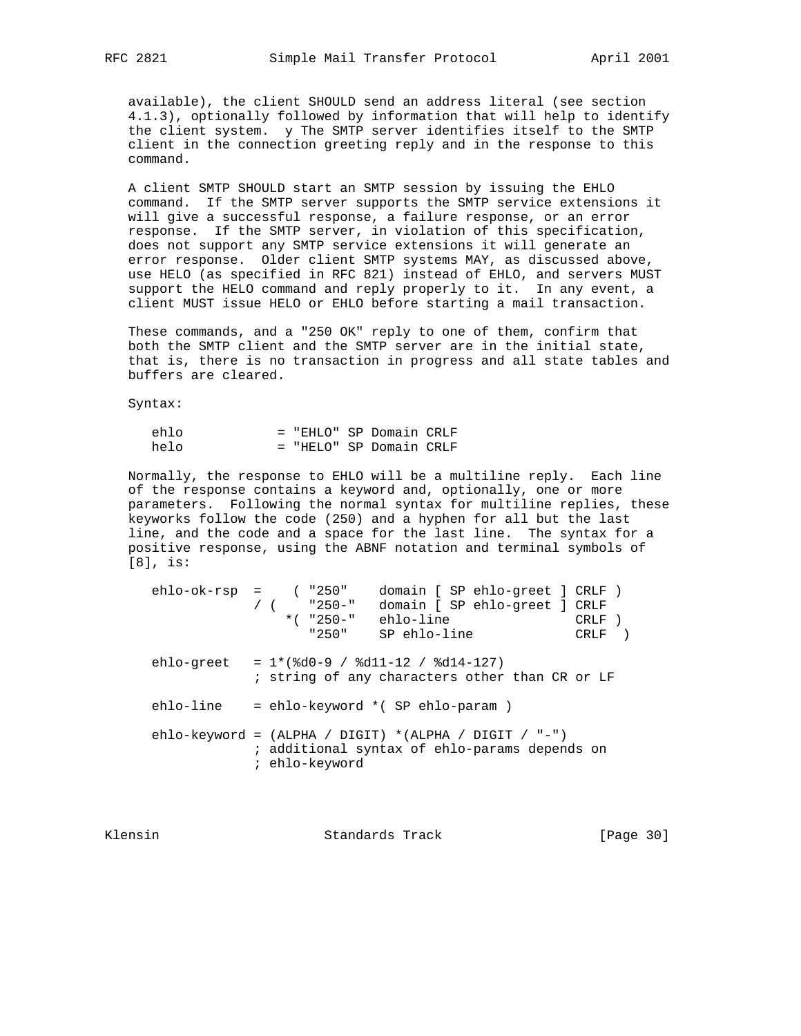available), the client SHOULD send an address literal (see section 4.1.3), optionally followed by information that will help to identify the client system. y The SMTP server identifies itself to the SMTP client in the connection greeting reply and in the response to this command.

A client SMTP SHOULD start an SMTP session by issuing the EHLO command. If the SMTP server supports the SMTP service extensions it will give a successful response, a failure response, or an error response. If the SMTP server, in violation of this specification, does not support any SMTP service extensions it will generate an error response. Older client SMTP systems MAY, as discussed above, use HELO (as specified in RFC 821) instead of EHLO, and servers MUST support the HELO command and reply properly to it. In any event, a client MUST issue HELO or EHLO before starting a mail transaction.

These commands, and a "250 OK" reply to one of them, confirm that both the SMTP client and the SMTP server are in the initial state, that is, there is no transaction in progress and all state tables and buffers are cleared.

Syntax:

```
ehlo           = "EHLO" SP Domain CRLF
helo           = "HELO" SP Domain CRLF
```

Normally, the response to EHLO will be a multiline reply. Each line of the response contains a keyword and, optionally, one or more parameters. Following the normal syntax for multiline replies, these keyworks follow the code (250) and a hyphen for all but the last line, and the code and a space for the last line. The syntax for a positive response, using the ABNF notation and terminal symbols of [8], is:

```
ehlo-ok-rsp  =    ( "250"    domain [ SP ehlo-greet ] CRLF )
             / (    "250-"   domain [ SP ehlo-greet ] CRLF
                 *( "250-"   ehlo-line                CRLF )
                    "250"    SP ehlo-line             CRLF  )

ehlo-greet   = 1*(%d0-9 / %d11-12 / %d14-127)
             ; string of any characters other than CR or LF

ehlo-line    = ehlo-keyword *( SP ehlo-param )

ehlo-keyword = (ALPHA / DIGIT) *(ALPHA / DIGIT / "-")
             ; additional syntax of ehlo-params depends on
             ; ehlo-keyword
```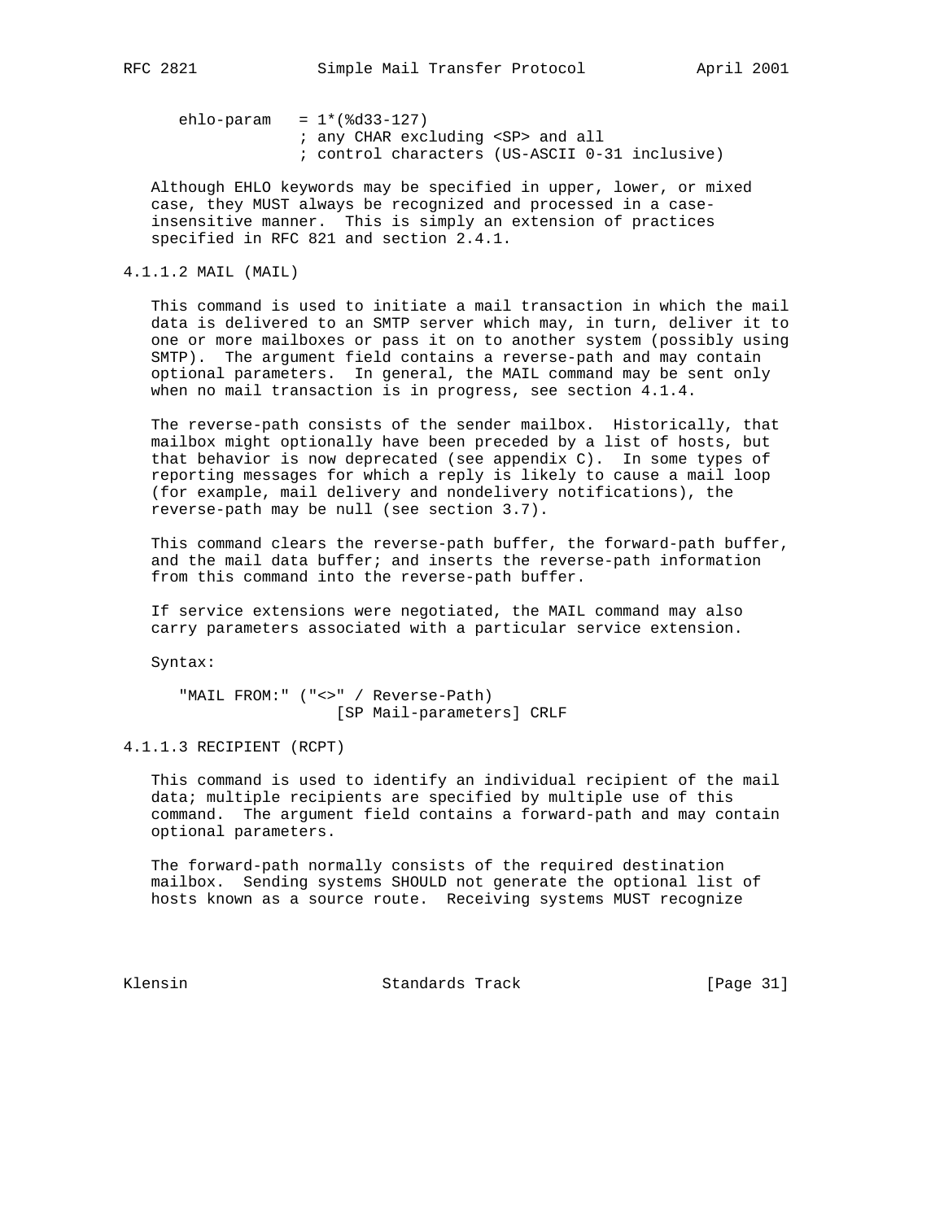```
ehlo-param   = 1*(%d33-127)
               ; any CHAR excluding <SP> and all
               ; control characters (US-ASCII 0-31 inclusive)
```

Although EHLO keywords may be specified in upper, lower, or mixed case, they MUST always be recognized and processed in a case-insensitive manner. This is simply an extension of practices specified in RFC 821 and section 2.4.1.

#### 4.1.1.2 MAIL (MAIL)

This command is used to initiate a mail transaction in which the mail data is delivered to an SMTP server which may, in turn, deliver it to one or more mailboxes or pass it on to another system (possibly using SMTP). The argument field contains a reverse-path and may contain optional parameters. In general, the MAIL command may be sent only when no mail transaction is in progress, see section 4.1.4.

The reverse-path consists of the sender mailbox. Historically, that mailbox might optionally have been preceded by a list of hosts, but that behavior is now deprecated (see appendix C). In some types of reporting messages for which a reply is likely to cause a mail loop (for example, mail delivery and nondelivery notifications), the reverse-path may be null (see section 3.7).

This command clears the reverse-path buffer, the forward-path buffer, and the mail data buffer; and inserts the reverse-path information from this command into the reverse-path buffer.

If service extensions were negotiated, the MAIL command may also carry parameters associated with a particular service extension.

Syntax:

```
"MAIL FROM:" ("<>" / Reverse-Path)
                   [SP Mail-parameters] CRLF
```

#### 4.1.1.3 RECIPIENT (RCPT)

This command is used to identify an individual recipient of the mail data; multiple recipients are specified by multiple use of this command. The argument field contains a forward-path and may contain optional parameters.

The forward-path normally consists of the required destination mailbox. Sending systems SHOULD not generate the optional list of hosts known as a source route. Receiving systems MUST recognize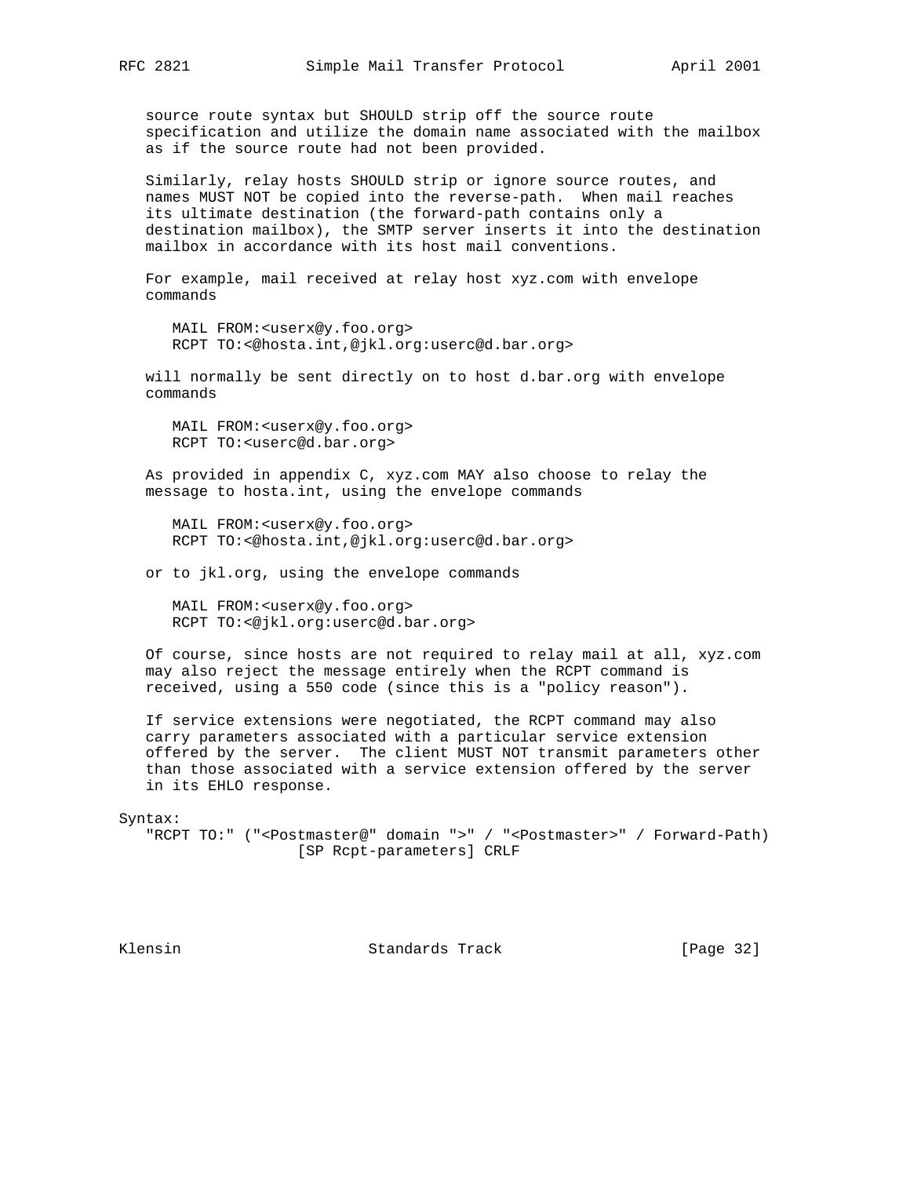source route syntax but SHOULD strip off the source route specification and utilize the domain name associated with the mailbox as if the source route had not been provided.

Similarly, relay hosts SHOULD strip or ignore source routes, and names MUST NOT be copied into the reverse-path. When mail reaches its ultimate destination (the forward-path contains only a destination mailbox), the SMTP server inserts it into the destination mailbox in accordance with its host mail conventions.

For example, mail received at relay host xyz.com with envelope commands

```
MAIL FROM:<userx@y.foo.org>
RCPT TO:<@hosta.int,@jkl.org:userc@d.bar.org>
```

will normally be sent directly on to host d.bar.org with envelope commands

```
MAIL FROM:<userx@y.foo.org>
RCPT TO:<userc@d.bar.org>
```

As provided in appendix C, xyz.com MAY also choose to relay the message to hosta.int, using the envelope commands

```
MAIL FROM:<userx@y.foo.org>
RCPT TO:<@hosta.int,@jkl.org:userc@d.bar.org>
```

or to jkl.org, using the envelope commands

```
MAIL FROM:<userx@y.foo.org>
RCPT TO:<@jkl.org:userc@d.bar.org>
```

Of course, since hosts are not required to relay mail at all, xyz.com may also reject the message entirely when the RCPT command is received, using a 550 code (since this is a "policy reason").

If service extensions were negotiated, the RCPT command may also carry parameters associated with a particular service extension offered by the server. The client MUST NOT transmit parameters other than those associated with a service extension offered by the server in its EHLO response.

Syntax:

```
   "RCPT TO:" ("<Postmaster@" domain ">" / "<Postmaster>" / Forward-Path)
                    [SP Rcpt-parameters] CRLF
```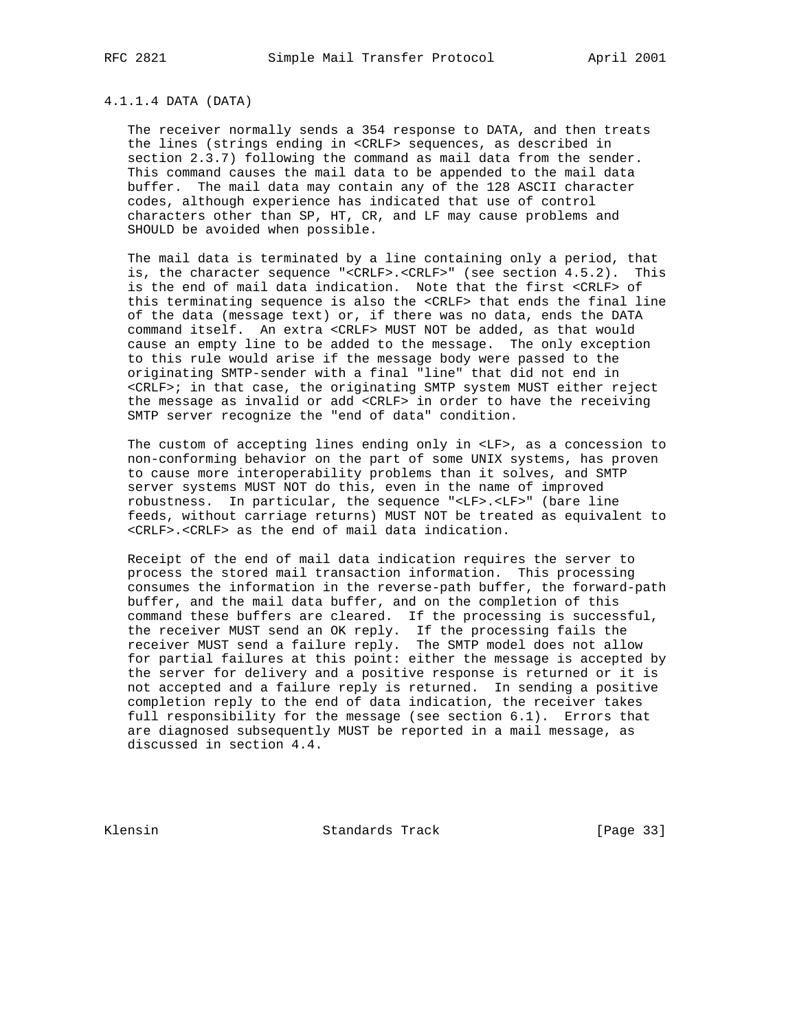#### 4.1.1.4 DATA (DATA)

The receiver normally sends a 354 response to DATA, and then treats the lines (strings ending in <CRLF> sequences, as described in section 2.3.7) following the command as mail data from the sender. This command causes the mail data to be appended to the mail data buffer. The mail data may contain any of the 128 ASCII character codes, although experience has indicated that use of control characters other than SP, HT, CR, and LF may cause problems and SHOULD be avoided when possible.

The mail data is terminated by a line containing only a period, that is, the character sequence "<CRLF>.<CRLF>" (see section 4.5.2). This is the end of mail data indication. Note that the first <CRLF> of this terminating sequence is also the <CRLF> that ends the final line of the data (message text) or, if there was no data, ends the DATA command itself. An extra <CRLF> MUST NOT be added, as that would cause an empty line to be added to the message. The only exception to this rule would arise if the message body were passed to the originating SMTP-sender with a final "line" that did not end in <CRLF>; in that case, the originating SMTP system MUST either reject the message as invalid or add <CRLF> in order to have the receiving SMTP server recognize the "end of data" condition.

The custom of accepting lines ending only in <LF>, as a concession to non-conforming behavior on the part of some UNIX systems, has proven to cause more interoperability problems than it solves, and SMTP server systems MUST NOT do this, even in the name of improved robustness. In particular, the sequence "<LF>.<LF>" (bare line feeds, without carriage returns) MUST NOT be treated as equivalent to <CRLF>.<CRLF> as the end of mail data indication.

Receipt of the end of mail data indication requires the server to process the stored mail transaction information. This processing consumes the information in the reverse-path buffer, the forward-path buffer, and the mail data buffer, and on the completion of this command these buffers are cleared. If the processing is successful, the receiver MUST send an OK reply. If the processing fails the receiver MUST send a failure reply. The SMTP model does not allow for partial failures at this point: either the message is accepted by the server for delivery and a positive response is returned or it is not accepted and a failure reply is returned. In sending a positive completion reply to the end of data indication, the receiver takes full responsibility for the message (see section 6.1). Errors that are diagnosed subsequently MUST be reported in a mail message, as discussed in section 4.4.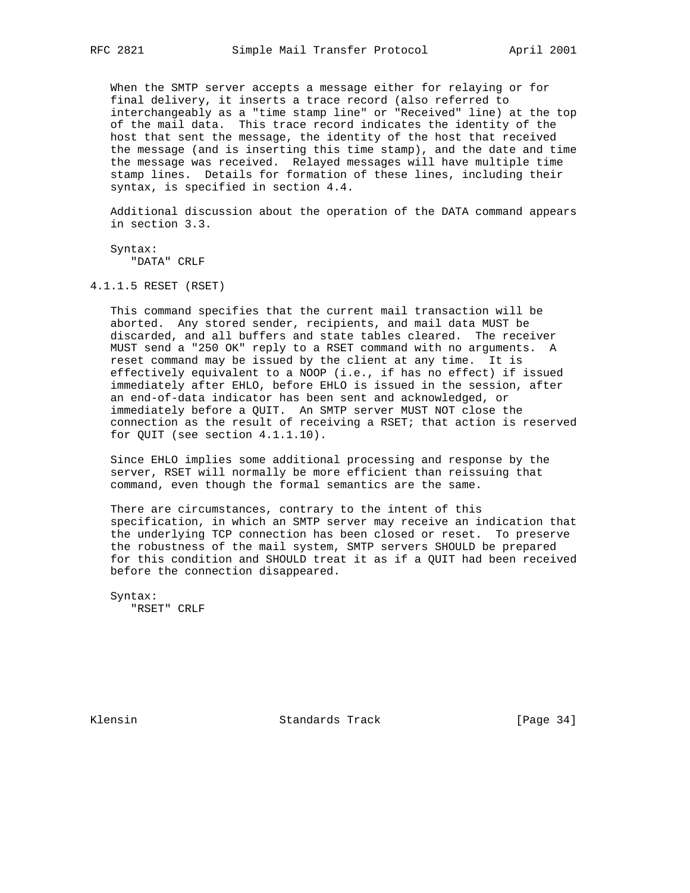When the SMTP server accepts a message either for relaying or for final delivery, it inserts a trace record (also referred to interchangeably as a "time stamp line" or "Received" line) at the top of the mail data. This trace record indicates the identity of the host that sent the message, the identity of the host that received the message (and is inserting this time stamp), and the date and time the message was received. Relayed messages will have multiple time stamp lines. Details for formation of these lines, including their syntax, is specified in section 4.4.

Additional discussion about the operation of the DATA command appears in section 3.3.

Syntax:

```
"DATA" CRLF
```

#### 4.1.1.5 RESET (RSET)

This command specifies that the current mail transaction will be aborted. Any stored sender, recipients, and mail data MUST be discarded, and all buffers and state tables cleared. The receiver MUST send a "250 OK" reply to a RSET command with no arguments. A reset command may be issued by the client at any time. It is effectively equivalent to a NOOP (i.e., if has no effect) if issued immediately after EHLO, before EHLO is issued in the session, after an end-of-data indicator has been sent and acknowledged, or immediately before a QUIT. An SMTP server MUST NOT close the connection as the result of receiving a RSET; that action is reserved for QUIT (see section 4.1.1.10).

Since EHLO implies some additional processing and response by the server, RSET will normally be more efficient than reissuing that command, even though the formal semantics are the same.

There are circumstances, contrary to the intent of this specification, in which an SMTP server may receive an indication that the underlying TCP connection has been closed or reset. To preserve the robustness of the mail system, SMTP servers SHOULD be prepared for this condition and SHOULD treat it as if a QUIT had been received before the connection disappeared.

Syntax:

```
"RSET" CRLF
```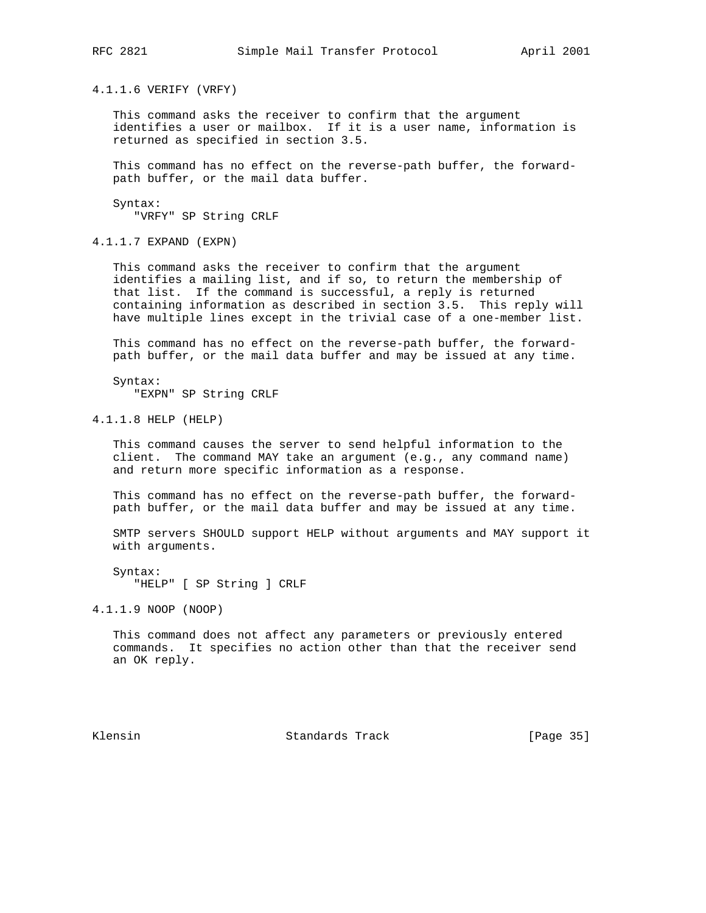#### 4.1.1.6 VERIFY (VRFY)

This command asks the receiver to confirm that the argument identifies a user or mailbox. If it is a user name, information is returned as specified in section 3.5.

This command has no effect on the reverse-path buffer, the forward-path buffer, or the mail data buffer.

Syntax:

```
"VRFY" SP String CRLF
```

#### 4.1.1.7 EXPAND (EXPN)

This command asks the receiver to confirm that the argument identifies a mailing list, and if so, to return the membership of that list. If the command is successful, a reply is returned containing information as described in section 3.5. This reply will have multiple lines except in the trivial case of a one-member list.

This command has no effect on the reverse-path buffer, the forward-path buffer, or the mail data buffer and may be issued at any time.

Syntax:

```
"EXPN" SP String CRLF
```

#### 4.1.1.8 HELP (HELP)

This command causes the server to send helpful information to the client. The command MAY take an argument (e.g., any command name) and return more specific information as a response.

This command has no effect on the reverse-path buffer, the forward-path buffer, or the mail data buffer and may be issued at any time.

SMTP servers SHOULD support HELP without arguments and MAY support it with arguments.

Syntax:

```
"HELP" [ SP String ] CRLF
```

#### 4.1.1.9 NOOP (NOOP)

This command does not affect any parameters or previously entered commands. It specifies no action other than that the receiver send an OK reply.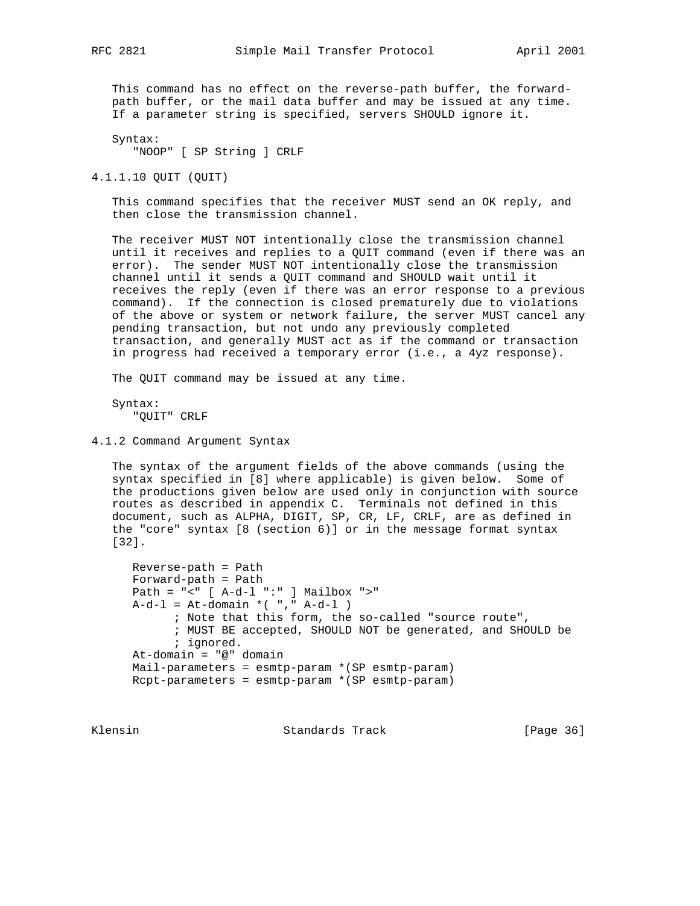This command has no effect on the reverse-path buffer, the forward-path buffer, or the mail data buffer and may be issued at any time. If a parameter string is specified, servers SHOULD ignore it.

Syntax:

```
"NOOP" [ SP String ] CRLF
```

#### 4.1.1.10 QUIT (QUIT)

This command specifies that the receiver MUST send an OK reply, and then close the transmission channel.

The receiver MUST NOT intentionally close the transmission channel until it receives and replies to a QUIT command (even if there was an error). The sender MUST NOT intentionally close the transmission channel until it sends a QUIT command and SHOULD wait until it receives the reply (even if there was an error response to a previous command). If the connection is closed prematurely due to violations of the above or system or network failure, the server MUST cancel any pending transaction, but not undo any previously completed transaction, and generally MUST act as if the command or transaction in progress had received a temporary error (i.e., a 4yz response).

The QUIT command may be issued at any time.

Syntax:

```
"QUIT" CRLF
```

### 4.1.2 Command Argument Syntax

The syntax of the argument fields of the above commands (using the syntax specified in [8] where applicable) is given below. Some of the productions given below are used only in conjunction with source routes as described in appendix C. Terminals not defined in this document, such as ALPHA, DIGIT, SP, CR, LF, CRLF, are as defined in the "core" syntax [8 (section 6)] or in the message format syntax [32].

```
Reverse-path = Path
Forward-path = Path
Path = "<" [ A-d-l ":" ] Mailbox ">"
A-d-l = At-domain *( "," A-d-l )
      ; Note that this form, the so-called "source route",
      ; MUST BE accepted, SHOULD NOT be generated, and SHOULD be
      ; ignored.
At-domain = "@" domain
Mail-parameters = esmtp-param *(SP esmtp-param)
Rcpt-parameters = esmtp-param *(SP esmtp-param)
```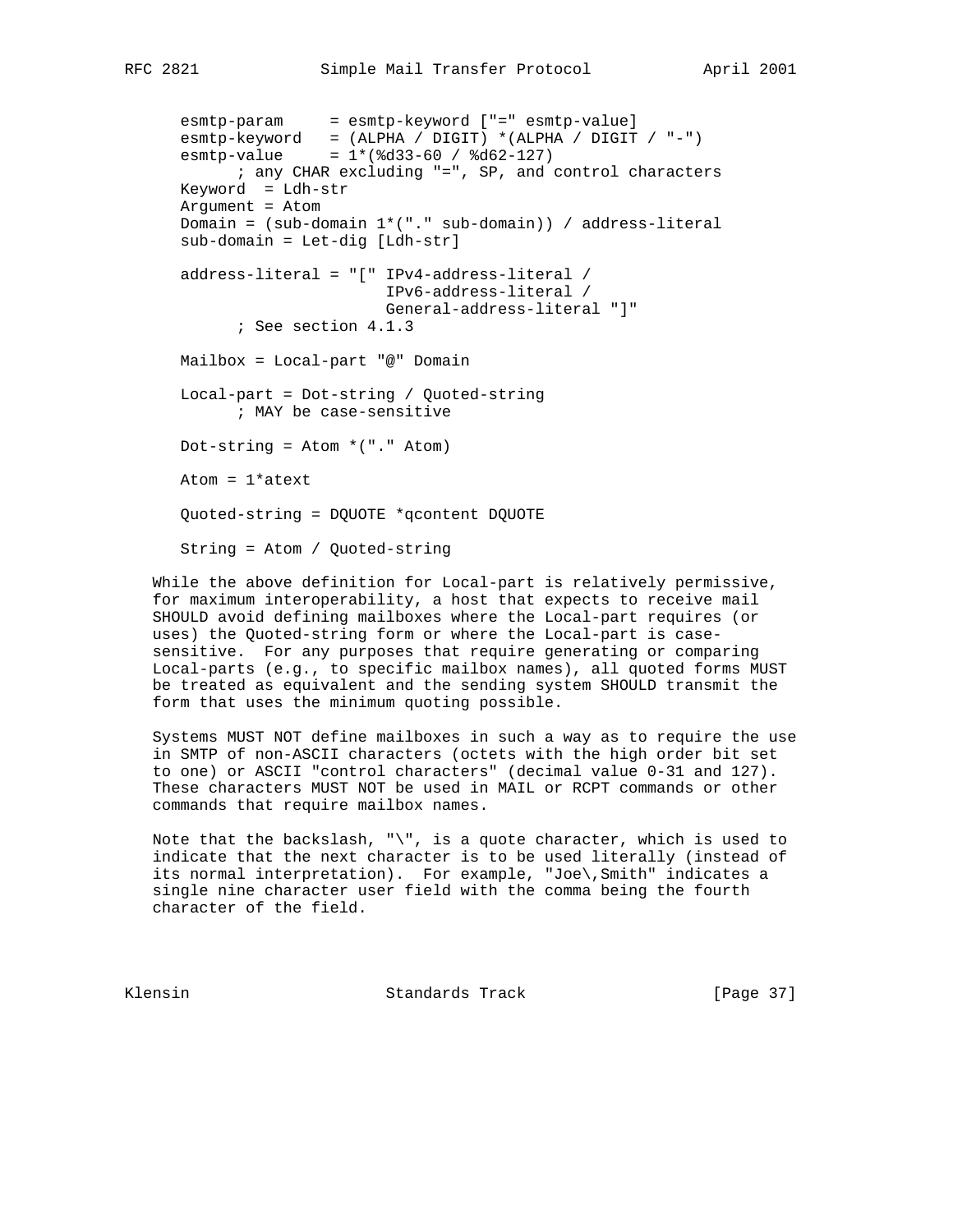```
esmtp-param     = esmtp-keyword ["=" esmtp-value]
esmtp-keyword   = (ALPHA / DIGIT) *(ALPHA / DIGIT / "-")
esmtp-value     = 1*(%d33-60 / %d62-127)
      ; any CHAR excluding "=", SP, and control characters
Keyword  = Ldh-str
Argument = Atom
Domain = (sub-domain 1*("." sub-domain)) / address-literal
sub-domain = Let-dig [Ldh-str]

address-literal = "[" IPv4-address-literal /
                      IPv6-address-literal /
                      General-address-literal "]"
      ; See section 4.1.3

Mailbox = Local-part "@" Domain

Local-part = Dot-string / Quoted-string
      ; MAY be case-sensitive

Dot-string = Atom *("." Atom)

Atom = 1*atext

Quoted-string = DQUOTE *qcontent DQUOTE

String = Atom / Quoted-string
```

While the above definition for Local-part is relatively permissive, for maximum interoperability, a host that expects to receive mail SHOULD avoid defining mailboxes where the Local-part requires (or uses) the Quoted-string form or where the Local-part is case-sensitive. For any purposes that require generating or comparing Local-parts (e.g., to specific mailbox names), all quoted forms MUST be treated as equivalent and the sending system SHOULD transmit the form that uses the minimum quoting possible.

Systems MUST NOT define mailboxes in such a way as to require the use in SMTP of non-ASCII characters (octets with the high order bit set to one) or ASCII "control characters" (decimal value 0-31 and 127). These characters MUST NOT be used in MAIL or RCPT commands or other commands that require mailbox names.

Note that the backslash, "\", is a quote character, which is used to indicate that the next character is to be used literally (instead of its normal interpretation). For example, "Joe\,Smith" indicates a single nine character user field with the comma being the fourth character of the field.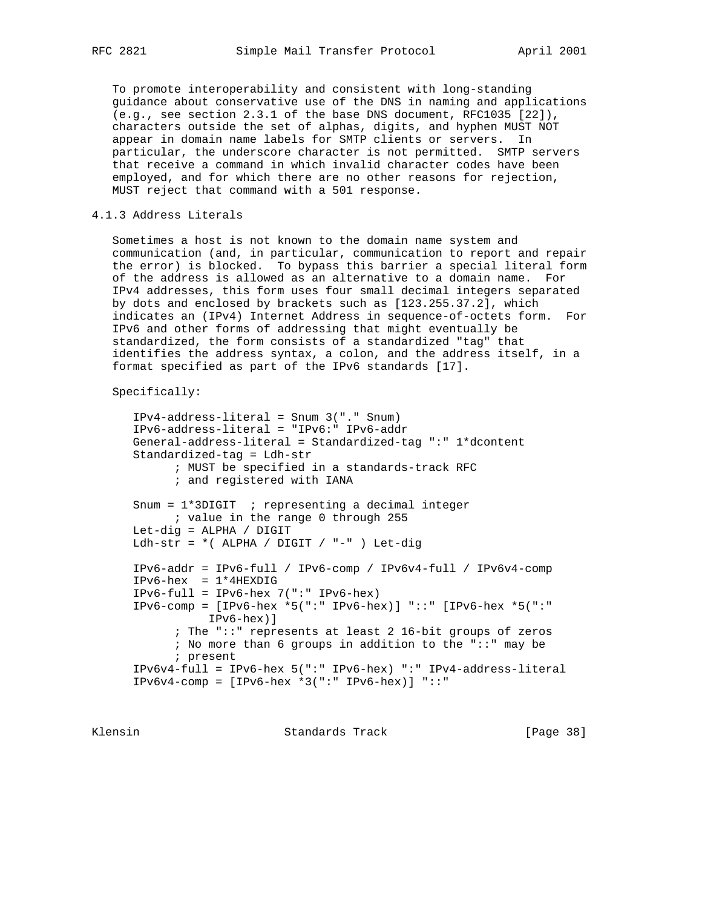To promote interoperability and consistent with long-standing guidance about conservative use of the DNS in naming and applications (e.g., see section 2.3.1 of the base DNS document, RFC1035 [22]), characters outside the set of alphas, digits, and hyphen MUST NOT appear in domain name labels for SMTP clients or servers. In particular, the underscore character is not permitted. SMTP servers that receive a command in which invalid character codes have been employed, and for which there are no other reasons for rejection, MUST reject that command with a 501 response.

### 4.1.3 Address Literals

Sometimes a host is not known to the domain name system and communication (and, in particular, communication to report and repair the error) is blocked. To bypass this barrier a special literal form of the address is allowed as an alternative to a domain name. For IPv4 addresses, this form uses four small decimal integers separated by dots and enclosed by brackets such as [123.255.37.2], which indicates an (IPv4) Internet Address in sequence-of-octets form. For IPv6 and other forms of addressing that might eventually be standardized, the form consists of a standardized "tag" that identifies the address syntax, a colon, and the address itself, in a format specified as part of the IPv6 standards [17].

Specifically:

```
IPv4-address-literal = Snum 3("." Snum)
IPv6-address-literal = "IPv6:" IPv6-addr
General-address-literal = Standardized-tag ":" 1*dcontent
Standardized-tag = Ldh-str
      ; MUST be specified in a standards-track RFC
      ; and registered with IANA

Snum = 1*3DIGIT  ; representing a decimal integer
      ; value in the range 0 through 255
Let-dig = ALPHA / DIGIT
Ldh-str = *( ALPHA / DIGIT / "-" ) Let-dig

IPv6-addr = IPv6-full / IPv6-comp / IPv6v4-full / IPv6v4-comp
IPv6-hex  = 1*4HEXDIG
IPv6-full = IPv6-hex 7(":" IPv6-hex)
IPv6-comp = [IPv6-hex *5(":" IPv6-hex)] "::" [IPv6-hex *5(":"
           IPv6-hex)]
      ; The "::" represents at least 2 16-bit groups of zeros
      ; No more than 6 groups in addition to the "::" may be
      ; present
IPv6v4-full = IPv6-hex 5(":" IPv6-hex) ":" IPv4-address-literal
IPv6v4-comp = [IPv6-hex *3(":" IPv6-hex)] "::"
```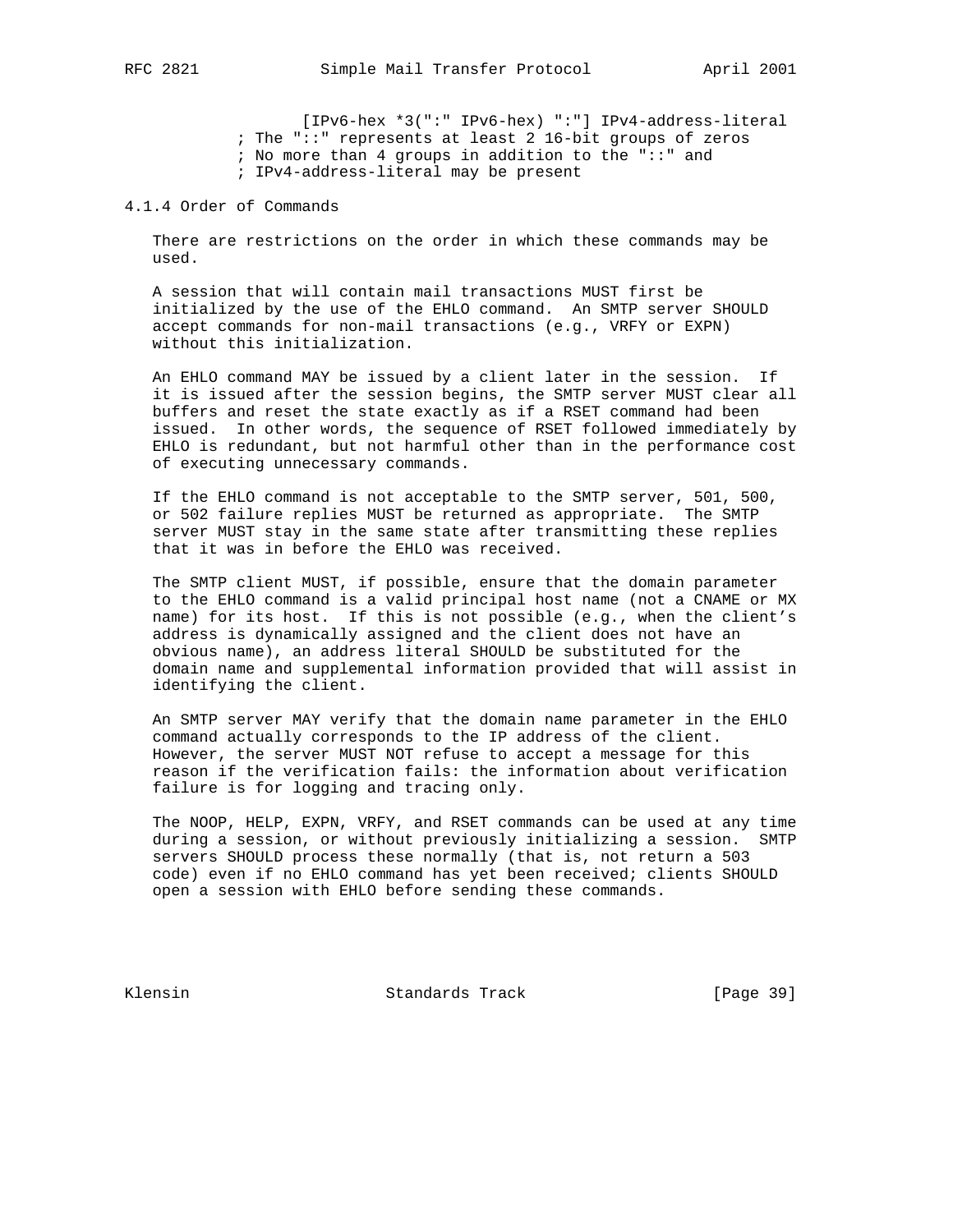```
                 [IPv6-hex *3(":" IPv6-hex) ":"] IPv4-address-literal
          ; The "::" represents at least 2 16-bit groups of zeros
          ; No more than 4 groups in addition to the "::" and
          ; IPv4-address-literal may be present
```

### 4.1.4 Order of Commands

There are restrictions on the order in which these commands may be used.

A session that will contain mail transactions MUST first be initialized by the use of the EHLO command. An SMTP server SHOULD accept commands for non-mail transactions (e.g., VRFY or EXPN) without this initialization.

An EHLO command MAY be issued by a client later in the session. If it is issued after the session begins, the SMTP server MUST clear all buffers and reset the state exactly as if a RSET command had been issued. In other words, the sequence of RSET followed immediately by EHLO is redundant, but not harmful other than in the performance cost of executing unnecessary commands.

If the EHLO command is not acceptable to the SMTP server, 501, 500, or 502 failure replies MUST be returned as appropriate. The SMTP server MUST stay in the same state after transmitting these replies that it was in before the EHLO was received.

The SMTP client MUST, if possible, ensure that the domain parameter to the EHLO command is a valid principal host name (not a CNAME or MX name) for its host. If this is not possible (e.g., when the client's address is dynamically assigned and the client does not have an obvious name), an address literal SHOULD be substituted for the domain name and supplemental information provided that will assist in identifying the client.

An SMTP server MAY verify that the domain name parameter in the EHLO command actually corresponds to the IP address of the client. However, the server MUST NOT refuse to accept a message for this reason if the verification fails: the information about verification failure is for logging and tracing only.

The NOOP, HELP, EXPN, VRFY, and RSET commands can be used at any time during a session, or without previously initializing a session. SMTP servers SHOULD process these normally (that is, not return a 503 code) even if no EHLO command has yet been received; clients SHOULD open a session with EHLO before sending these commands.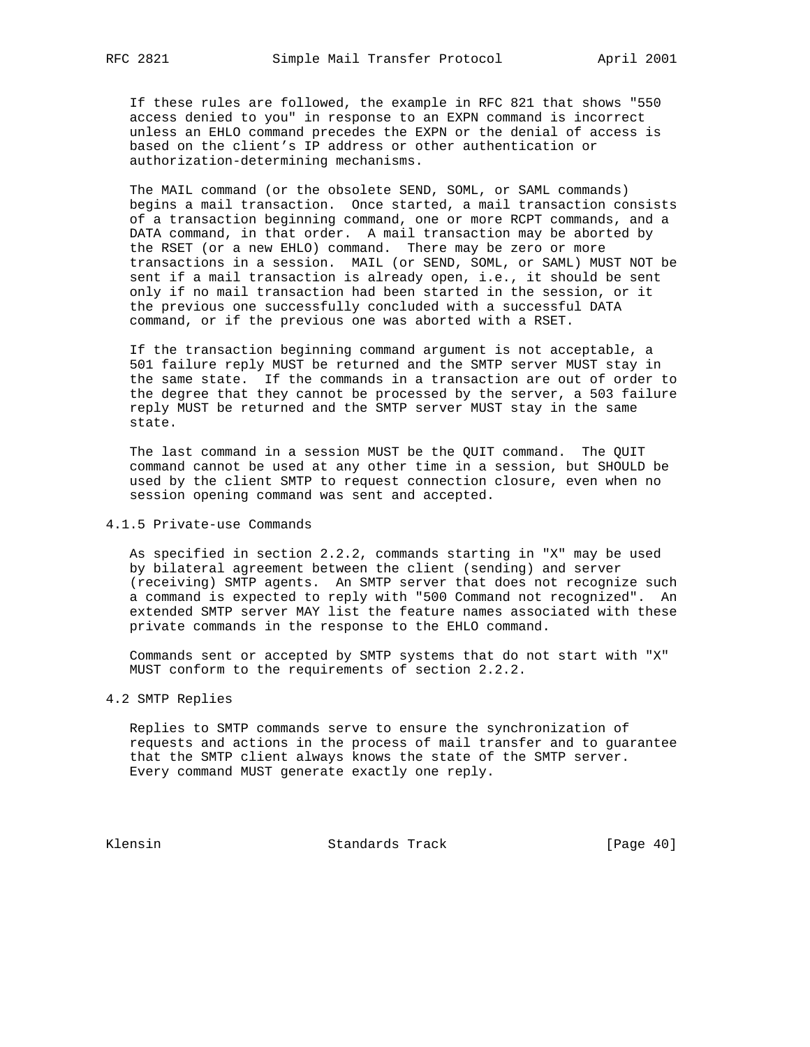If these rules are followed, the example in RFC 821 that shows "550 access denied to you" in response to an EXPN command is incorrect unless an EHLO command precedes the EXPN or the denial of access is based on the client's IP address or other authentication or authorization-determining mechanisms.

The MAIL command (or the obsolete SEND, SOML, or SAML commands) begins a mail transaction. Once started, a mail transaction consists of a transaction beginning command, one or more RCPT commands, and a DATA command, in that order. A mail transaction may be aborted by the RSET (or a new EHLO) command. There may be zero or more transactions in a session. MAIL (or SEND, SOML, or SAML) MUST NOT be sent if a mail transaction is already open, i.e., it should be sent only if no mail transaction had been started in the session, or it the previous one successfully concluded with a successful DATA command, or if the previous one was aborted with a RSET.

If the transaction beginning command argument is not acceptable, a 501 failure reply MUST be returned and the SMTP server MUST stay in the same state. If the commands in a transaction are out of order to the degree that they cannot be processed by the server, a 503 failure reply MUST be returned and the SMTP server MUST stay in the same state.

The last command in a session MUST be the QUIT command. The QUIT command cannot be used at any other time in a session, but SHOULD be used by the client SMTP to request connection closure, even when no session opening command was sent and accepted.

### 4.1.5 Private-use Commands

As specified in section 2.2.2, commands starting in "X" may be used by bilateral agreement between the client (sending) and server (receiving) SMTP agents. An SMTP server that does not recognize such a command is expected to reply with "500 Command not recognized". An extended SMTP server MAY list the feature names associated with these private commands in the response to the EHLO command.

Commands sent or accepted by SMTP systems that do not start with "X" MUST conform to the requirements of section 2.2.2.

## 4.2 SMTP Replies

Replies to SMTP commands serve to ensure the synchronization of requests and actions in the process of mail transfer and to guarantee that the SMTP client always knows the state of the SMTP server. Every command MUST generate exactly one reply.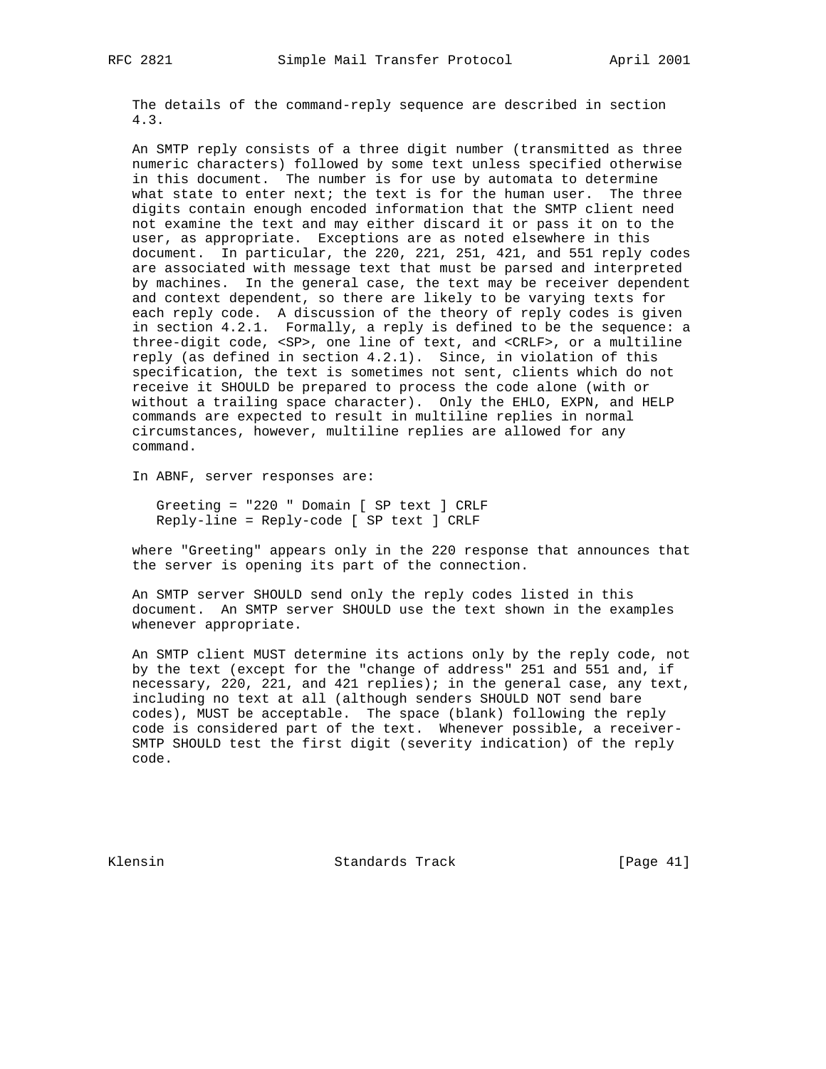The details of the command-reply sequence are described in section 4.3.

An SMTP reply consists of a three digit number (transmitted as three numeric characters) followed by some text unless specified otherwise in this document. The number is for use by automata to determine what state to enter next; the text is for the human user. The three digits contain enough encoded information that the SMTP client need not examine the text and may either discard it or pass it on to the user, as appropriate. Exceptions are as noted elsewhere in this document. In particular, the 220, 221, 251, 421, and 551 reply codes are associated with message text that must be parsed and interpreted by machines. In the general case, the text may be receiver dependent and context dependent, so there are likely to be varying texts for each reply code. A discussion of the theory of reply codes is given in section 4.2.1. Formally, a reply is defined to be the sequence: a three-digit code, <SP>, one line of text, and <CRLF>, or a multiline reply (as defined in section 4.2.1). Since, in violation of this specification, the text is sometimes not sent, clients which do not receive it SHOULD be prepared to process the code alone (with or without a trailing space character). Only the EHLO, EXPN, and HELP commands are expected to result in multiline replies in normal circumstances, however, multiline replies are allowed for any command.

In ABNF, server responses are:

```
Greeting = "220 " Domain [ SP text ] CRLF
Reply-line = Reply-code [ SP text ] CRLF
```

where "Greeting" appears only in the 220 response that announces that the server is opening its part of the connection.

An SMTP server SHOULD send only the reply codes listed in this document. An SMTP server SHOULD use the text shown in the examples whenever appropriate.

An SMTP client MUST determine its actions only by the reply code, not by the text (except for the "change of address" 251 and 551 and, if necessary, 220, 221, and 421 replies); in the general case, any text, including no text at all (although senders SHOULD NOT send bare codes), MUST be acceptable. The space (blank) following the reply code is considered part of the text. Whenever possible, a receiver-SMTP SHOULD test the first digit (severity indication) of the reply code.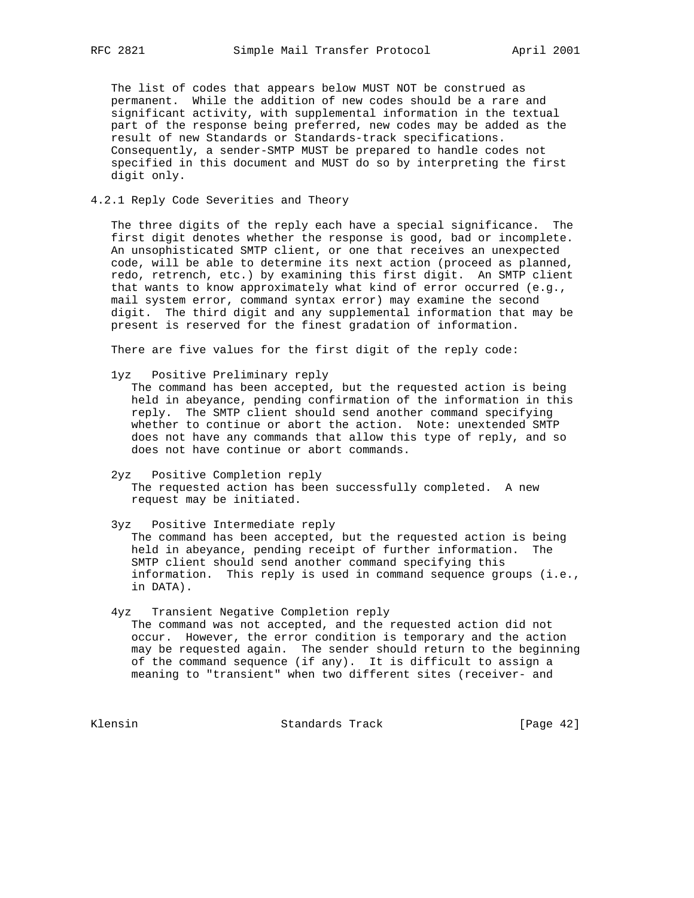The list of codes that appears below MUST NOT be construed as permanent. While the addition of new codes should be a rare and significant activity, with supplemental information in the textual part of the response being preferred, new codes may be added as the result of new Standards or Standards-track specifications. Consequently, a sender-SMTP MUST be prepared to handle codes not specified in this document and MUST do so by interpreting the first digit only.

### 4.2.1 Reply Code Severities and Theory

The three digits of the reply each have a special significance. The first digit denotes whether the response is good, bad or incomplete. An unsophisticated SMTP client, or one that receives an unexpected code, will be able to determine its next action (proceed as planned, redo, retrench, etc.) by examining this first digit. An SMTP client that wants to know approximately what kind of error occurred (e.g., mail system error, command syntax error) may examine the second digit. The third digit and any supplemental information that may be present is reserved for the finest gradation of information.

There are five values for the first digit of the reply code:

1yz   Positive Preliminary reply
: The command has been accepted, but the requested action is being held in abeyance, pending confirmation of the information in this reply. The SMTP client should send another command specifying whether to continue or abort the action. Note: unextended SMTP does not have any commands that allow this type of reply, and so does not have continue or abort commands.

2yz   Positive Completion reply
: The requested action has been successfully completed. A new request may be initiated.

3yz   Positive Intermediate reply
: The command has been accepted, but the requested action is being held in abeyance, pending receipt of further information. The SMTP client should send another command specifying this information. This reply is used in command sequence groups (i.e., in DATA).

4yz   Transient Negative Completion reply
: The command was not accepted, and the requested action did not occur. However, the error condition is temporary and the action may be requested again. The sender should return to the beginning of the command sequence (if any). It is difficult to assign a meaning to "transient" when two different sites (receiver- and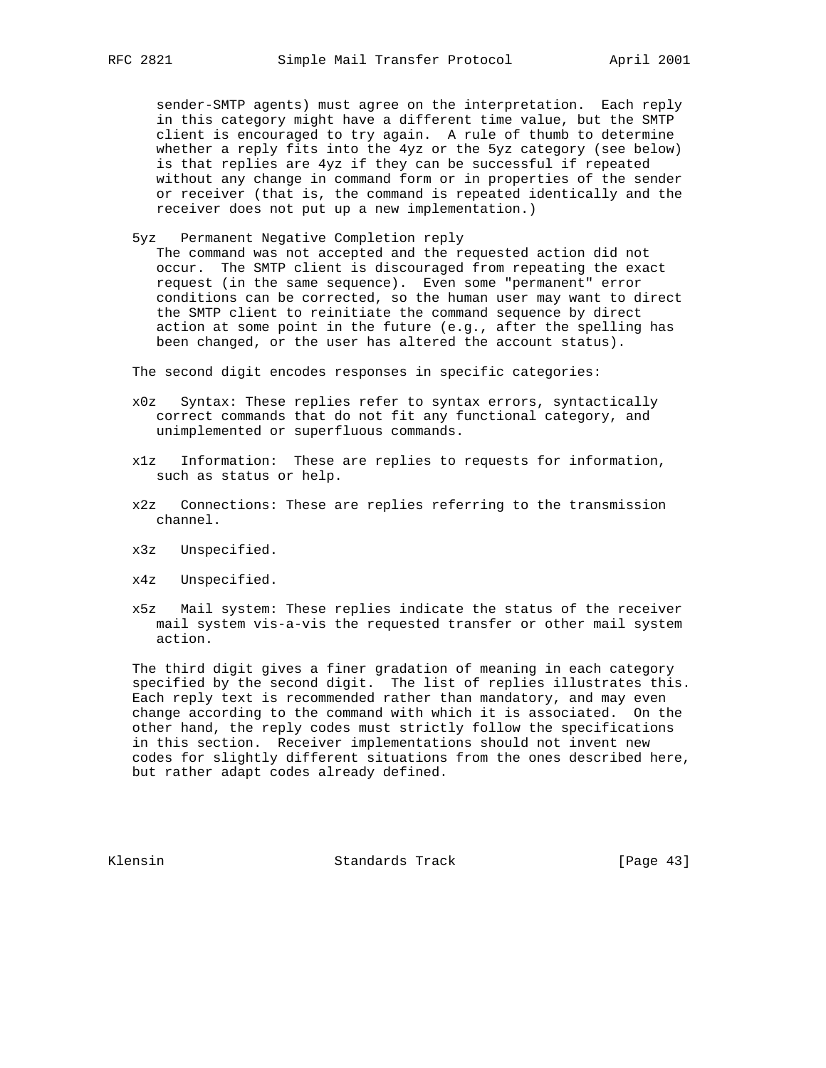sender-SMTP agents) must agree on the interpretation. Each reply in this category might have a different time value, but the SMTP client is encouraged to try again. A rule of thumb to determine whether a reply fits into the 4yz or the 5yz category (see below) is that replies are 4yz if they can be successful if repeated without any change in command form or in properties of the sender or receiver (that is, the command is repeated identically and the receiver does not put up a new implementation.)

5yz Permanent Negative Completion reply
The command was not accepted and the requested action did not occur. The SMTP client is discouraged from repeating the exact request (in the same sequence). Even some "permanent" error conditions can be corrected, so the human user may want to direct the SMTP client to reinitiate the command sequence by direct action at some point in the future (e.g., after the spelling has been changed, or the user has altered the account status).

The second digit encodes responses in specific categories:

x0z Syntax: These replies refer to syntax errors, syntactically correct commands that do not fit any functional category, and unimplemented or superfluous commands.

x1z Information: These are replies to requests for information, such as status or help.

x2z Connections: These are replies referring to the transmission channel.

x3z Unspecified.

x4z Unspecified.

x5z Mail system: These replies indicate the status of the receiver mail system vis-a-vis the requested transfer or other mail system action.

The third digit gives a finer gradation of meaning in each category specified by the second digit. The list of replies illustrates this. Each reply text is recommended rather than mandatory, and may even change according to the command with which it is associated. On the other hand, the reply codes must strictly follow the specifications in this section. Receiver implementations should not invent new codes for slightly different situations from the ones described here, but rather adapt codes already defined.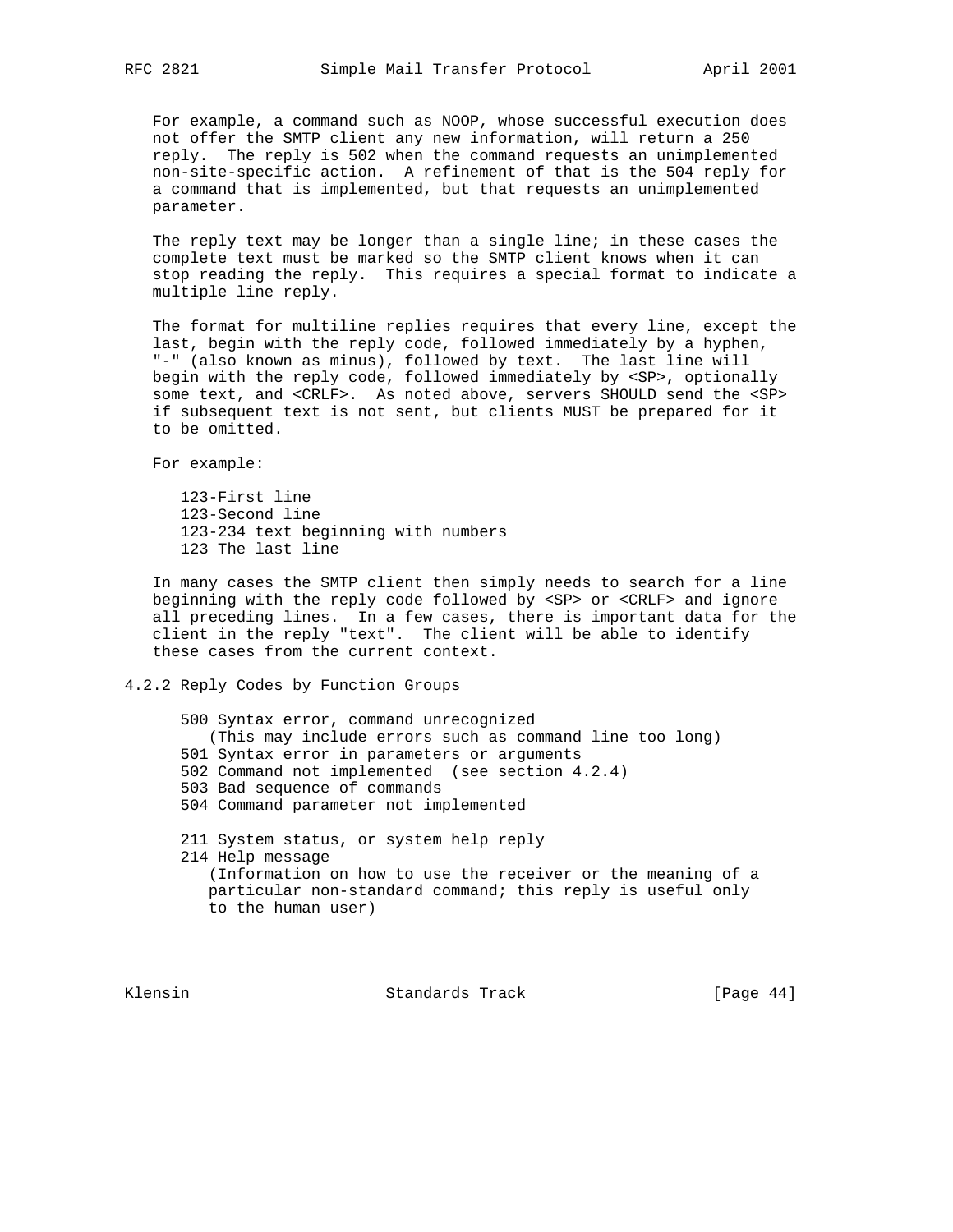For example, a command such as NOOP, whose successful execution does not offer the SMTP client any new information, will return a 250 reply. The reply is 502 when the command requests an unimplemented non-site-specific action. A refinement of that is the 504 reply for a command that is implemented, but that requests an unimplemented parameter.

The reply text may be longer than a single line; in these cases the complete text must be marked so the SMTP client knows when it can stop reading the reply. This requires a special format to indicate a multiple line reply.

The format for multiline replies requires that every line, except the last, begin with the reply code, followed immediately by a hyphen, "-" (also known as minus), followed by text. The last line will begin with the reply code, followed immediately by <SP>, optionally some text, and <CRLF>. As noted above, servers SHOULD send the <SP> if subsequent text is not sent, but clients MUST be prepared for it to be omitted.

For example:

```
123-First line
123-Second line
123-234 text beginning with numbers
123 The last line
```

In many cases the SMTP client then simply needs to search for a line beginning with the reply code followed by <SP> or <CRLF> and ignore all preceding lines. In a few cases, there is important data for the client in the reply "text". The client will be able to identify these cases from the current context.

### 4.2.2 Reply Codes by Function Groups

```
500 Syntax error, command unrecognized
   (This may include errors such as command line too long)
501 Syntax error in parameters or arguments
502 Command not implemented  (see section 4.2.4)
503 Bad sequence of commands
504 Command parameter not implemented

211 System status, or system help reply
214 Help message
   (Information on how to use the receiver or the meaning of a
   particular non-standard command; this reply is useful only
   to the human user)
```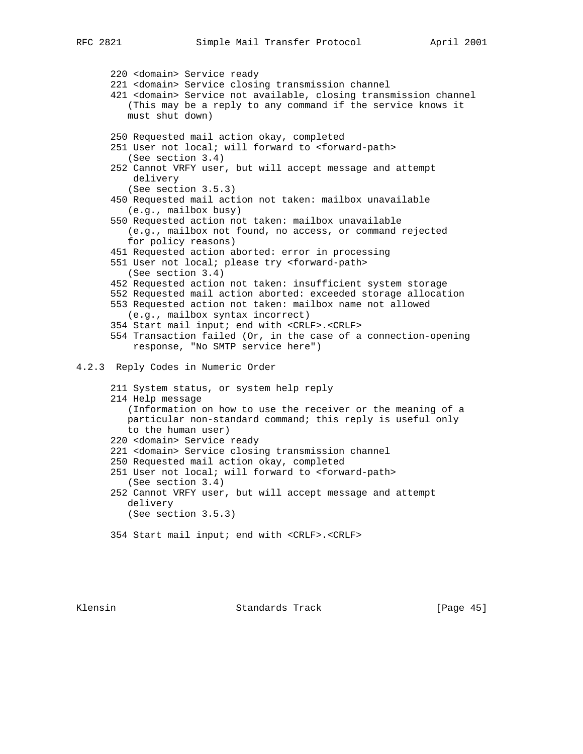```
   220 <domain> Service ready
   221 <domain> Service closing transmission channel
   421 <domain> Service not available, closing transmission channel
      (This may be a reply to any command if the service knows it
      must shut down)

   250 Requested mail action okay, completed
   251 User not local; will forward to <forward-path>
      (See section 3.4)
   252 Cannot VRFY user, but will accept message and attempt
       delivery
      (See section 3.5.3)
   450 Requested mail action not taken: mailbox unavailable
      (e.g., mailbox busy)
   550 Requested action not taken: mailbox unavailable
      (e.g., mailbox not found, no access, or command rejected
      for policy reasons)
   451 Requested action aborted: error in processing
   551 User not local; please try <forward-path>
      (See section 3.4)
   452 Requested action not taken: insufficient system storage
   552 Requested mail action aborted: exceeded storage allocation
   553 Requested action not taken: mailbox name not allowed
      (e.g., mailbox syntax incorrect)
   354 Start mail input; end with <CRLF>.<CRLF>
   554 Transaction failed (Or, in the case of a connection-opening
       response, "No SMTP service here")
```

### 4.2.3 Reply Codes in Numeric Order

```
   211 System status, or system help reply
   214 Help message
      (Information on how to use the receiver or the meaning of a
      particular non-standard command; this reply is useful only
      to the human user)
   220 <domain> Service ready
   221 <domain> Service closing transmission channel
   250 Requested mail action okay, completed
   251 User not local; will forward to <forward-path>
      (See section 3.4)
   252 Cannot VRFY user, but will accept message and attempt
      delivery
      (See section 3.5.3)

   354 Start mail input; end with <CRLF>.<CRLF>
```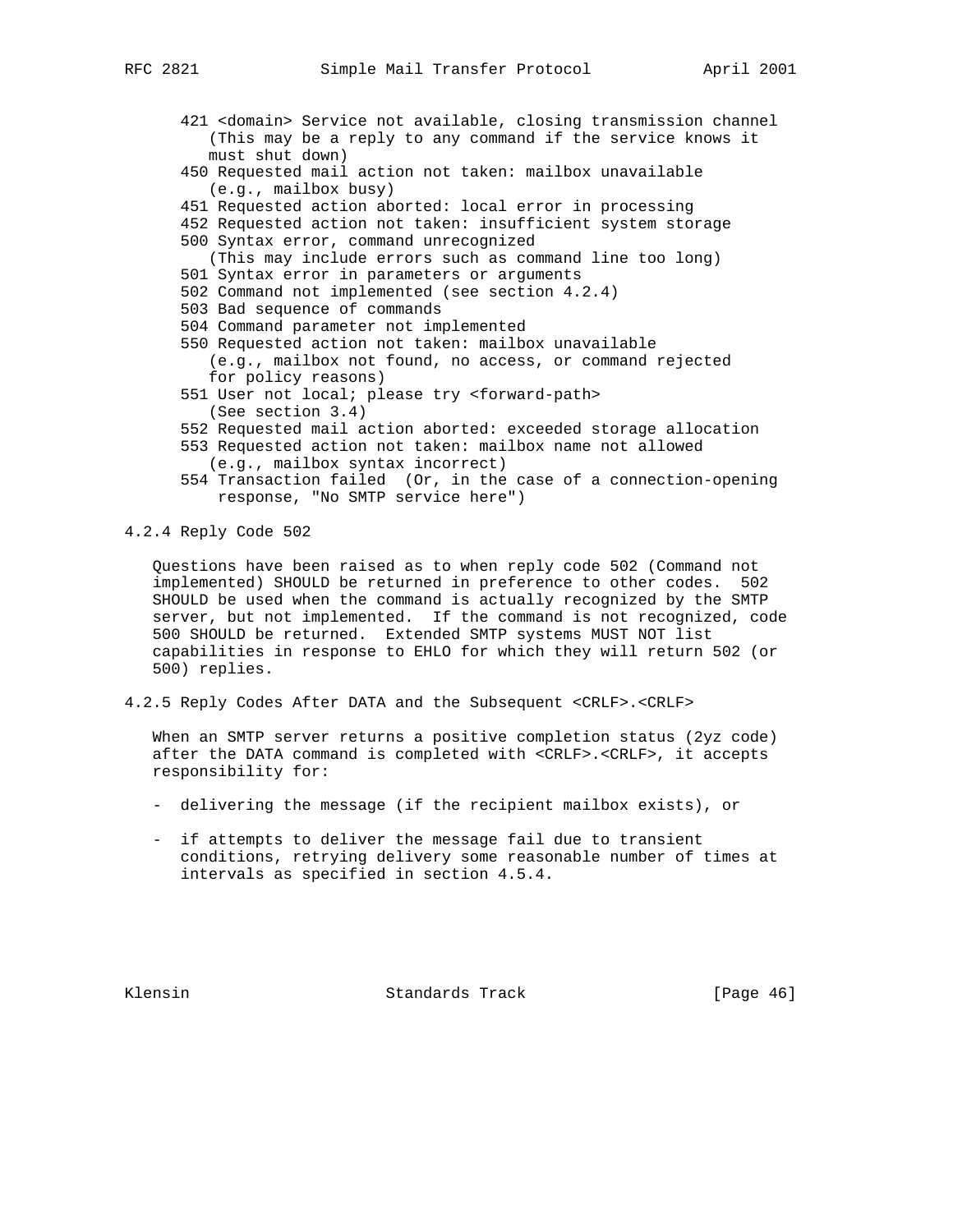```
421 <domain> Service not available, closing transmission channel
   (This may be a reply to any command if the service knows it
   must shut down)
450 Requested mail action not taken: mailbox unavailable
   (e.g., mailbox busy)
451 Requested action aborted: local error in processing
452 Requested action not taken: insufficient system storage
500 Syntax error, command unrecognized
   (This may include errors such as command line too long)
501 Syntax error in parameters or arguments
502 Command not implemented (see section 4.2.4)
503 Bad sequence of commands
504 Command parameter not implemented
550 Requested action not taken: mailbox unavailable
   (e.g., mailbox not found, no access, or command rejected
   for policy reasons)
551 User not local; please try <forward-path>
   (See section 3.4)
552 Requested mail action aborted: exceeded storage allocation
553 Requested action not taken: mailbox name not allowed
   (e.g., mailbox syntax incorrect)
554 Transaction failed  (Or, in the case of a connection-opening
    response, "No SMTP service here")
```

### 4.2.4 Reply Code 502

Questions have been raised as to when reply code 502 (Command not implemented) SHOULD be returned in preference to other codes. 502 SHOULD be used when the command is actually recognized by the SMTP server, but not implemented. If the command is not recognized, code 500 SHOULD be returned. Extended SMTP systems MUST NOT list capabilities in response to EHLO for which they will return 502 (or 500) replies.

### 4.2.5 Reply Codes After DATA and the Subsequent <CRLF>.<CRLF>

When an SMTP server returns a positive completion status (2yz code) after the DATA command is completed with <CRLF>.<CRLF>, it accepts responsibility for:

- delivering the message (if the recipient mailbox exists), or

- if attempts to deliver the message fail due to transient conditions, retrying delivery some reasonable number of times at intervals as specified in section 4.5.4.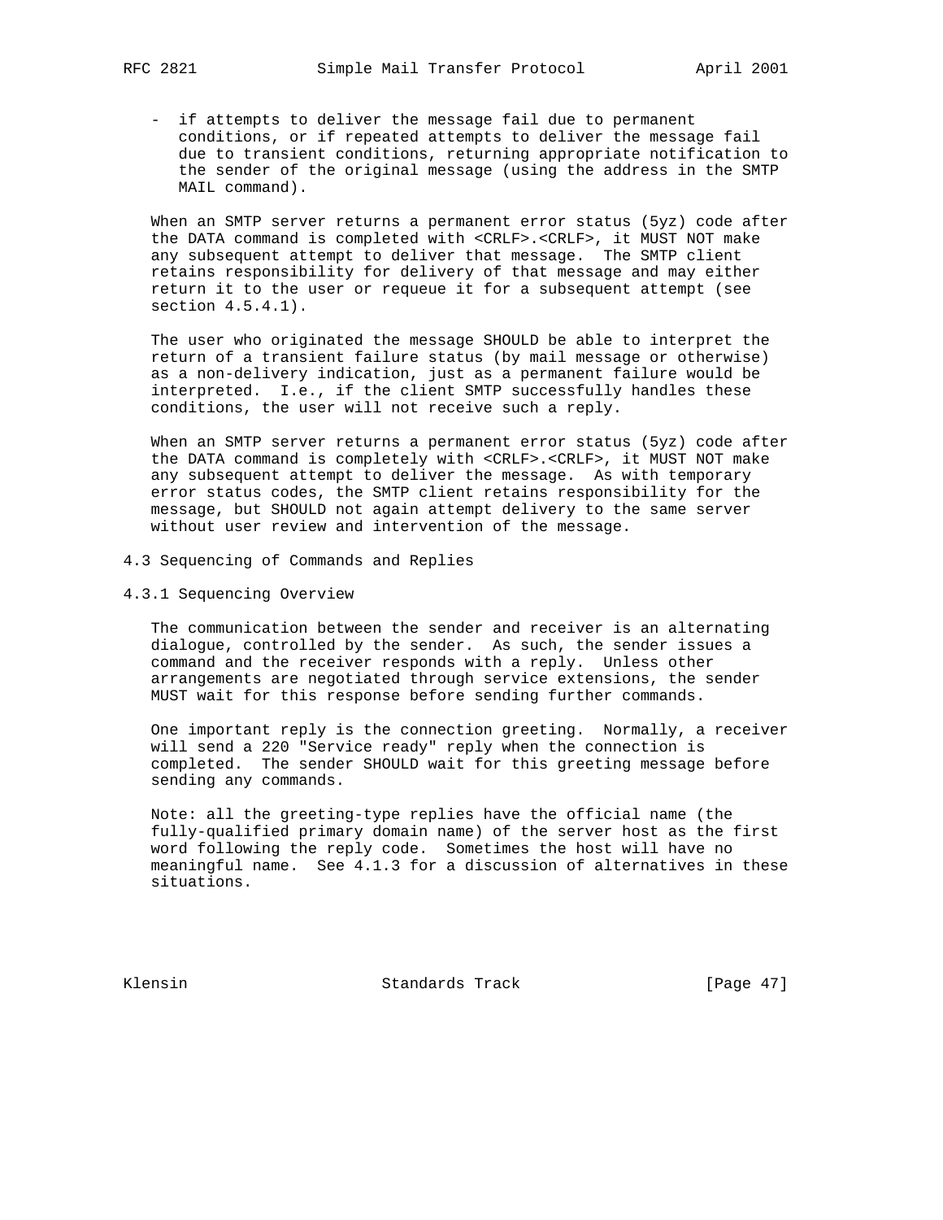- if attempts to deliver the message fail due to permanent conditions, or if repeated attempts to deliver the message fail due to transient conditions, returning appropriate notification to the sender of the original message (using the address in the SMTP MAIL command).

When an SMTP server returns a permanent error status (5yz) code after the DATA command is completed with <CRLF>.<CRLF>, it MUST NOT make any subsequent attempt to deliver that message. The SMTP client retains responsibility for delivery of that message and may either return it to the user or requeue it for a subsequent attempt (see section 4.5.4.1).

The user who originated the message SHOULD be able to interpret the return of a transient failure status (by mail message or otherwise) as a non-delivery indication, just as a permanent failure would be interpreted. I.e., if the client SMTP successfully handles these conditions, the user will not receive such a reply.

When an SMTP server returns a permanent error status (5yz) code after the DATA command is completely with <CRLF>.<CRLF>, it MUST NOT make any subsequent attempt to deliver the message. As with temporary error status codes, the SMTP client retains responsibility for the message, but SHOULD not again attempt delivery to the same server without user review and intervention of the message.

## 4.3 Sequencing of Commands and Replies

### 4.3.1 Sequencing Overview

The communication between the sender and receiver is an alternating dialogue, controlled by the sender. As such, the sender issues a command and the receiver responds with a reply. Unless other arrangements are negotiated through service extensions, the sender MUST wait for this response before sending further commands.

One important reply is the connection greeting. Normally, a receiver will send a 220 "Service ready" reply when the connection is completed. The sender SHOULD wait for this greeting message before sending any commands.

Note: all the greeting-type replies have the official name (the fully-qualified primary domain name) of the server host as the first word following the reply code. Sometimes the host will have no meaningful name. See 4.1.3 for a discussion of alternatives in these situations.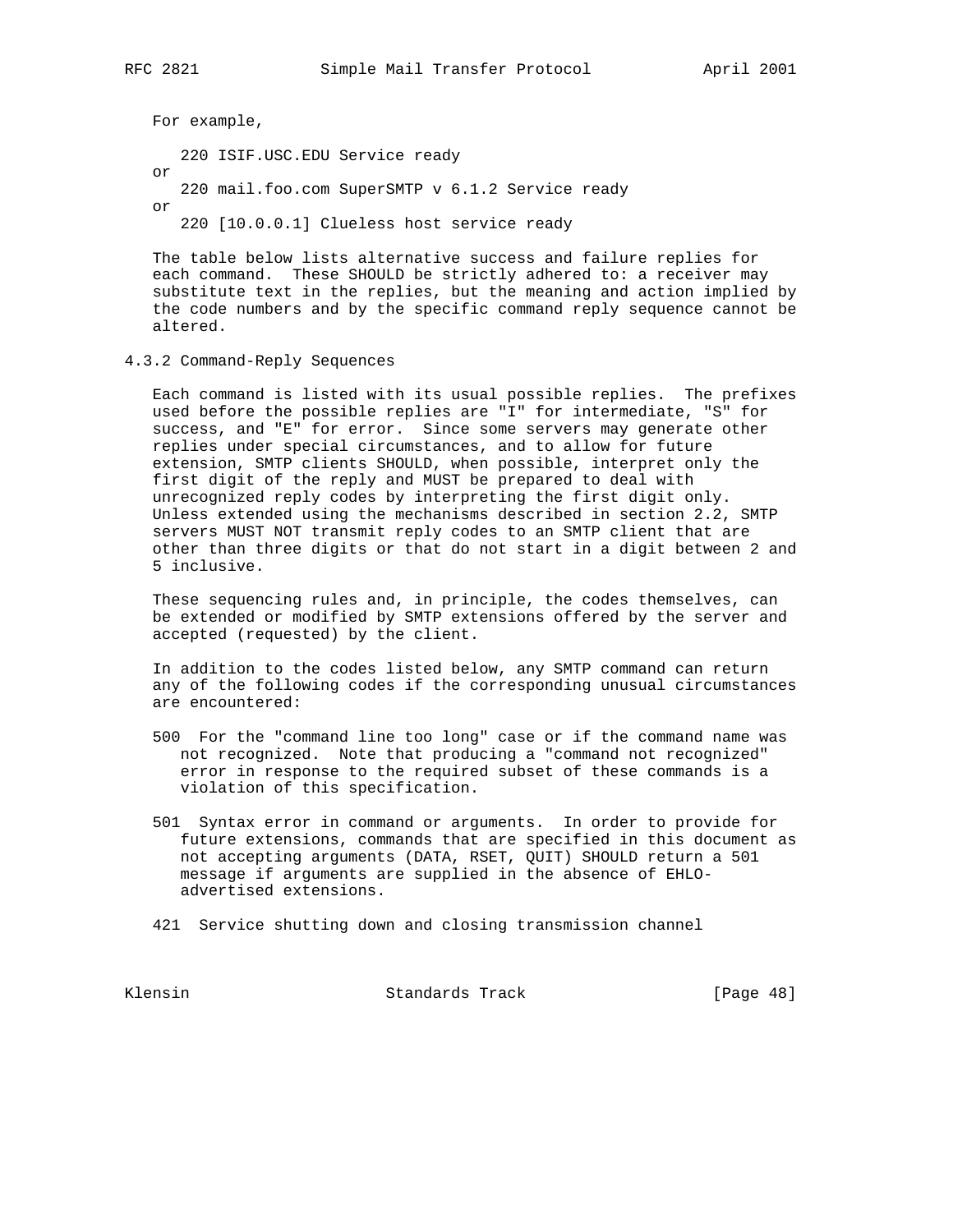For example,

```
   220 ISIF.USC.EDU Service ready
or
   220 mail.foo.com SuperSMTP v 6.1.2 Service ready
or
   220 [10.0.0.1] Clueless host service ready
```

The table below lists alternative success and failure replies for each command. These SHOULD be strictly adhered to: a receiver may substitute text in the replies, but the meaning and action implied by the code numbers and by the specific command reply sequence cannot be altered.

### 4.3.2 Command-Reply Sequences

Each command is listed with its usual possible replies. The prefixes used before the possible replies are "I" for intermediate, "S" for success, and "E" for error. Since some servers may generate other replies under special circumstances, and to allow for future extension, SMTP clients SHOULD, when possible, interpret only the first digit of the reply and MUST be prepared to deal with unrecognized reply codes by interpreting the first digit only. Unless extended using the mechanisms described in section 2.2, SMTP servers MUST NOT transmit reply codes to an SMTP client that are other than three digits or that do not start in a digit between 2 and 5 inclusive.

These sequencing rules and, in principle, the codes themselves, can be extended or modified by SMTP extensions offered by the server and accepted (requested) by the client.

In addition to the codes listed below, any SMTP command can return any of the following codes if the corresponding unusual circumstances are encountered:

500 For the "command line too long" case or if the command name was not recognized. Note that producing a "command not recognized" error in response to the required subset of these commands is a violation of this specification.

501 Syntax error in command or arguments. In order to provide for future extensions, commands that are specified in this document as not accepting arguments (DATA, RSET, QUIT) SHOULD return a 501 message if arguments are supplied in the absence of EHLO-advertised extensions.

421 Service shutting down and closing transmission channel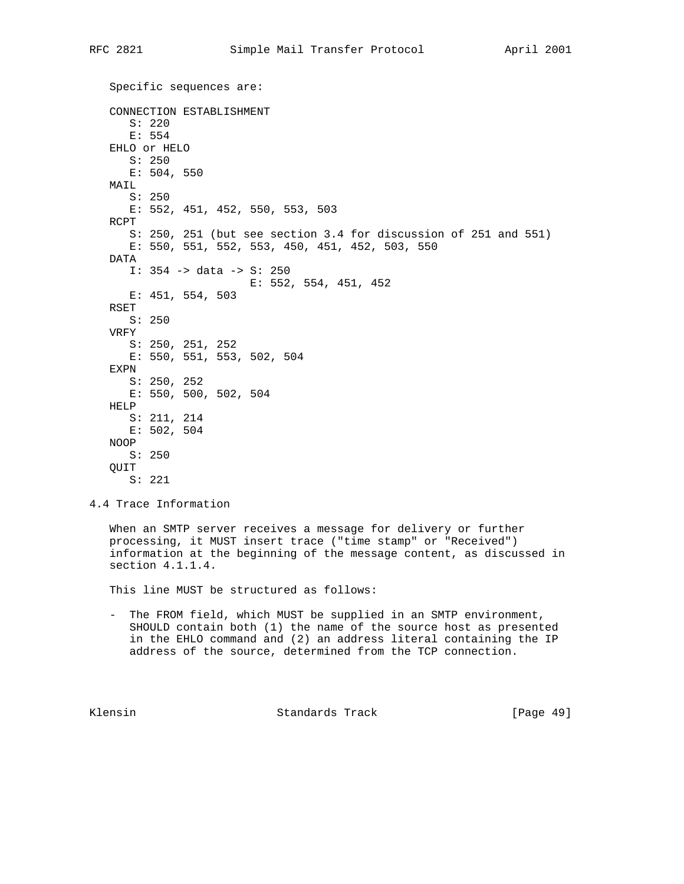Specific sequences are:

```
CONNECTION ESTABLISHMENT
   S: 220
   E: 554
EHLO or HELO
   S: 250
   E: 504, 550
MAIL
   S: 250
   E: 552, 451, 452, 550, 553, 503
RCPT
   S: 250, 251 (but see section 3.4 for discussion of 251 and 551)
   E: 550, 551, 552, 553, 450, 451, 452, 503, 550
DATA
   I: 354 -> data -> S: 250
                     E: 552, 554, 451, 452
   E: 451, 554, 503
RSET
   S: 250
VRFY
   S: 250, 251, 252
   E: 550, 551, 553, 502, 504
EXPN
   S: 250, 252
   E: 550, 500, 502, 504
HELP
   S: 211, 214
   E: 502, 504
NOOP
   S: 250
QUIT
   S: 221
```

## 4.4 Trace Information

When an SMTP server receives a message for delivery or further processing, it MUST insert trace ("time stamp" or "Received") information at the beginning of the message content, as discussed in section 4.1.1.4.

This line MUST be structured as follows:

- The FROM field, which MUST be supplied in an SMTP environment, SHOULD contain both (1) the name of the source host as presented in the EHLO command and (2) an address literal containing the IP address of the source, determined from the TCP connection.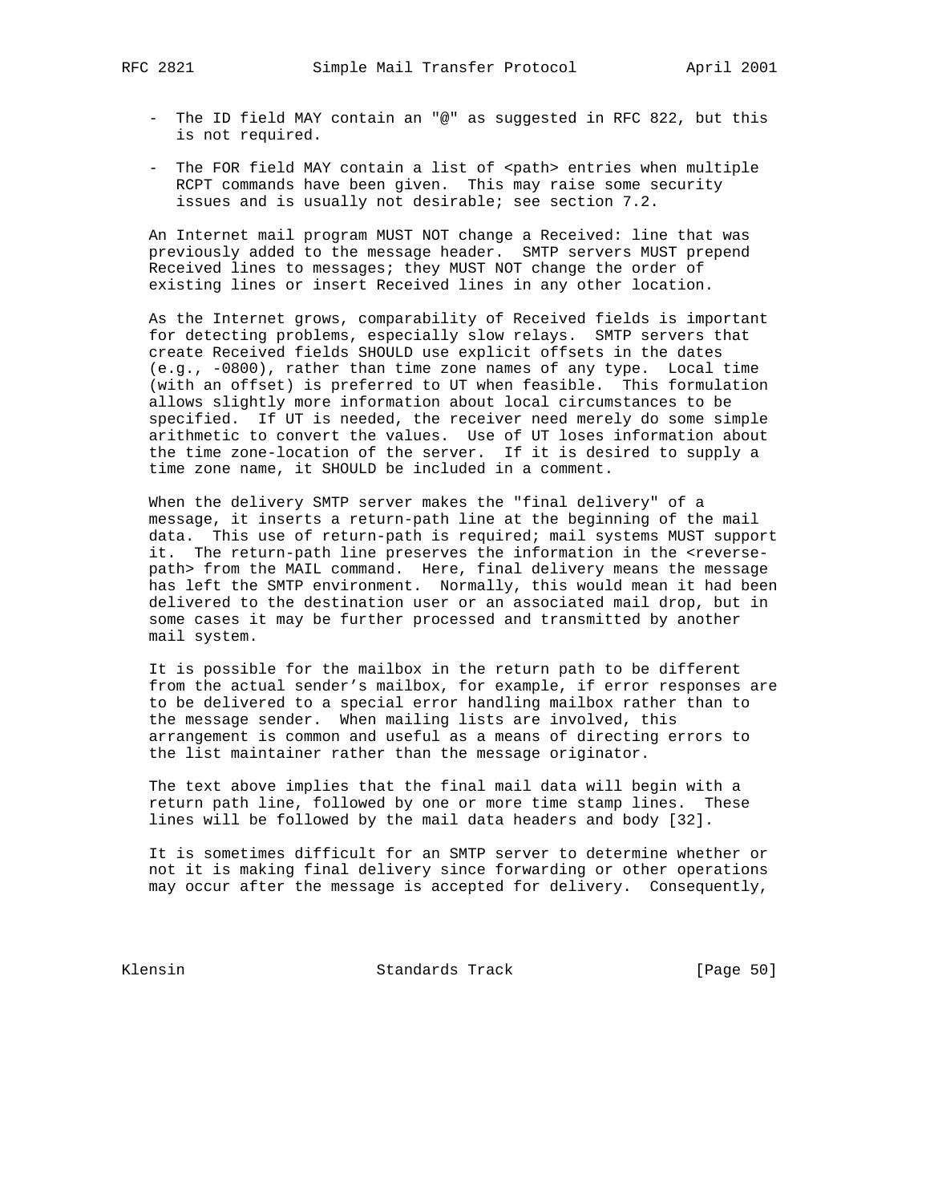- The ID field MAY contain an "@" as suggested in RFC 822, but this is not required.

- The FOR field MAY contain a list of <path> entries when multiple RCPT commands have been given. This may raise some security issues and is usually not desirable; see section 7.2.

An Internet mail program MUST NOT change a Received: line that was previously added to the message header. SMTP servers MUST prepend Received lines to messages; they MUST NOT change the order of existing lines or insert Received lines in any other location.

As the Internet grows, comparability of Received fields is important for detecting problems, especially slow relays. SMTP servers that create Received fields SHOULD use explicit offsets in the dates (e.g., -0800), rather than time zone names of any type. Local time (with an offset) is preferred to UT when feasible. This formulation allows slightly more information about local circumstances to be specified. If UT is needed, the receiver need merely do some simple arithmetic to convert the values. Use of UT loses information about the time zone-location of the server. If it is desired to supply a time zone name, it SHOULD be included in a comment.

When the delivery SMTP server makes the "final delivery" of a message, it inserts a return-path line at the beginning of the mail data. This use of return-path is required; mail systems MUST support it. The return-path line preserves the information in the <reverse-path> from the MAIL command. Here, final delivery means the message has left the SMTP environment. Normally, this would mean it had been delivered to the destination user or an associated mail drop, but in some cases it may be further processed and transmitted by another mail system.

It is possible for the mailbox in the return path to be different from the actual sender's mailbox, for example, if error responses are to be delivered to a special error handling mailbox rather than to the message sender. When mailing lists are involved, this arrangement is common and useful as a means of directing errors to the list maintainer rather than the message originator.

The text above implies that the final mail data will begin with a return path line, followed by one or more time stamp lines. These lines will be followed by the mail data headers and body [32].

It is sometimes difficult for an SMTP server to determine whether or not it is making final delivery since forwarding or other operations may occur after the message is accepted for delivery. Consequently,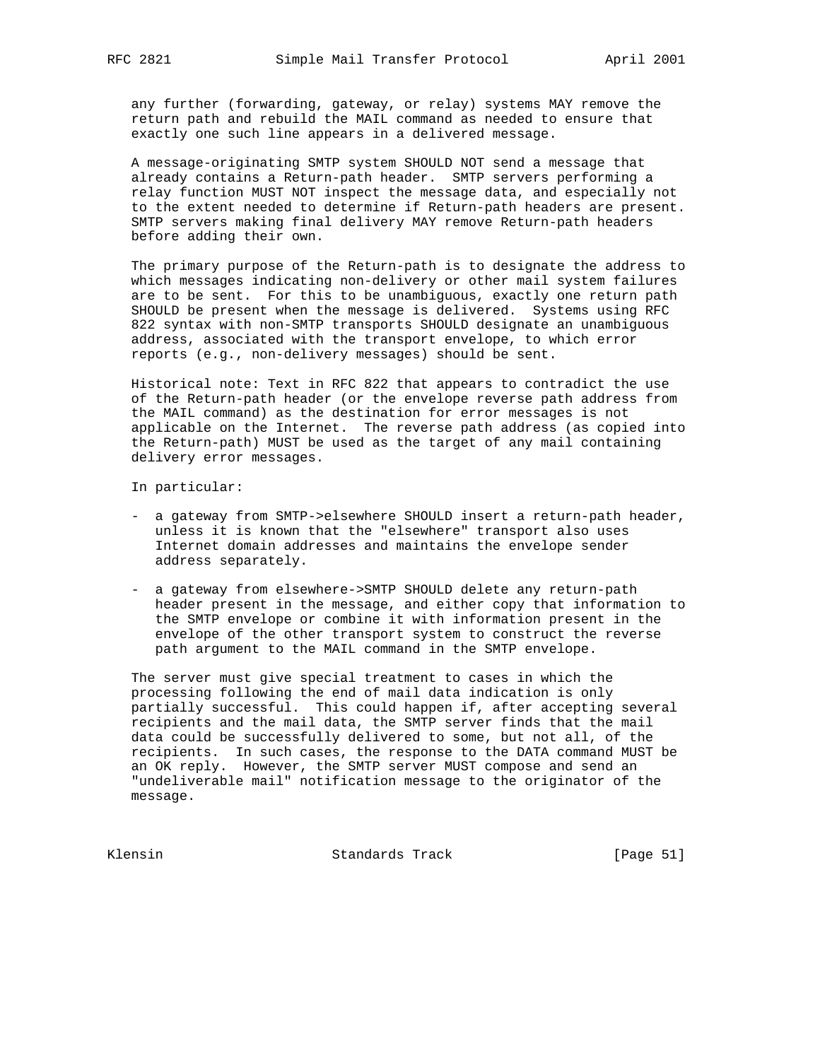any further (forwarding, gateway, or relay) systems MAY remove the return path and rebuild the MAIL command as needed to ensure that exactly one such line appears in a delivered message.

A message-originating SMTP system SHOULD NOT send a message that already contains a Return-path header. SMTP servers performing a relay function MUST NOT inspect the message data, and especially not to the extent needed to determine if Return-path headers are present. SMTP servers making final delivery MAY remove Return-path headers before adding their own.

The primary purpose of the Return-path is to designate the address to which messages indicating non-delivery or other mail system failures are to be sent. For this to be unambiguous, exactly one return path SHOULD be present when the message is delivered. Systems using RFC 822 syntax with non-SMTP transports SHOULD designate an unambiguous address, associated with the transport envelope, to which error reports (e.g., non-delivery messages) should be sent.

Historical note: Text in RFC 822 that appears to contradict the use of the Return-path header (or the envelope reverse path address from the MAIL command) as the destination for error messages is not applicable on the Internet. The reverse path address (as copied into the Return-path) MUST be used as the target of any mail containing delivery error messages.

In particular:

- a gateway from SMTP->elsewhere SHOULD insert a return-path header, unless it is known that the "elsewhere" transport also uses Internet domain addresses and maintains the envelope sender address separately.

- a gateway from elsewhere->SMTP SHOULD delete any return-path header present in the message, and either copy that information to the SMTP envelope or combine it with information present in the envelope of the other transport system to construct the reverse path argument to the MAIL command in the SMTP envelope.

The server must give special treatment to cases in which the processing following the end of mail data indication is only partially successful. This could happen if, after accepting several recipients and the mail data, the SMTP server finds that the mail data could be successfully delivered to some, but not all, of the recipients. In such cases, the response to the DATA command MUST be an OK reply. However, the SMTP server MUST compose and send an "undeliverable mail" notification message to the originator of the message.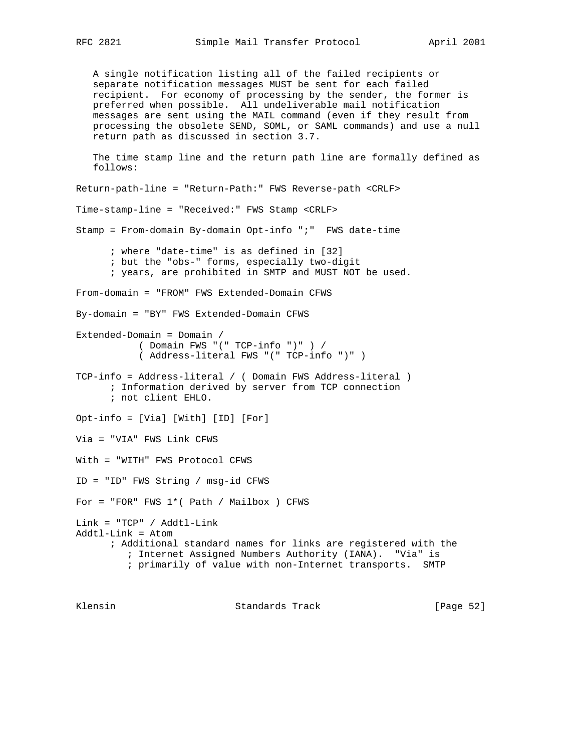A single notification listing all of the failed recipients or separate notification messages MUST be sent for each failed recipient. For economy of processing by the sender, the former is preferred when possible. All undeliverable mail notification messages are sent using the MAIL command (even if they result from processing the obsolete SEND, SOML, or SAML commands) and use a null return path as discussed in section 3.7.

The time stamp line and the return path line are formally defined as follows:

```
Return-path-line = "Return-Path:" FWS Reverse-path <CRLF>

Time-stamp-line = "Received:" FWS Stamp <CRLF>

Stamp = From-domain By-domain Opt-info ";"  FWS date-time

      ; where "date-time" is as defined in [32]
      ; but the "obs-" forms, especially two-digit
      ; years, are prohibited in SMTP and MUST NOT be used.

From-domain = "FROM" FWS Extended-Domain CFWS

By-domain = "BY" FWS Extended-Domain CFWS

Extended-Domain = Domain /
           ( Domain FWS "(" TCP-info ")" ) /
           ( Address-literal FWS "(" TCP-info ")" )

TCP-info = Address-literal / ( Domain FWS Address-literal )
      ; Information derived by server from TCP connection
      ; not client EHLO.

Opt-info = [Via] [With] [ID] [For]

Via = "VIA" FWS Link CFWS

With = "WITH" FWS Protocol CFWS

ID = "ID" FWS String / msg-id CFWS

For = "FOR" FWS 1*( Path / Mailbox ) CFWS

Link = "TCP" / Addtl-Link
Addtl-Link = Atom
      ; Additional standard names for links are registered with the
         ; Internet Assigned Numbers Authority (IANA).  "Via" is
         ; primarily of value with non-Internet transports.  SMTP
```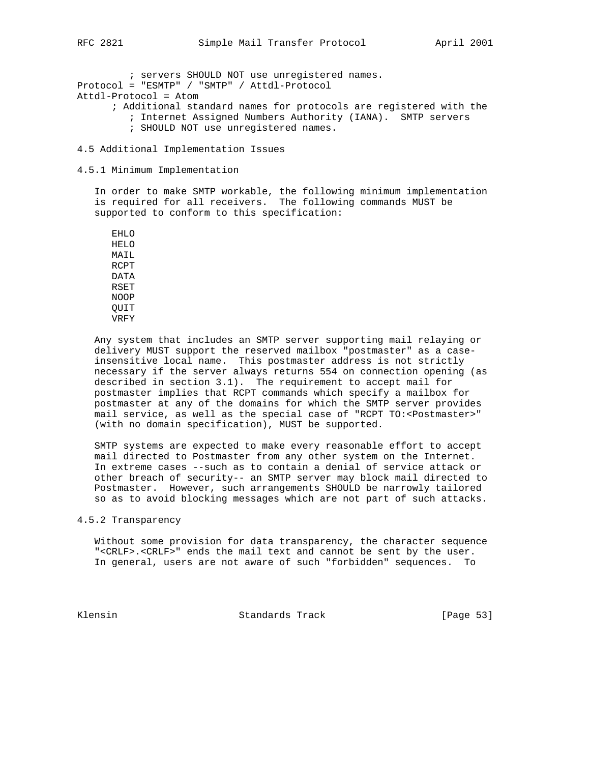```
         ; servers SHOULD NOT use unregistered names.
Protocol = "ESMTP" / "SMTP" / Attdl-Protocol
Attdl-Protocol = Atom
      ; Additional standard names for protocols are registered with the
         ; Internet Assigned Numbers Authority (IANA).  SMTP servers
         ; SHOULD NOT use unregistered names.
```

### 4.5 Additional Implementation Issues

#### 4.5.1 Minimum Implementation

In order to make SMTP workable, the following minimum implementation is required for all receivers. The following commands MUST be supported to conform to this specification:

```
EHLO
HELO
MAIL
RCPT
DATA
RSET
NOOP
QUIT
VRFY
```

Any system that includes an SMTP server supporting mail relaying or delivery MUST support the reserved mailbox "postmaster" as a case-insensitive local name. This postmaster address is not strictly necessary if the server always returns 554 on connection opening (as described in section 3.1). The requirement to accept mail for postmaster implies that RCPT commands which specify a mailbox for postmaster at any of the domains for which the SMTP server provides mail service, as well as the special case of "RCPT TO:<Postmaster>" (with no domain specification), MUST be supported.

SMTP systems are expected to make every reasonable effort to accept mail directed to Postmaster from any other system on the Internet. In extreme cases --such as to contain a denial of service attack or other breach of security-- an SMTP server may block mail directed to Postmaster. However, such arrangements SHOULD be narrowly tailored so as to avoid blocking messages which are not part of such attacks.

#### 4.5.2 Transparency

Without some provision for data transparency, the character sequence "<CRLF>.<CRLF>" ends the mail text and cannot be sent by the user. In general, users are not aware of such "forbidden" sequences. To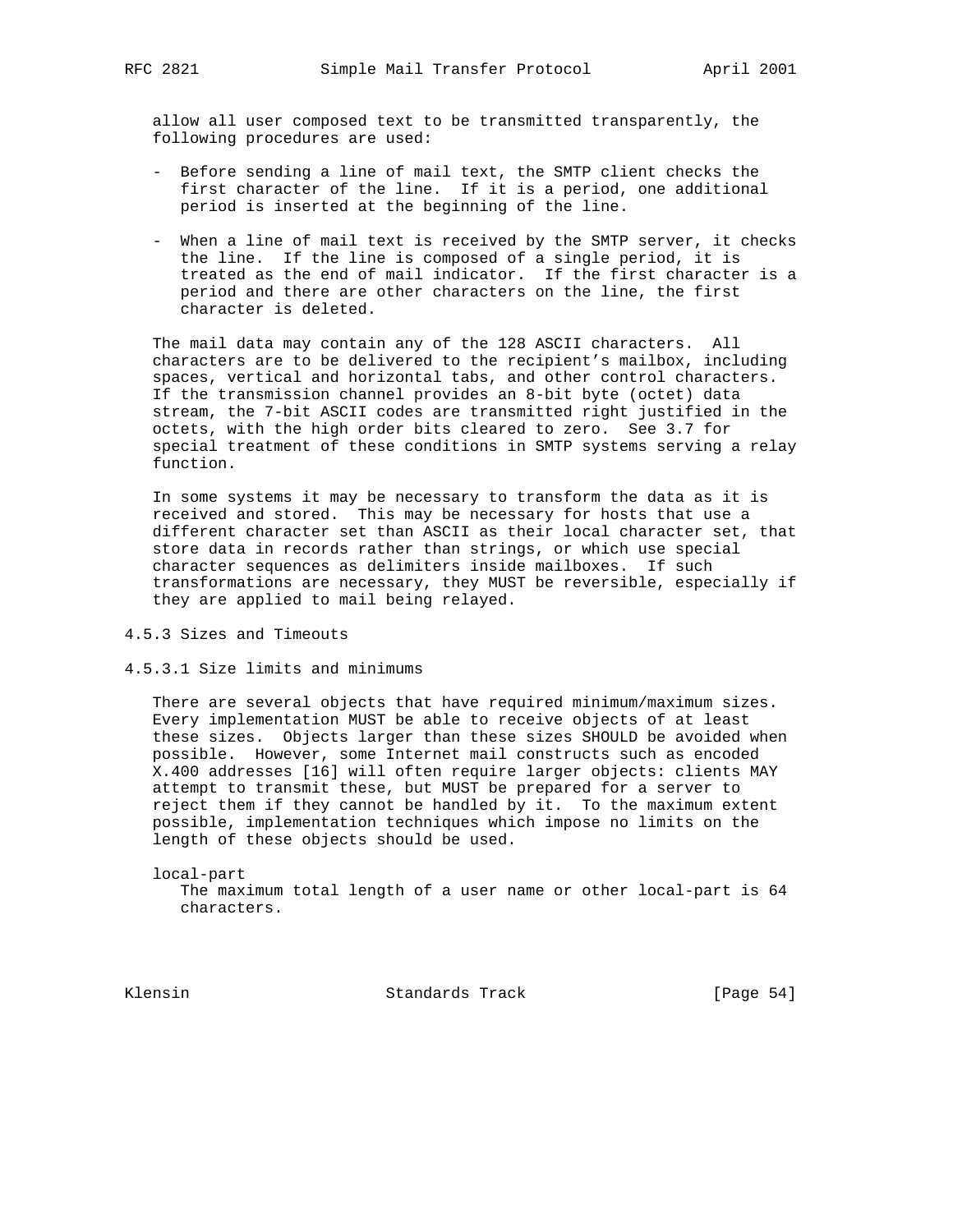allow all user composed text to be transmitted transparently, the following procedures are used:

- Before sending a line of mail text, the SMTP client checks the first character of the line. If it is a period, one additional period is inserted at the beginning of the line.

- When a line of mail text is received by the SMTP server, it checks the line. If the line is composed of a single period, it is treated as the end of mail indicator. If the first character is a period and there are other characters on the line, the first character is deleted.

The mail data may contain any of the 128 ASCII characters. All characters are to be delivered to the recipient's mailbox, including spaces, vertical and horizontal tabs, and other control characters. If the transmission channel provides an 8-bit byte (octet) data stream, the 7-bit ASCII codes are transmitted right justified in the octets, with the high order bits cleared to zero. See 3.7 for special treatment of these conditions in SMTP systems serving a relay function.

In some systems it may be necessary to transform the data as it is received and stored. This may be necessary for hosts that use a different character set than ASCII as their local character set, that store data in records rather than strings, or which use special character sequences as delimiters inside mailboxes. If such transformations are necessary, they MUST be reversible, especially if they are applied to mail being relayed.

### 4.5.3 Sizes and Timeouts

#### 4.5.3.1 Size limits and minimums

There are several objects that have required minimum/maximum sizes. Every implementation MUST be able to receive objects of at least these sizes. Objects larger than these sizes SHOULD be avoided when possible. However, some Internet mail constructs such as encoded X.400 addresses [16] will often require larger objects: clients MAY attempt to transmit these, but MUST be prepared for a server to reject them if they cannot be handled by it. To the maximum extent possible, implementation techniques which impose no limits on the length of these objects should be used.

local-part
   The maximum total length of a user name or other local-part is 64 characters.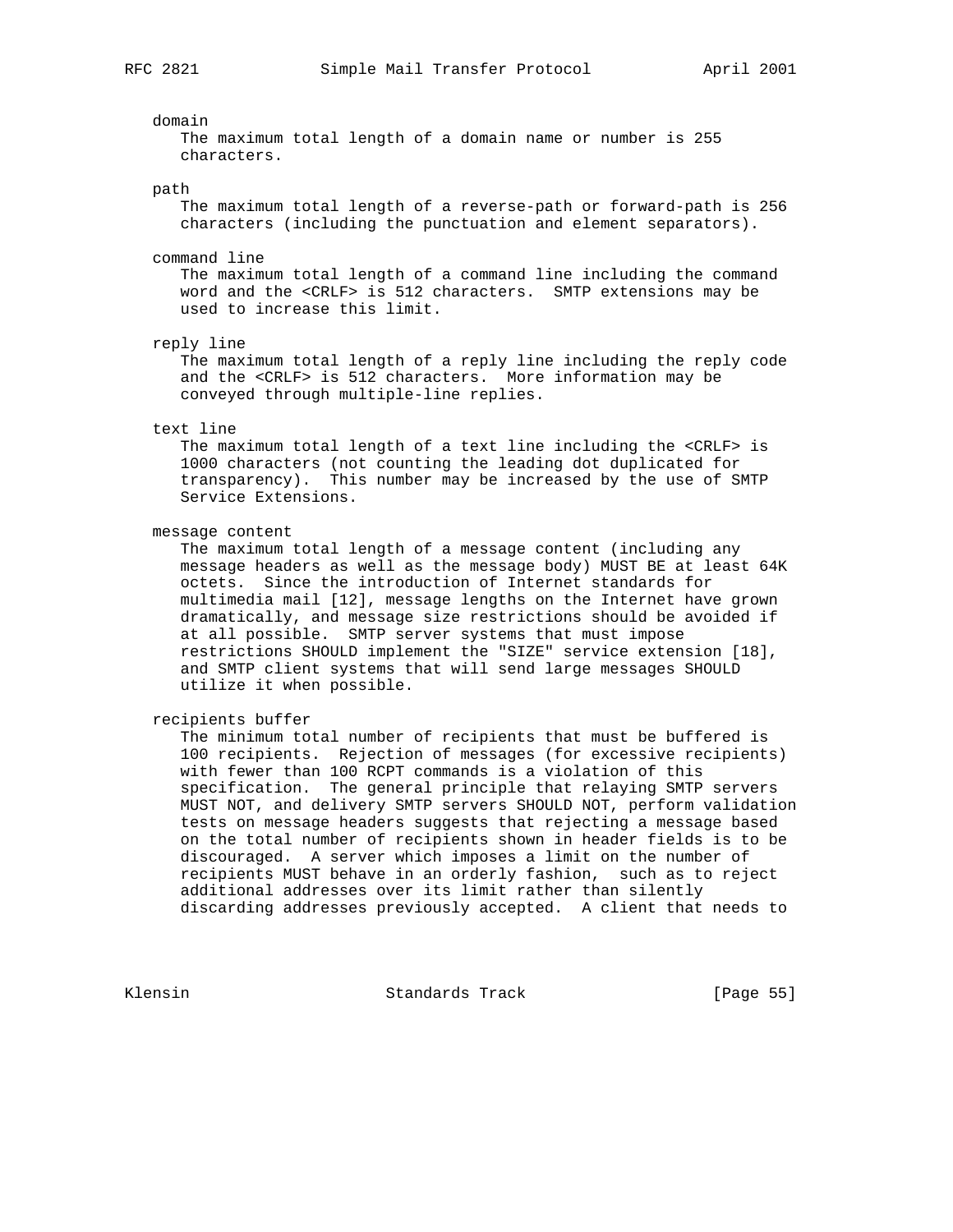domain

The maximum total length of a domain name or number is 255 characters.

path

The maximum total length of a reverse-path or forward-path is 256 characters (including the punctuation and element separators).

command line

The maximum total length of a command line including the command word and the <CRLF> is 512 characters. SMTP extensions may be used to increase this limit.

reply line

The maximum total length of a reply line including the reply code and the <CRLF> is 512 characters. More information may be conveyed through multiple-line replies.

text line

The maximum total length of a text line including the <CRLF> is 1000 characters (not counting the leading dot duplicated for transparency). This number may be increased by the use of SMTP Service Extensions.

message content

The maximum total length of a message content (including any message headers as well as the message body) MUST BE at least 64K octets. Since the introduction of Internet standards for multimedia mail [12], message lengths on the Internet have grown dramatically, and message size restrictions should be avoided if at all possible. SMTP server systems that must impose restrictions SHOULD implement the "SIZE" service extension [18], and SMTP client systems that will send large messages SHOULD utilize it when possible.

recipients buffer

The minimum total number of recipients that must be buffered is 100 recipients. Rejection of messages (for excessive recipients) with fewer than 100 RCPT commands is a violation of this specification. The general principle that relaying SMTP servers MUST NOT, and delivery SMTP servers SHOULD NOT, perform validation tests on message headers suggests that rejecting a message based on the total number of recipients shown in header fields is to be discouraged. A server which imposes a limit on the number of recipients MUST behave in an orderly fashion, such as to reject additional addresses over its limit rather than silently discarding addresses previously accepted. A client that needs to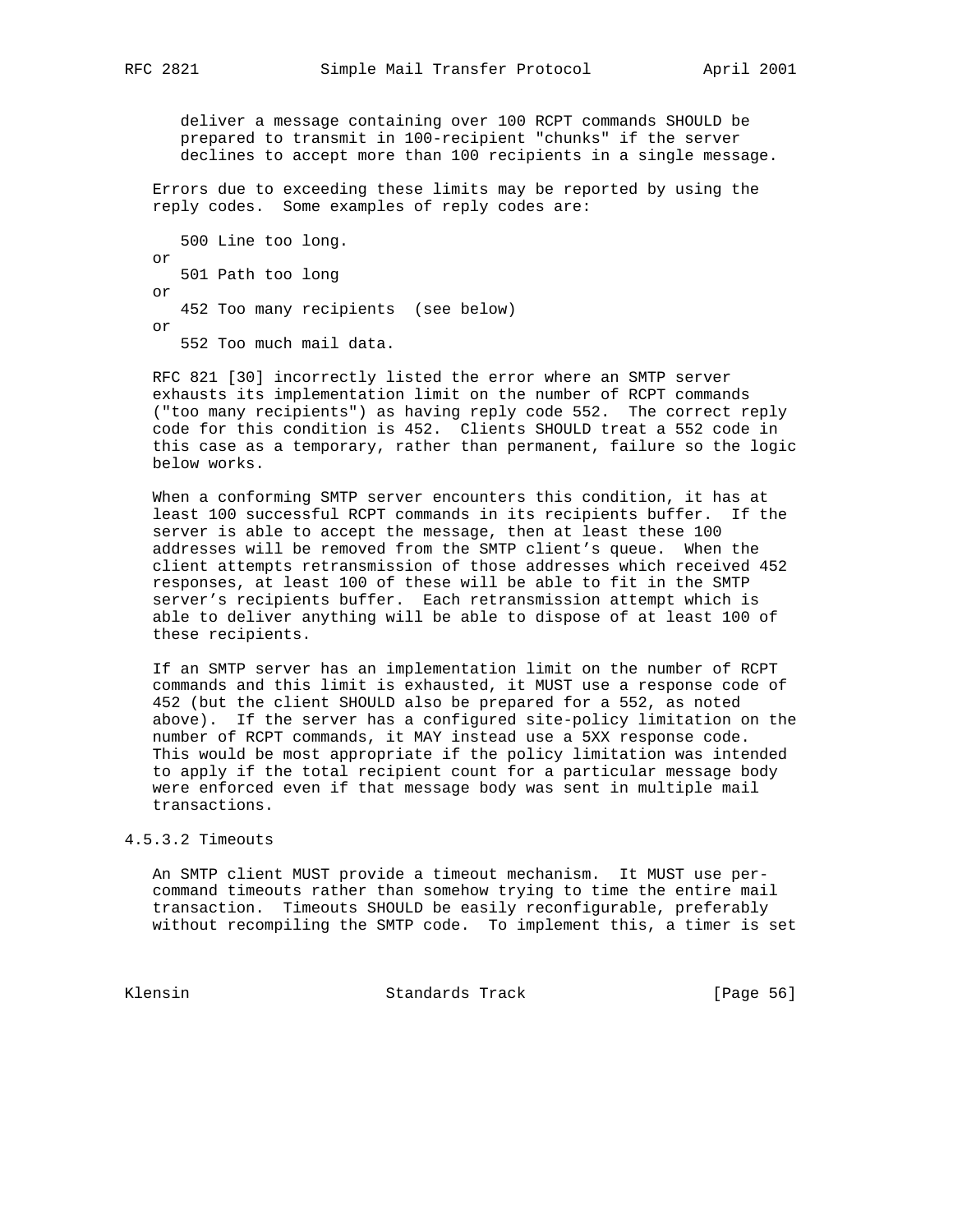deliver a message containing over 100 RCPT commands SHOULD be prepared to transmit in 100-recipient "chunks" if the server declines to accept more than 100 recipients in a single message.

Errors due to exceeding these limits may be reported by using the reply codes. Some examples of reply codes are:

```
   500 Line too long.
or
   501 Path too long
or
   452 Too many recipients  (see below)
or
   552 Too much mail data.
```

RFC 821 [30] incorrectly listed the error where an SMTP server exhausts its implementation limit on the number of RCPT commands ("too many recipients") as having reply code 552. The correct reply code for this condition is 452. Clients SHOULD treat a 552 code in this case as a temporary, rather than permanent, failure so the logic below works.

When a conforming SMTP server encounters this condition, it has at least 100 successful RCPT commands in its recipients buffer. If the server is able to accept the message, then at least these 100 addresses will be removed from the SMTP client's queue. When the client attempts retransmission of those addresses which received 452 responses, at least 100 of these will be able to fit in the SMTP server's recipients buffer. Each retransmission attempt which is able to deliver anything will be able to dispose of at least 100 of these recipients.

If an SMTP server has an implementation limit on the number of RCPT commands and this limit is exhausted, it MUST use a response code of 452 (but the client SHOULD also be prepared for a 552, as noted above). If the server has a configured site-policy limitation on the number of RCPT commands, it MAY instead use a 5XX response code. This would be most appropriate if the policy limitation was intended to apply if the total recipient count for a particular message body were enforced even if that message body was sent in multiple mail transactions.

#### 4.5.3.2 Timeouts

An SMTP client MUST provide a timeout mechanism. It MUST use per-command timeouts rather than somehow trying to time the entire mail transaction. Timeouts SHOULD be easily reconfigurable, preferably without recompiling the SMTP code. To implement this, a timer is set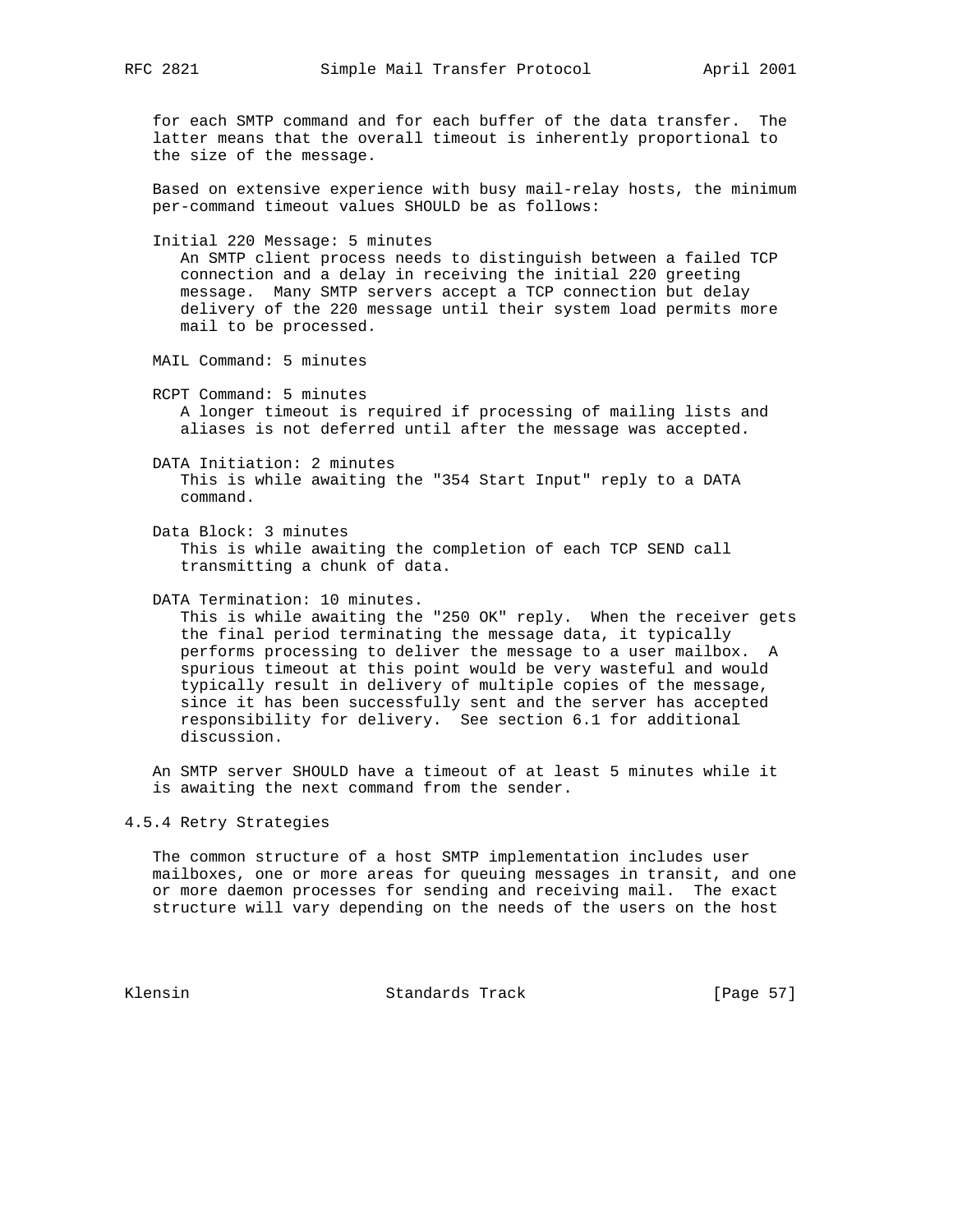for each SMTP command and for each buffer of the data transfer. The latter means that the overall timeout is inherently proportional to the size of the message.

Based on extensive experience with busy mail-relay hosts, the minimum per-command timeout values SHOULD be as follows:

Initial 220 Message: 5 minutes
An SMTP client process needs to distinguish between a failed TCP connection and a delay in receiving the initial 220 greeting message. Many SMTP servers accept a TCP connection but delay delivery of the 220 message until their system load permits more mail to be processed.

MAIL Command: 5 minutes

RCPT Command: 5 minutes
A longer timeout is required if processing of mailing lists and aliases is not deferred until after the message was accepted.

DATA Initiation: 2 minutes
This is while awaiting the "354 Start Input" reply to a DATA command.

Data Block: 3 minutes
This is while awaiting the completion of each TCP SEND call transmitting a chunk of data.

DATA Termination: 10 minutes.
This is while awaiting the "250 OK" reply. When the receiver gets the final period terminating the message data, it typically performs processing to deliver the message to a user mailbox. A spurious timeout at this point would be very wasteful and would typically result in delivery of multiple copies of the message, since it has been successfully sent and the server has accepted responsibility for delivery. See section 6.1 for additional discussion.

An SMTP server SHOULD have a timeout of at least 5 minutes while it is awaiting the next command from the sender.

### 4.5.4 Retry Strategies

The common structure of a host SMTP implementation includes user mailboxes, one or more areas for queuing messages in transit, and one or more daemon processes for sending and receiving mail. The exact structure will vary depending on the needs of the users on the host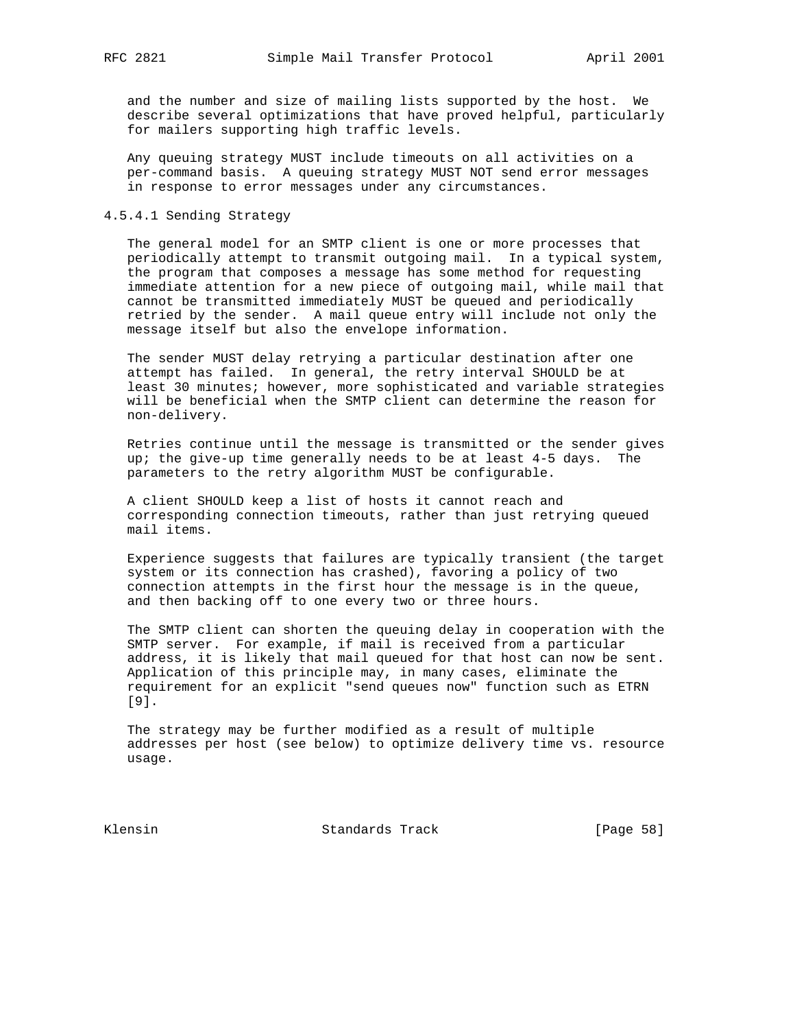and the number and size of mailing lists supported by the host. We describe several optimizations that have proved helpful, particularly for mailers supporting high traffic levels.

Any queuing strategy MUST include timeouts on all activities on a per-command basis. A queuing strategy MUST NOT send error messages in response to error messages under any circumstances.

#### 4.5.4.1 Sending Strategy

The general model for an SMTP client is one or more processes that periodically attempt to transmit outgoing mail. In a typical system, the program that composes a message has some method for requesting immediate attention for a new piece of outgoing mail, while mail that cannot be transmitted immediately MUST be queued and periodically retried by the sender. A mail queue entry will include not only the message itself but also the envelope information.

The sender MUST delay retrying a particular destination after one attempt has failed. In general, the retry interval SHOULD be at least 30 minutes; however, more sophisticated and variable strategies will be beneficial when the SMTP client can determine the reason for non-delivery.

Retries continue until the message is transmitted or the sender gives up; the give-up time generally needs to be at least 4-5 days. The parameters to the retry algorithm MUST be configurable.

A client SHOULD keep a list of hosts it cannot reach and corresponding connection timeouts, rather than just retrying queued mail items.

Experience suggests that failures are typically transient (the target system or its connection has crashed), favoring a policy of two connection attempts in the first hour the message is in the queue, and then backing off to one every two or three hours.

The SMTP client can shorten the queuing delay in cooperation with the SMTP server. For example, if mail is received from a particular address, it is likely that mail queued for that host can now be sent. Application of this principle may, in many cases, eliminate the requirement for an explicit "send queues now" function such as ETRN [9].

The strategy may be further modified as a result of multiple addresses per host (see below) to optimize delivery time vs. resource usage.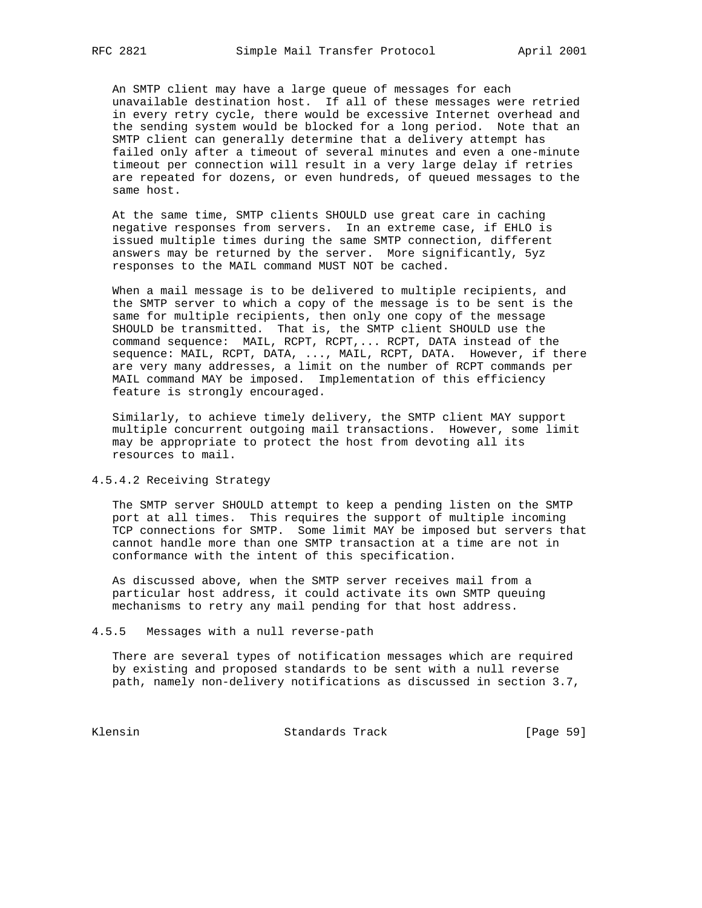An SMTP client may have a large queue of messages for each unavailable destination host. If all of these messages were retried in every retry cycle, there would be excessive Internet overhead and the sending system would be blocked for a long period. Note that an SMTP client can generally determine that a delivery attempt has failed only after a timeout of several minutes and even a one-minute timeout per connection will result in a very large delay if retries are repeated for dozens, or even hundreds, of queued messages to the same host.

At the same time, SMTP clients SHOULD use great care in caching negative responses from servers. In an extreme case, if EHLO is issued multiple times during the same SMTP connection, different answers may be returned by the server. More significantly, 5yz responses to the MAIL command MUST NOT be cached.

When a mail message is to be delivered to multiple recipients, and the SMTP server to which a copy of the message is to be sent is the same for multiple recipients, then only one copy of the message SHOULD be transmitted. That is, the SMTP client SHOULD use the command sequence: MAIL, RCPT, RCPT,... RCPT, DATA instead of the sequence: MAIL, RCPT, DATA, ..., MAIL, RCPT, DATA. However, if there are very many addresses, a limit on the number of RCPT commands per MAIL command MAY be imposed. Implementation of this efficiency feature is strongly encouraged.

Similarly, to achieve timely delivery, the SMTP client MAY support multiple concurrent outgoing mail transactions. However, some limit may be appropriate to protect the host from devoting all its resources to mail.

#### 4.5.4.2 Receiving Strategy

The SMTP server SHOULD attempt to keep a pending listen on the SMTP port at all times. This requires the support of multiple incoming TCP connections for SMTP. Some limit MAY be imposed but servers that cannot handle more than one SMTP transaction at a time are not in conformance with the intent of this specification.

As discussed above, when the SMTP server receives mail from a particular host address, it could activate its own SMTP queuing mechanisms to retry any mail pending for that host address.

### 4.5.5 Messages with a null reverse-path

There are several types of notification messages which are required by existing and proposed standards to be sent with a null reverse path, namely non-delivery notifications as discussed in section 3.7,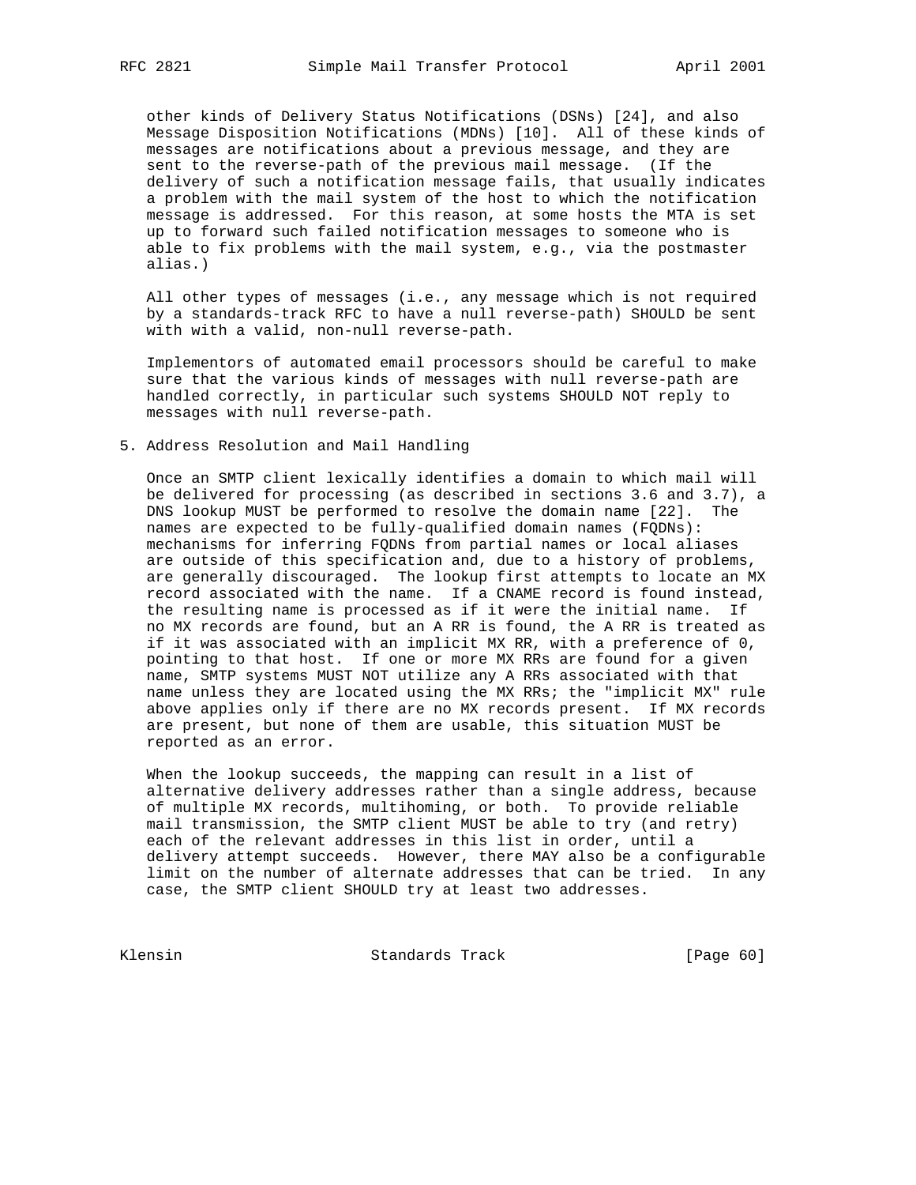other kinds of Delivery Status Notifications (DSNs) [24], and also Message Disposition Notifications (MDNs) [10]. All of these kinds of messages are notifications about a previous message, and they are sent to the reverse-path of the previous mail message. (If the delivery of such a notification message fails, that usually indicates a problem with the mail system of the host to which the notification message is addressed. For this reason, at some hosts the MTA is set up to forward such failed notification messages to someone who is able to fix problems with the mail system, e.g., via the postmaster alias.)

All other types of messages (i.e., any message which is not required by a standards-track RFC to have a null reverse-path) SHOULD be sent with with a valid, non-null reverse-path.

Implementors of automated email processors should be careful to make sure that the various kinds of messages with null reverse-path are handled correctly, in particular such systems SHOULD NOT reply to messages with null reverse-path.

## 5. Address Resolution and Mail Handling

Once an SMTP client lexically identifies a domain to which mail will be delivered for processing (as described in sections 3.6 and 3.7), a DNS lookup MUST be performed to resolve the domain name [22]. The names are expected to be fully-qualified domain names (FQDNs): mechanisms for inferring FQDNs from partial names or local aliases are outside of this specification and, due to a history of problems, are generally discouraged. The lookup first attempts to locate an MX record associated with the name. If a CNAME record is found instead, the resulting name is processed as if it were the initial name. If no MX records are found, but an A RR is found, the A RR is treated as if it was associated with an implicit MX RR, with a preference of 0, pointing to that host. If one or more MX RRs are found for a given name, SMTP systems MUST NOT utilize any A RRs associated with that name unless they are located using the MX RRs; the "implicit MX" rule above applies only if there are no MX records present. If MX records are present, but none of them are usable, this situation MUST be reported as an error.

When the lookup succeeds, the mapping can result in a list of alternative delivery addresses rather than a single address, because of multiple MX records, multihoming, or both. To provide reliable mail transmission, the SMTP client MUST be able to try (and retry) each of the relevant addresses in this list in order, until a delivery attempt succeeds. However, there MAY also be a configurable limit on the number of alternate addresses that can be tried. In any case, the SMTP client SHOULD try at least two addresses.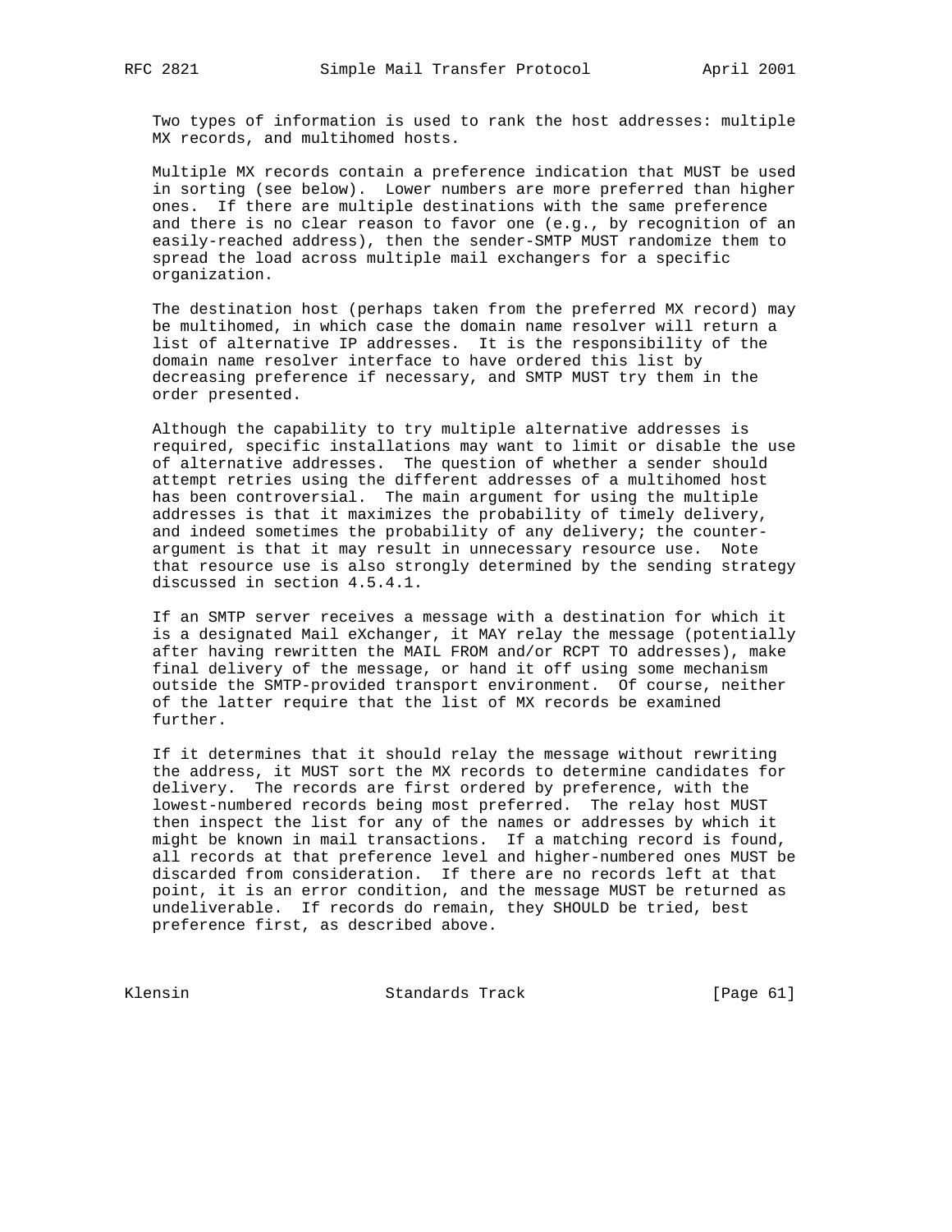Two types of information is used to rank the host addresses: multiple MX records, and multihomed hosts.

Multiple MX records contain a preference indication that MUST be used in sorting (see below). Lower numbers are more preferred than higher ones. If there are multiple destinations with the same preference and there is no clear reason to favor one (e.g., by recognition of an easily-reached address), then the sender-SMTP MUST randomize them to spread the load across multiple mail exchangers for a specific organization.

The destination host (perhaps taken from the preferred MX record) may be multihomed, in which case the domain name resolver will return a list of alternative IP addresses. It is the responsibility of the domain name resolver interface to have ordered this list by decreasing preference if necessary, and SMTP MUST try them in the order presented.

Although the capability to try multiple alternative addresses is required, specific installations may want to limit or disable the use of alternative addresses. The question of whether a sender should attempt retries using the different addresses of a multihomed host has been controversial. The main argument for using the multiple addresses is that it maximizes the probability of timely delivery, and indeed sometimes the probability of any delivery; the counter-argument is that it may result in unnecessary resource use. Note that resource use is also strongly determined by the sending strategy discussed in section 4.5.4.1.

If an SMTP server receives a message with a destination for which it is a designated Mail eXchanger, it MAY relay the message (potentially after having rewritten the MAIL FROM and/or RCPT TO addresses), make final delivery of the message, or hand it off using some mechanism outside the SMTP-provided transport environment. Of course, neither of the latter require that the list of MX records be examined further.

If it determines that it should relay the message without rewriting the address, it MUST sort the MX records to determine candidates for delivery. The records are first ordered by preference, with the lowest-numbered records being most preferred. The relay host MUST then inspect the list for any of the names or addresses by which it might be known in mail transactions. If a matching record is found, all records at that preference level and higher-numbered ones MUST be discarded from consideration. If there are no records left at that point, it is an error condition, and the message MUST be returned as undeliverable. If records do remain, they SHOULD be tried, best preference first, as described above.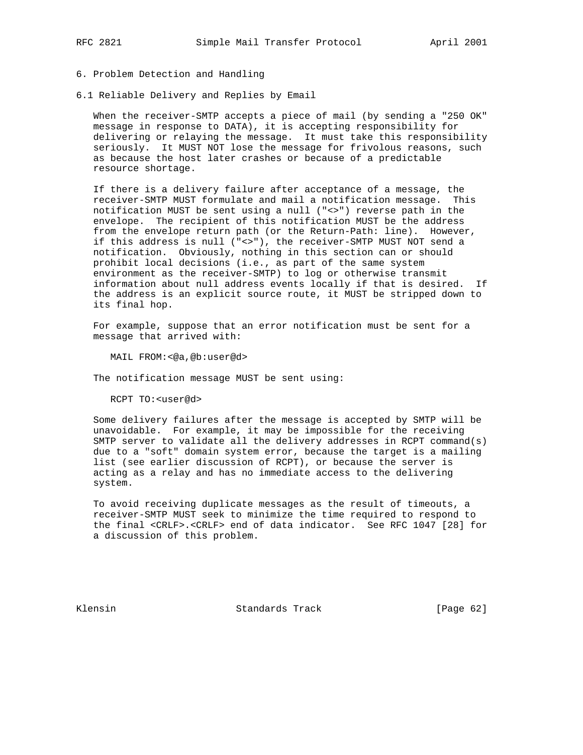# 6. Problem Detection and Handling

## 6.1 Reliable Delivery and Replies by Email

When the receiver-SMTP accepts a piece of mail (by sending a "250 OK" message in response to DATA), it is accepting responsibility for delivering or relaying the message. It must take this responsibility seriously. It MUST NOT lose the message for frivolous reasons, such as because the host later crashes or because of a predictable resource shortage.

If there is a delivery failure after acceptance of a message, the receiver-SMTP MUST formulate and mail a notification message. This notification MUST be sent using a null ("<>") reverse path in the envelope. The recipient of this notification MUST be the address from the envelope return path (or the Return-Path: line). However, if this address is null ("<>"), the receiver-SMTP MUST NOT send a notification. Obviously, nothing in this section can or should prohibit local decisions (i.e., as part of the same system environment as the receiver-SMTP) to log or otherwise transmit information about null address events locally if that is desired. If the address is an explicit source route, it MUST be stripped down to its final hop.

For example, suppose that an error notification must be sent for a message that arrived with:

```
MAIL FROM:<@a,@b:user@d>
```

The notification message MUST be sent using:

```
RCPT TO:<user@d>
```

Some delivery failures after the message is accepted by SMTP will be unavoidable. For example, it may be impossible for the receiving SMTP server to validate all the delivery addresses in RCPT command(s) due to a "soft" domain system error, because the target is a mailing list (see earlier discussion of RCPT), or because the server is acting as a relay and has no immediate access to the delivering system.

To avoid receiving duplicate messages as the result of timeouts, a receiver-SMTP MUST seek to minimize the time required to respond to the final <CRLF>.<CRLF> end of data indicator. See RFC 1047 [28] for a discussion of this problem.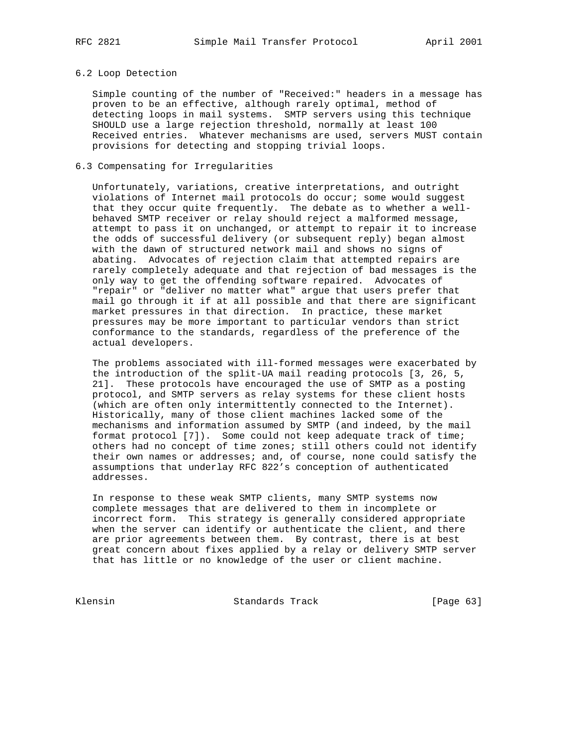### 6.2 Loop Detection

Simple counting of the number of "Received:" headers in a message has proven to be an effective, although rarely optimal, method of detecting loops in mail systems. SMTP servers using this technique SHOULD use a large rejection threshold, normally at least 100 Received entries. Whatever mechanisms are used, servers MUST contain provisions for detecting and stopping trivial loops.

### 6.3 Compensating for Irregularities

Unfortunately, variations, creative interpretations, and outright violations of Internet mail protocols do occur; some would suggest that they occur quite frequently. The debate as to whether a well-behaved SMTP receiver or relay should reject a malformed message, attempt to pass it on unchanged, or attempt to repair it to increase the odds of successful delivery (or subsequent reply) began almost with the dawn of structured network mail and shows no signs of abating. Advocates of rejection claim that attempted repairs are rarely completely adequate and that rejection of bad messages is the only way to get the offending software repaired. Advocates of "repair" or "deliver no matter what" argue that users prefer that mail go through it if at all possible and that there are significant market pressures in that direction. In practice, these market pressures may be more important to particular vendors than strict conformance to the standards, regardless of the preference of the actual developers.

The problems associated with ill-formed messages were exacerbated by the introduction of the split-UA mail reading protocols [3, 26, 5, 21]. These protocols have encouraged the use of SMTP as a posting protocol, and SMTP servers as relay systems for these client hosts (which are often only intermittently connected to the Internet). Historically, many of those client machines lacked some of the mechanisms and information assumed by SMTP (and indeed, by the mail format protocol [7]). Some could not keep adequate track of time; others had no concept of time zones; still others could not identify their own names or addresses; and, of course, none could satisfy the assumptions that underlay RFC 822's conception of authenticated addresses.

In response to these weak SMTP clients, many SMTP systems now complete messages that are delivered to them in incomplete or incorrect form. This strategy is generally considered appropriate when the server can identify or authenticate the client, and there are prior agreements between them. By contrast, there is at best great concern about fixes applied by a relay or delivery SMTP server that has little or no knowledge of the user or client machine.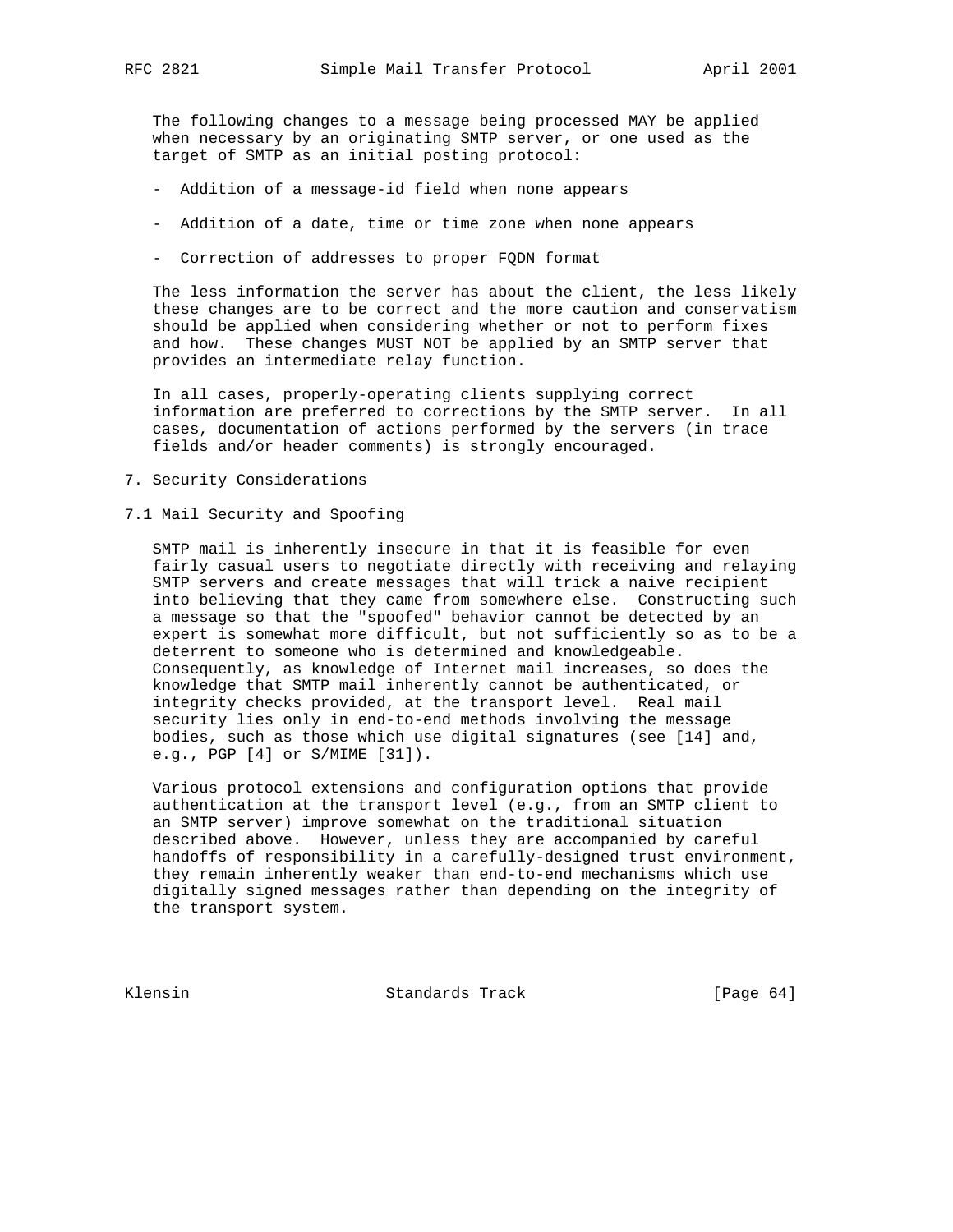The following changes to a message being processed MAY be applied when necessary by an originating SMTP server, or one used as the target of SMTP as an initial posting protocol:

- Addition of a message-id field when none appears
- Addition of a date, time or time zone when none appears
- Correction of addresses to proper FQDN format

The less information the server has about the client, the less likely these changes are to be correct and the more caution and conservatism should be applied when considering whether or not to perform fixes and how. These changes MUST NOT be applied by an SMTP server that provides an intermediate relay function.

In all cases, properly-operating clients supplying correct information are preferred to corrections by the SMTP server. In all cases, documentation of actions performed by the servers (in trace fields and/or header comments) is strongly encouraged.

# 7. Security Considerations

## 7.1 Mail Security and Spoofing

SMTP mail is inherently insecure in that it is feasible for even fairly casual users to negotiate directly with receiving and relaying SMTP servers and create messages that will trick a naive recipient into believing that they came from somewhere else. Constructing such a message so that the "spoofed" behavior cannot be detected by an expert is somewhat more difficult, but not sufficiently so as to be a deterrent to someone who is determined and knowledgeable. Consequently, as knowledge of Internet mail increases, so does the knowledge that SMTP mail inherently cannot be authenticated, or integrity checks provided, at the transport level. Real mail security lies only in end-to-end methods involving the message bodies, such as those which use digital signatures (see [14] and, e.g., PGP [4] or S/MIME [31]).

Various protocol extensions and configuration options that provide authentication at the transport level (e.g., from an SMTP client to an SMTP server) improve somewhat on the traditional situation described above. However, unless they are accompanied by careful handoffs of responsibility in a carefully-designed trust environment, they remain inherently weaker than end-to-end mechanisms which use digitally signed messages rather than depending on the integrity of the transport system.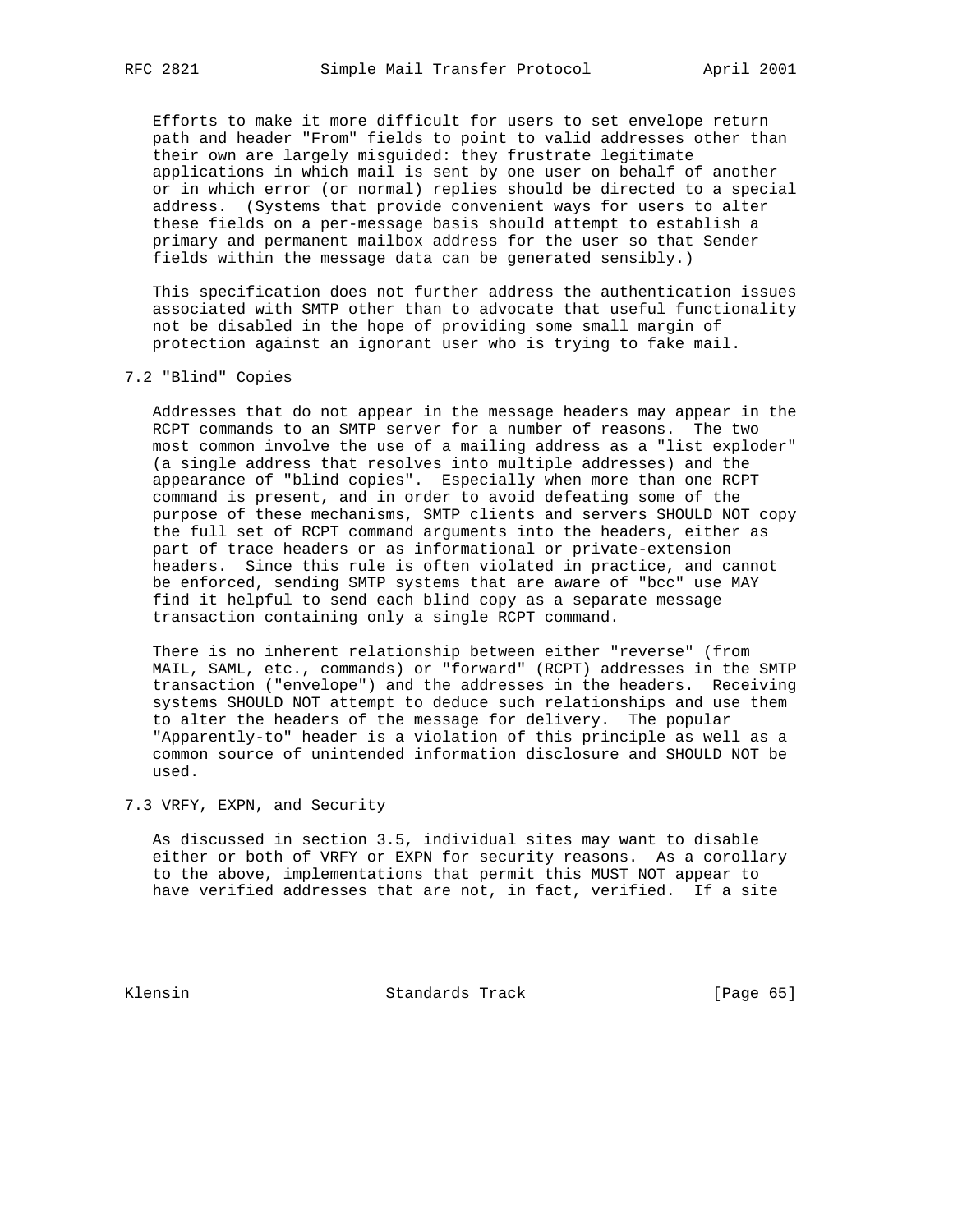Efforts to make it more difficult for users to set envelope return path and header "From" fields to point to valid addresses other than their own are largely misguided: they frustrate legitimate applications in which mail is sent by one user on behalf of another or in which error (or normal) replies should be directed to a special address. (Systems that provide convenient ways for users to alter these fields on a per-message basis should attempt to establish a primary and permanent mailbox address for the user so that Sender fields within the message data can be generated sensibly.)

This specification does not further address the authentication issues associated with SMTP other than to advocate that useful functionality not be disabled in the hope of providing some small margin of protection against an ignorant user who is trying to fake mail.

## 7.2 "Blind" Copies

Addresses that do not appear in the message headers may appear in the RCPT commands to an SMTP server for a number of reasons. The two most common involve the use of a mailing address as a "list exploder" (a single address that resolves into multiple addresses) and the appearance of "blind copies". Especially when more than one RCPT command is present, and in order to avoid defeating some of the purpose of these mechanisms, SMTP clients and servers SHOULD NOT copy the full set of RCPT command arguments into the headers, either as part of trace headers or as informational or private-extension headers. Since this rule is often violated in practice, and cannot be enforced, sending SMTP systems that are aware of "bcc" use MAY find it helpful to send each blind copy as a separate message transaction containing only a single RCPT command.

There is no inherent relationship between either "reverse" (from MAIL, SAML, etc., commands) or "forward" (RCPT) addresses in the SMTP transaction ("envelope") and the addresses in the headers. Receiving systems SHOULD NOT attempt to deduce such relationships and use them to alter the headers of the message for delivery. The popular "Apparently-to" header is a violation of this principle as well as a common source of unintended information disclosure and SHOULD NOT be used.

## 7.3 VRFY, EXPN, and Security

As discussed in section 3.5, individual sites may want to disable either or both of VRFY or EXPN for security reasons. As a corollary to the above, implementations that permit this MUST NOT appear to have verified addresses that are not, in fact, verified. If a site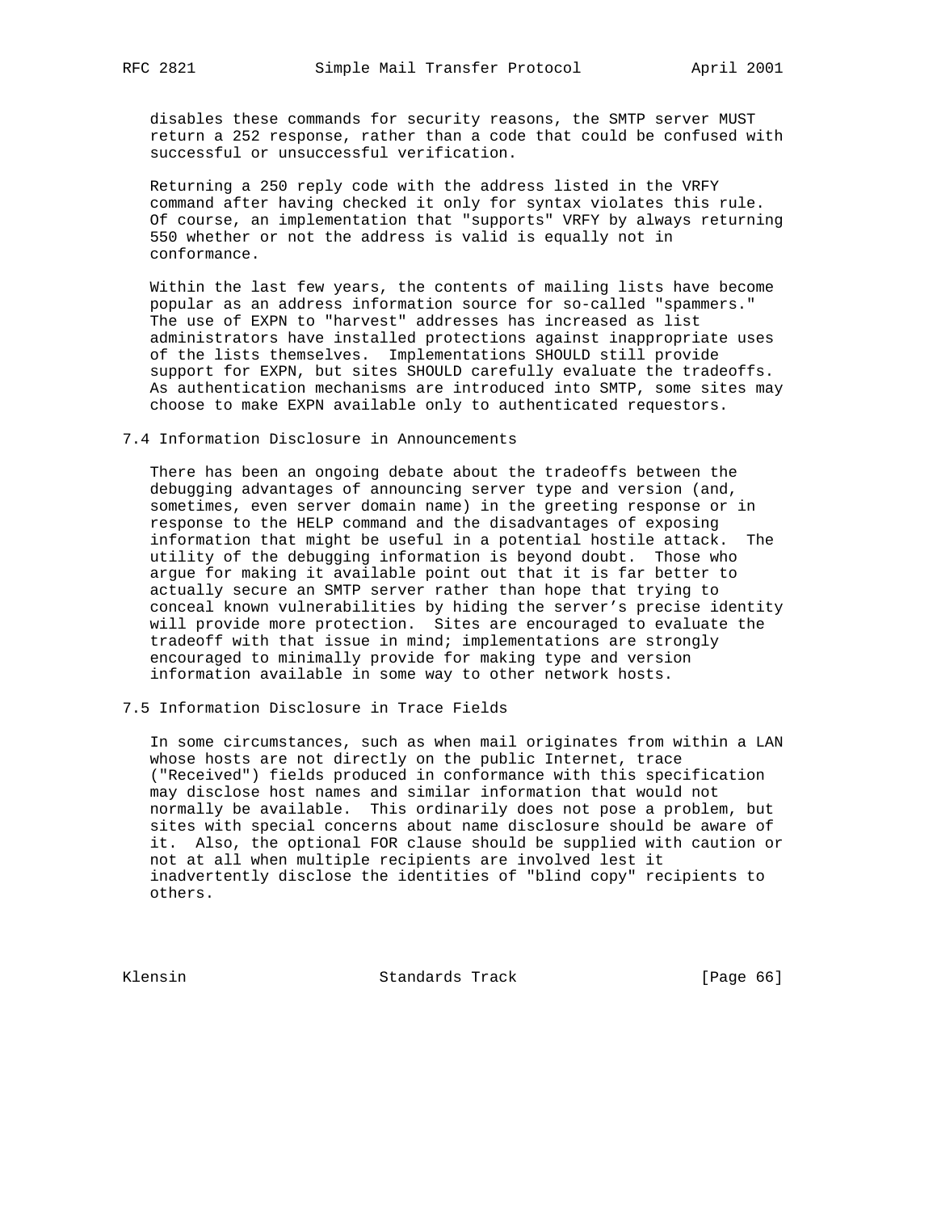disables these commands for security reasons, the SMTP server MUST return a 252 response, rather than a code that could be confused with successful or unsuccessful verification.

Returning a 250 reply code with the address listed in the VRFY command after having checked it only for syntax violates this rule. Of course, an implementation that "supports" VRFY by always returning 550 whether or not the address is valid is equally not in conformance.

Within the last few years, the contents of mailing lists have become popular as an address information source for so-called "spammers." The use of EXPN to "harvest" addresses has increased as list administrators have installed protections against inappropriate uses of the lists themselves. Implementations SHOULD still provide support for EXPN, but sites SHOULD carefully evaluate the tradeoffs. As authentication mechanisms are introduced into SMTP, some sites may choose to make EXPN available only to authenticated requestors.

## 7.4 Information Disclosure in Announcements

There has been an ongoing debate about the tradeoffs between the debugging advantages of announcing server type and version (and, sometimes, even server domain name) in the greeting response or in response to the HELP command and the disadvantages of exposing information that might be useful in a potential hostile attack. The utility of the debugging information is beyond doubt. Those who argue for making it available point out that it is far better to actually secure an SMTP server rather than hope that trying to conceal known vulnerabilities by hiding the server's precise identity will provide more protection. Sites are encouraged to evaluate the tradeoff with that issue in mind; implementations are strongly encouraged to minimally provide for making type and version information available in some way to other network hosts.

## 7.5 Information Disclosure in Trace Fields

In some circumstances, such as when mail originates from within a LAN whose hosts are not directly on the public Internet, trace ("Received") fields produced in conformance with this specification may disclose host names and similar information that would not normally be available. This ordinarily does not pose a problem, but sites with special concerns about name disclosure should be aware of it. Also, the optional FOR clause should be supplied with caution or not at all when multiple recipients are involved lest it inadvertently disclose the identities of "blind copy" recipients to others.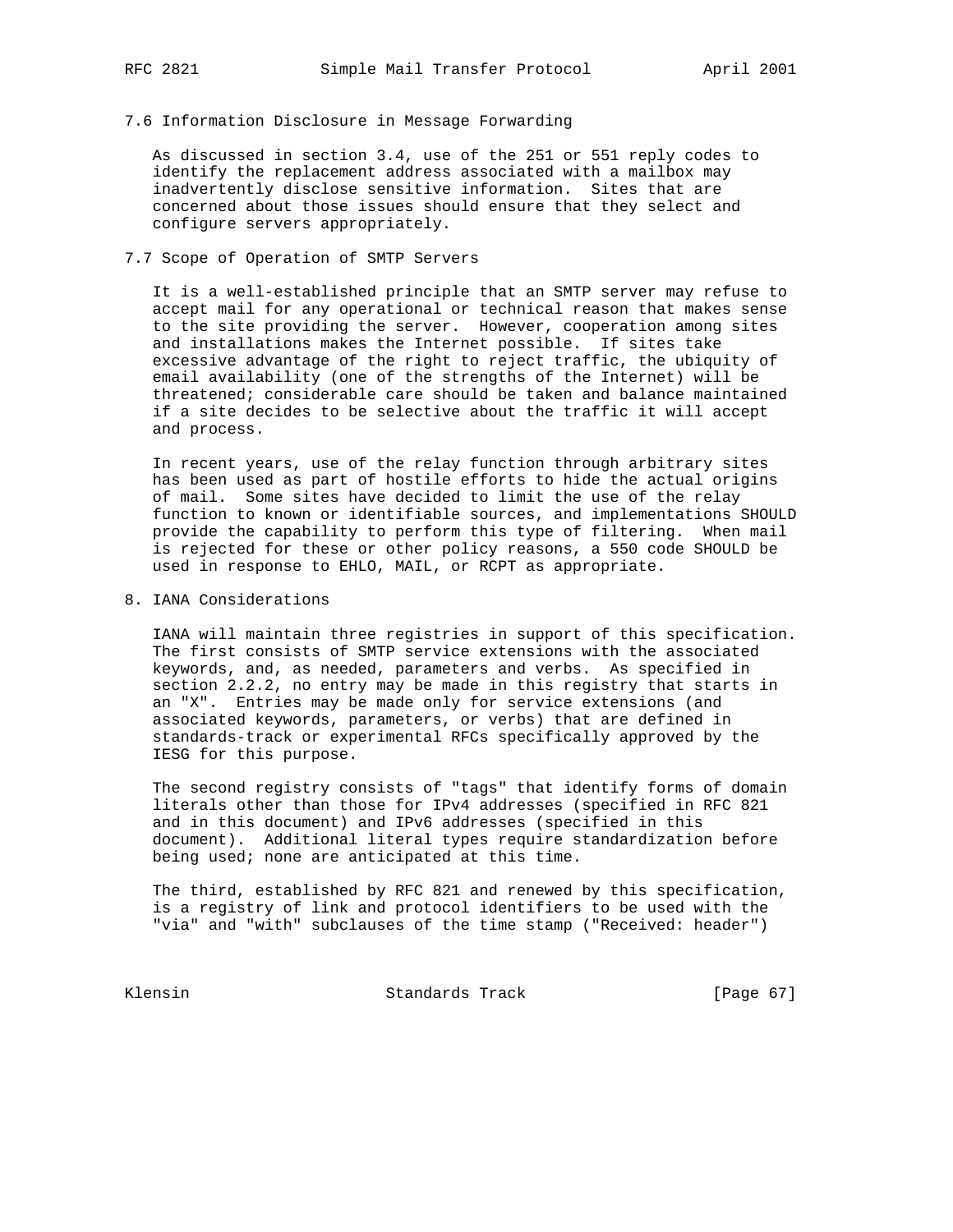### 7.6 Information Disclosure in Message Forwarding

As discussed in section 3.4, use of the 251 or 551 reply codes to identify the replacement address associated with a mailbox may inadvertently disclose sensitive information. Sites that are concerned about those issues should ensure that they select and configure servers appropriately.

### 7.7 Scope of Operation of SMTP Servers

It is a well-established principle that an SMTP server may refuse to accept mail for any operational or technical reason that makes sense to the site providing the server. However, cooperation among sites and installations makes the Internet possible. If sites take excessive advantage of the right to reject traffic, the ubiquity of email availability (one of the strengths of the Internet) will be threatened; considerable care should be taken and balance maintained if a site decides to be selective about the traffic it will accept and process.

In recent years, use of the relay function through arbitrary sites has been used as part of hostile efforts to hide the actual origins of mail. Some sites have decided to limit the use of the relay function to known or identifiable sources, and implementations SHOULD provide the capability to perform this type of filtering. When mail is rejected for these or other policy reasons, a 550 code SHOULD be used in response to EHLO, MAIL, or RCPT as appropriate.

## 8. IANA Considerations

IANA will maintain three registries in support of this specification. The first consists of SMTP service extensions with the associated keywords, and, as needed, parameters and verbs. As specified in section 2.2.2, no entry may be made in this registry that starts in an "X". Entries may be made only for service extensions (and associated keywords, parameters, or verbs) that are defined in standards-track or experimental RFCs specifically approved by the IESG for this purpose.

The second registry consists of "tags" that identify forms of domain literals other than those for IPv4 addresses (specified in RFC 821 and in this document) and IPv6 addresses (specified in this document). Additional literal types require standardization before being used; none are anticipated at this time.

The third, established by RFC 821 and renewed by this specification, is a registry of link and protocol identifiers to be used with the "via" and "with" subclauses of the time stamp ("Received: header")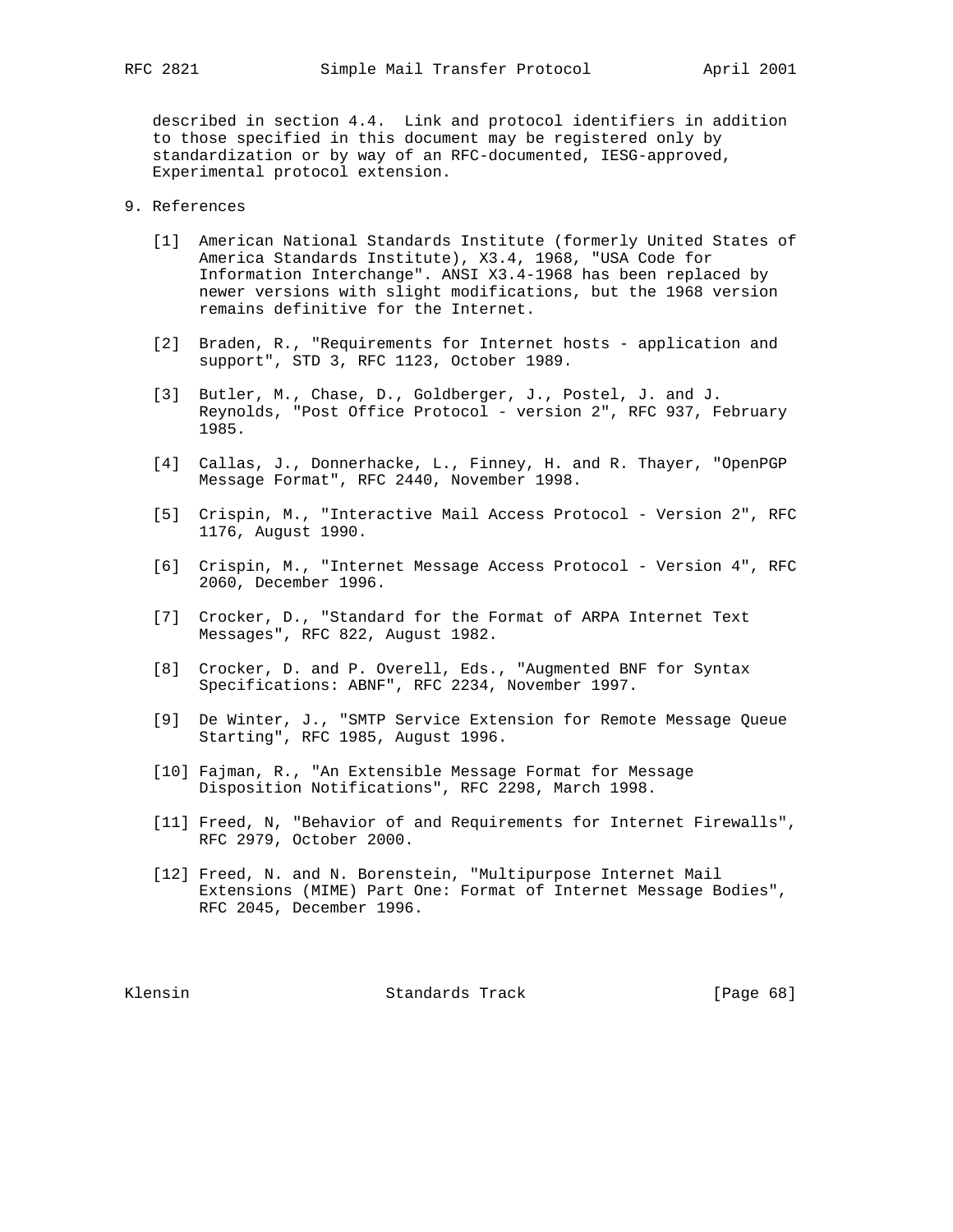described in section 4.4. Link and protocol identifiers in addition to those specified in this document may be registered only by standardization or by way of an RFC-documented, IESG-approved, Experimental protocol extension.

## 9. References

[1] American National Standards Institute (formerly United States of America Standards Institute), X3.4, 1968, "USA Code for Information Interchange". ANSI X3.4-1968 has been replaced by newer versions with slight modifications, but the 1968 version remains definitive for the Internet.

[2] Braden, R., "Requirements for Internet hosts - application and support", STD 3, RFC 1123, October 1989.

[3] Butler, M., Chase, D., Goldberger, J., Postel, J. and J. Reynolds, "Post Office Protocol - version 2", RFC 937, February 1985.

[4] Callas, J., Donnerhacke, L., Finney, H. and R. Thayer, "OpenPGP Message Format", RFC 2440, November 1998.

[5] Crispin, M., "Interactive Mail Access Protocol - Version 2", RFC 1176, August 1990.

[6] Crispin, M., "Internet Message Access Protocol - Version 4", RFC 2060, December 1996.

[7] Crocker, D., "Standard for the Format of ARPA Internet Text Messages", RFC 822, August 1982.

[8] Crocker, D. and P. Overell, Eds., "Augmented BNF for Syntax Specifications: ABNF", RFC 2234, November 1997.

[9] De Winter, J., "SMTP Service Extension for Remote Message Queue Starting", RFC 1985, August 1996.

[10] Fajman, R., "An Extensible Message Format for Message Disposition Notifications", RFC 2298, March 1998.

[11] Freed, N, "Behavior of and Requirements for Internet Firewalls", RFC 2979, October 2000.

[12] Freed, N. and N. Borenstein, "Multipurpose Internet Mail Extensions (MIME) Part One: Format of Internet Message Bodies", RFC 2045, December 1996.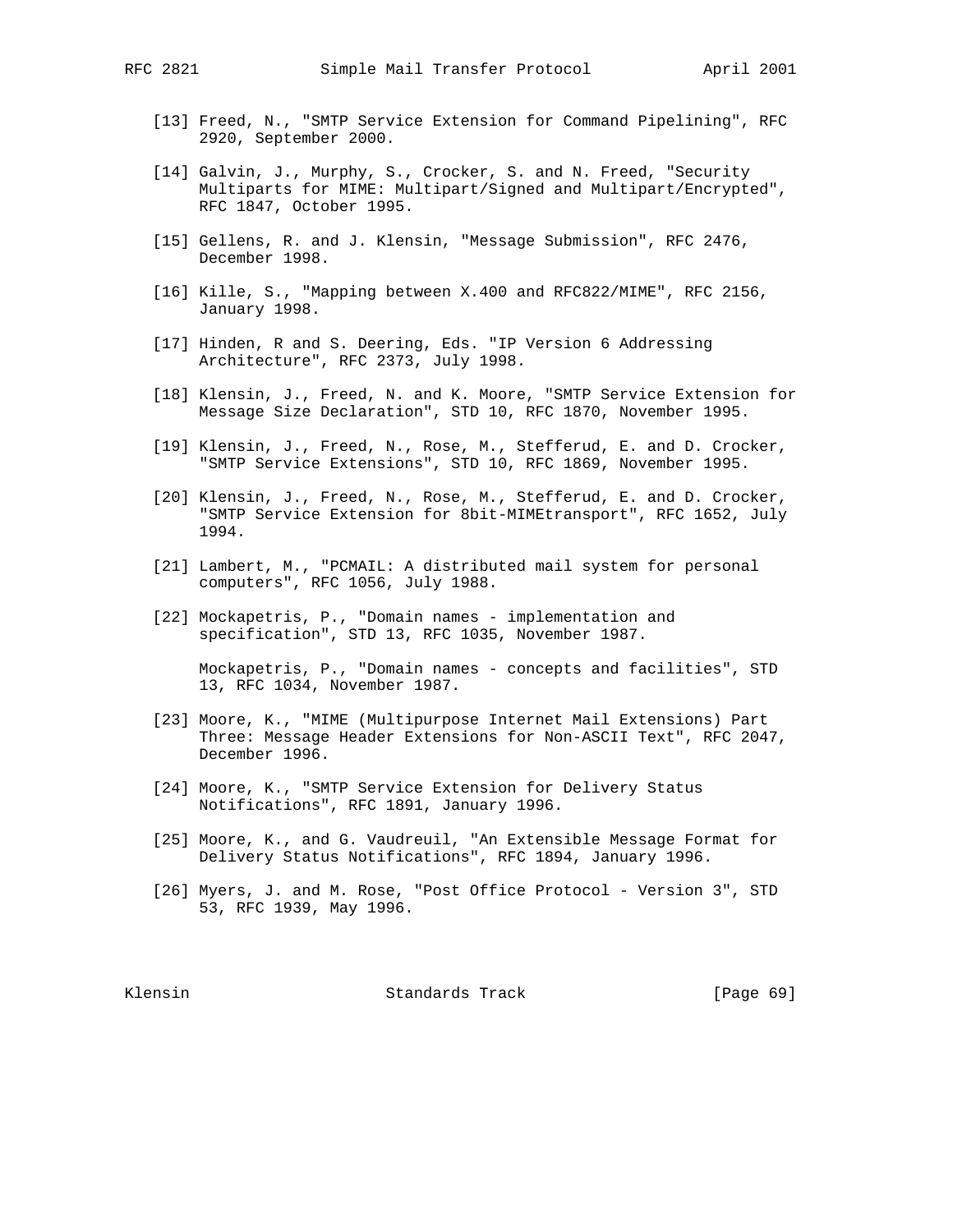[13] Freed, N., "SMTP Service Extension for Command Pipelining", RFC 2920, September 2000.

[14] Galvin, J., Murphy, S., Crocker, S. and N. Freed, "Security Multiparts for MIME: Multipart/Signed and Multipart/Encrypted", RFC 1847, October 1995.

[15] Gellens, R. and J. Klensin, "Message Submission", RFC 2476, December 1998.

[16] Kille, S., "Mapping between X.400 and RFC822/MIME", RFC 2156, January 1998.

[17] Hinden, R and S. Deering, Eds. "IP Version 6 Addressing Architecture", RFC 2373, July 1998.

[18] Klensin, J., Freed, N. and K. Moore, "SMTP Service Extension for Message Size Declaration", STD 10, RFC 1870, November 1995.

[19] Klensin, J., Freed, N., Rose, M., Stefferud, E. and D. Crocker, "SMTP Service Extensions", STD 10, RFC 1869, November 1995.

[20] Klensin, J., Freed, N., Rose, M., Stefferud, E. and D. Crocker, "SMTP Service Extension for 8bit-MIMEtransport", RFC 1652, July 1994.

[21] Lambert, M., "PCMAIL: A distributed mail system for personal computers", RFC 1056, July 1988.

[22] Mockapetris, P., "Domain names - implementation and specification", STD 13, RFC 1035, November 1987.

Mockapetris, P., "Domain names - concepts and facilities", STD 13, RFC 1034, November 1987.

[23] Moore, K., "MIME (Multipurpose Internet Mail Extensions) Part Three: Message Header Extensions for Non-ASCII Text", RFC 2047, December 1996.

[24] Moore, K., "SMTP Service Extension for Delivery Status Notifications", RFC 1891, January 1996.

[25] Moore, K., and G. Vaudreuil, "An Extensible Message Format for Delivery Status Notifications", RFC 1894, January 1996.

[26] Myers, J. and M. Rose, "Post Office Protocol - Version 3", STD 53, RFC 1939, May 1996.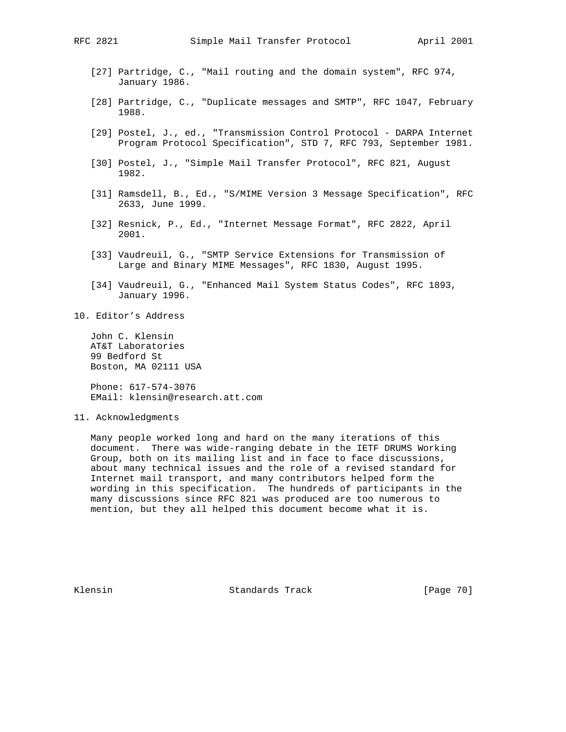[27] Partridge, C., "Mail routing and the domain system", RFC 974, January 1986.

[28] Partridge, C., "Duplicate messages and SMTP", RFC 1047, February 1988.

[29] Postel, J., ed., "Transmission Control Protocol - DARPA Internet Program Protocol Specification", STD 7, RFC 793, September 1981.

[30] Postel, J., "Simple Mail Transfer Protocol", RFC 821, August 1982.

[31] Ramsdell, B., Ed., "S/MIME Version 3 Message Specification", RFC 2633, June 1999.

[32] Resnick, P., Ed., "Internet Message Format", RFC 2822, April 2001.

[33] Vaudreuil, G., "SMTP Service Extensions for Transmission of Large and Binary MIME Messages", RFC 1830, August 1995.

[34] Vaudreuil, G., "Enhanced Mail System Status Codes", RFC 1893, January 1996.

## 10. Editor’s Address

John C. Klensin
AT&T Laboratories
99 Bedford St
Boston, MA 02111 USA

Phone: 617-574-3076
EMail: klensin@research.att.com

## 11. Acknowledgments

Many people worked long and hard on the many iterations of this document. There was wide-ranging debate in the IETF DRUMS Working Group, both on its mailing list and in face to face discussions, about many technical issues and the role of a revised standard for Internet mail transport, and many contributors helped form the wording in this specification. The hundreds of participants in the many discussions since RFC 821 was produced are too numerous to mention, but they all helped this document become what it is.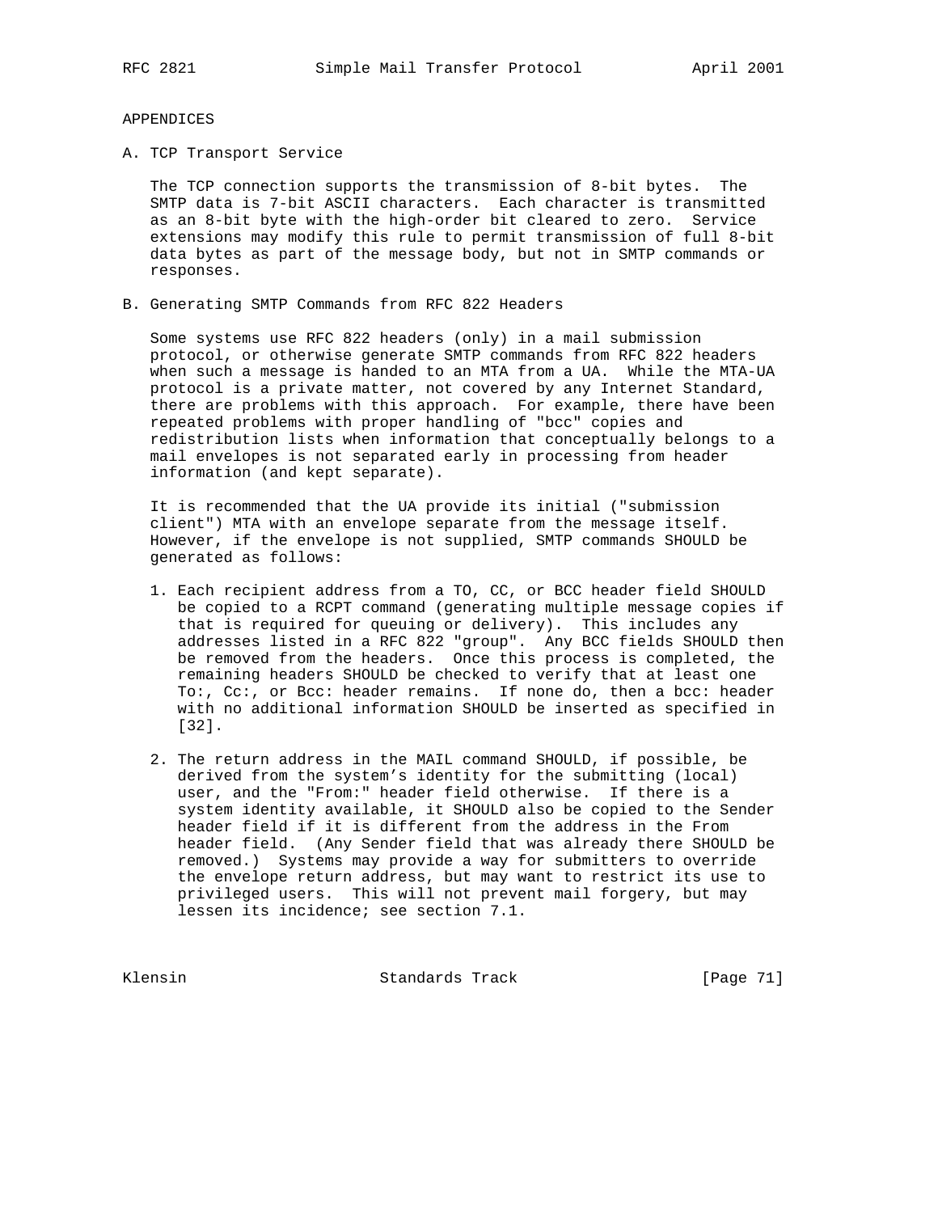# APPENDICES

## A. TCP Transport Service

The TCP connection supports the transmission of 8-bit bytes. The SMTP data is 7-bit ASCII characters. Each character is transmitted as an 8-bit byte with the high-order bit cleared to zero. Service extensions may modify this rule to permit transmission of full 8-bit data bytes as part of the message body, but not in SMTP commands or responses.

## B. Generating SMTP Commands from RFC 822 Headers

Some systems use RFC 822 headers (only) in a mail submission protocol, or otherwise generate SMTP commands from RFC 822 headers when such a message is handed to an MTA from a UA. While the MTA-UA protocol is a private matter, not covered by any Internet Standard, there are problems with this approach. For example, there have been repeated problems with proper handling of "bcc" copies and redistribution lists when information that conceptually belongs to a mail envelopes is not separated early in processing from header information (and kept separate).

It is recommended that the UA provide its initial ("submission client") MTA with an envelope separate from the message itself. However, if the envelope is not supplied, SMTP commands SHOULD be generated as follows:

1. Each recipient address from a TO, CC, or BCC header field SHOULD be copied to a RCPT command (generating multiple message copies if that is required for queuing or delivery). This includes any addresses listed in a RFC 822 "group". Any BCC fields SHOULD then be removed from the headers. Once this process is completed, the remaining headers SHOULD be checked to verify that at least one To:, Cc:, or Bcc: header remains. If none do, then a bcc: header with no additional information SHOULD be inserted as specified in [32].

2. The return address in the MAIL command SHOULD, if possible, be derived from the system's identity for the submitting (local) user, and the "From:" header field otherwise. If there is a system identity available, it SHOULD also be copied to the Sender header field if it is different from the address in the From header field. (Any Sender field that was already there SHOULD be removed.) Systems may provide a way for submitters to override the envelope return address, but may want to restrict its use to privileged users. This will not prevent mail forgery, but may lessen its incidence; see section 7.1.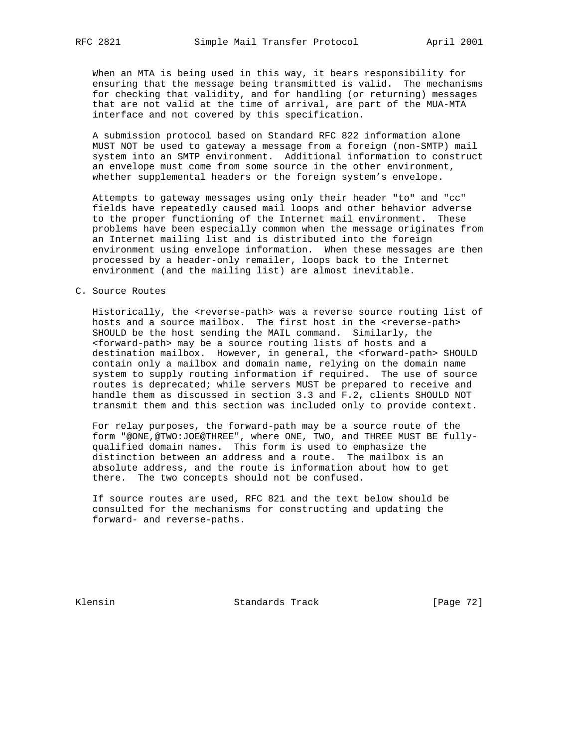When an MTA is being used in this way, it bears responsibility for ensuring that the message being transmitted is valid. The mechanisms for checking that validity, and for handling (or returning) messages that are not valid at the time of arrival, are part of the MUA-MTA interface and not covered by this specification.

A submission protocol based on Standard RFC 822 information alone MUST NOT be used to gateway a message from a foreign (non-SMTP) mail system into an SMTP environment. Additional information to construct an envelope must come from some source in the other environment, whether supplemental headers or the foreign system's envelope.

Attempts to gateway messages using only their header "to" and "cc" fields have repeatedly caused mail loops and other behavior adverse to the proper functioning of the Internet mail environment. These problems have been especially common when the message originates from an Internet mailing list and is distributed into the foreign environment using envelope information. When these messages are then processed by a header-only remailer, loops back to the Internet environment (and the mailing list) are almost inevitable.

## C. Source Routes

Historically, the <reverse-path> was a reverse source routing list of hosts and a source mailbox. The first host in the <reverse-path> SHOULD be the host sending the MAIL command. Similarly, the <forward-path> may be a source routing lists of hosts and a destination mailbox. However, in general, the <forward-path> SHOULD contain only a mailbox and domain name, relying on the domain name system to supply routing information if required. The use of source routes is deprecated; while servers MUST be prepared to receive and handle them as discussed in section 3.3 and F.2, clients SHOULD NOT transmit them and this section was included only to provide context.

For relay purposes, the forward-path may be a source route of the form "@ONE,@TWO:JOE@THREE", where ONE, TWO, and THREE MUST BE fully-qualified domain names. This form is used to emphasize the distinction between an address and a route. The mailbox is an absolute address, and the route is information about how to get there. The two concepts should not be confused.

If source routes are used, RFC 821 and the text below should be consulted for the mechanisms for constructing and updating the forward- and reverse-paths.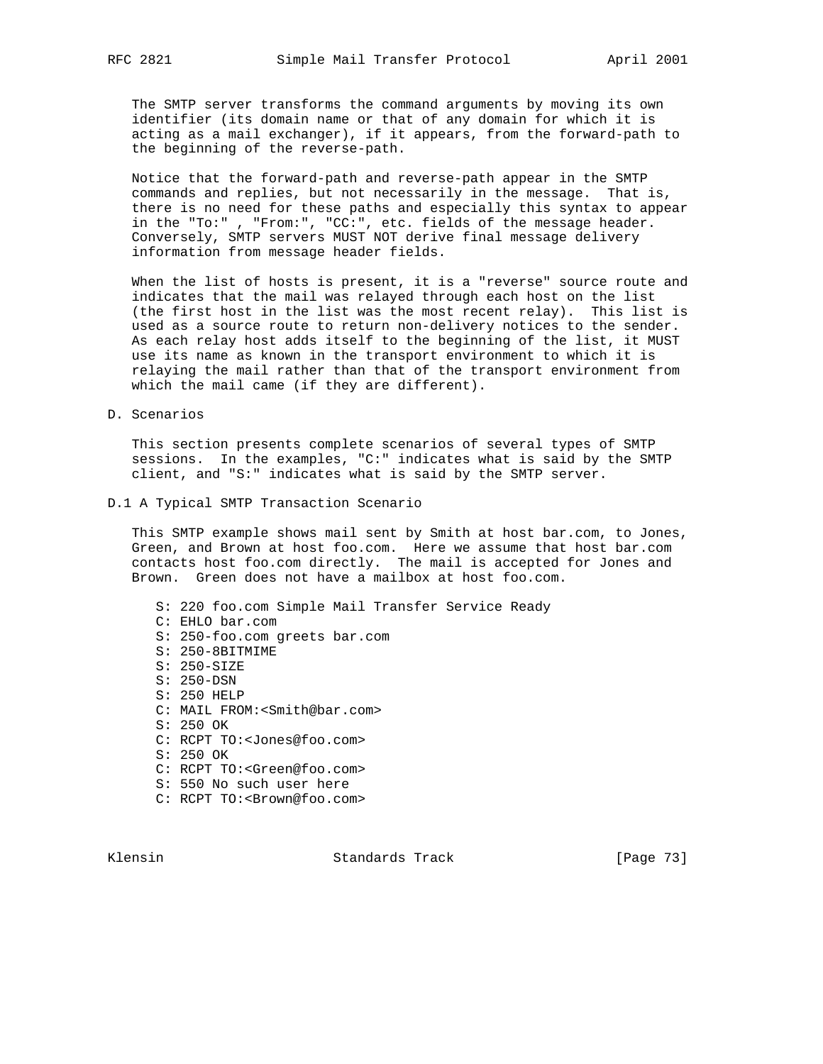The SMTP server transforms the command arguments by moving its own identifier (its domain name or that of any domain for which it is acting as a mail exchanger), if it appears, from the forward-path to the beginning of the reverse-path.

Notice that the forward-path and reverse-path appear in the SMTP commands and replies, but not necessarily in the message. That is, there is no need for these paths and especially this syntax to appear in the "To:" , "From:", "CC:", etc. fields of the message header. Conversely, SMTP servers MUST NOT derive final message delivery information from message header fields.

When the list of hosts is present, it is a "reverse" source route and indicates that the mail was relayed through each host on the list (the first host in the list was the most recent relay). This list is used as a source route to return non-delivery notices to the sender. As each relay host adds itself to the beginning of the list, it MUST use its name as known in the transport environment to which it is relaying the mail rather than that of the transport environment from which the mail came (if they are different).

# D. Scenarios

This section presents complete scenarios of several types of SMTP sessions. In the examples, "C:" indicates what is said by the SMTP client, and "S:" indicates what is said by the SMTP server.

## D.1 A Typical SMTP Transaction Scenario

This SMTP example shows mail sent by Smith at host bar.com, to Jones, Green, and Brown at host foo.com. Here we assume that host bar.com contacts host foo.com directly. The mail is accepted for Jones and Brown. Green does not have a mailbox at host foo.com.

```
S: 220 foo.com Simple Mail Transfer Service Ready
C: EHLO bar.com
S: 250-foo.com greets bar.com
S: 250-8BITMIME
S: 250-SIZE
S: 250-DSN
S: 250 HELP
C: MAIL FROM:<Smith@bar.com>
S: 250 OK
C: RCPT TO:<Jones@foo.com>
S: 250 OK
C: RCPT TO:<Green@foo.com>
S: 550 No such user here
C: RCPT TO:<Brown@foo.com>
```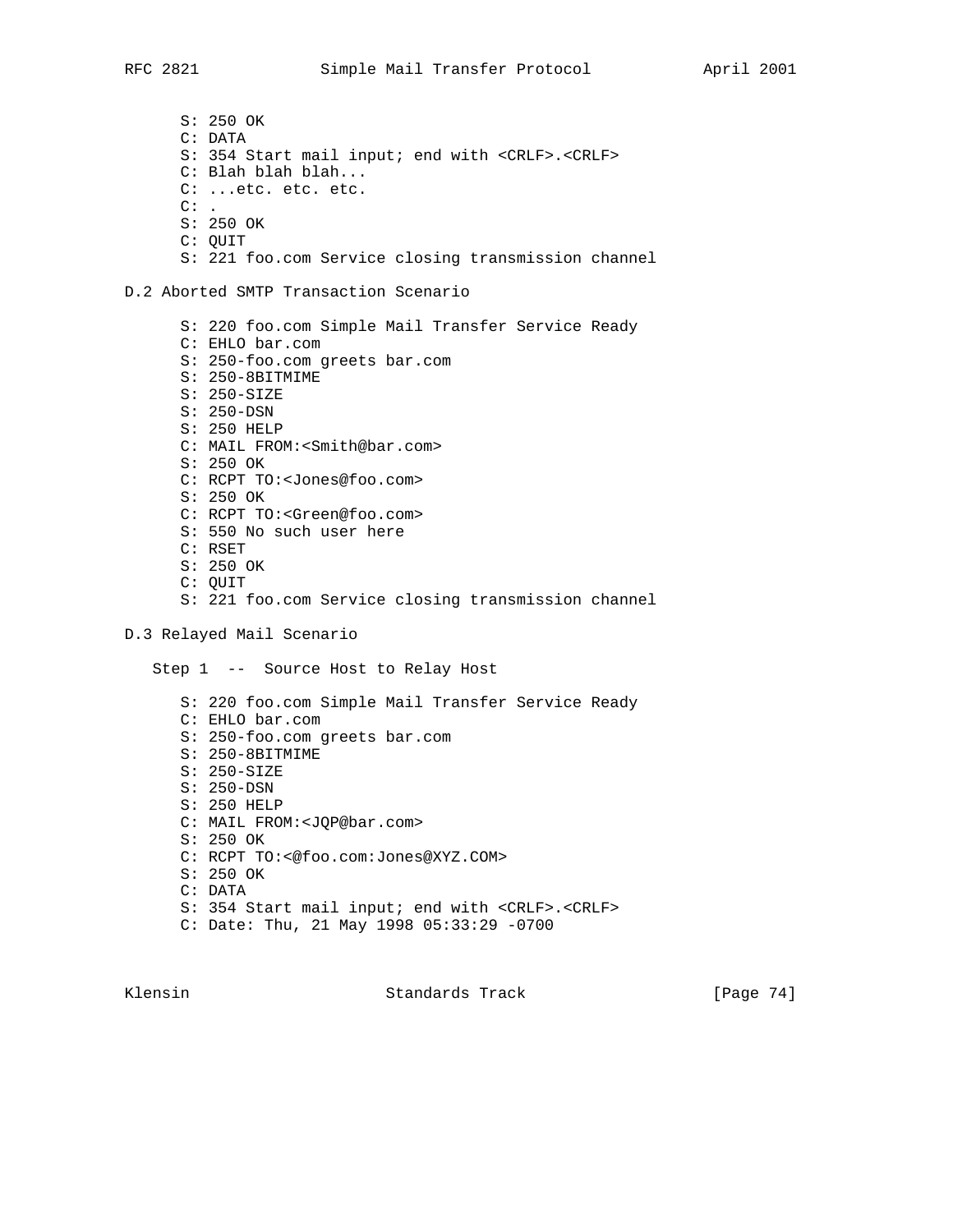```
S: 250 OK
C: DATA
S: 354 Start mail input; end with <CRLF>.<CRLF>
C: Blah blah blah...
C: ...etc. etc. etc.
C: .
S: 250 OK
C: QUIT
S: 221 foo.com Service closing transmission channel
```

## D.2 Aborted SMTP Transaction Scenario

```
S: 220 foo.com Simple Mail Transfer Service Ready
C: EHLO bar.com
S: 250-foo.com greets bar.com
S: 250-8BITMIME
S: 250-SIZE
S: 250-DSN
S: 250 HELP
C: MAIL FROM:<Smith@bar.com>
S: 250 OK
C: RCPT TO:<Jones@foo.com>
S: 250 OK
C: RCPT TO:<Green@foo.com>
S: 550 No such user here
C: RSET
S: 250 OK
C: QUIT
S: 221 foo.com Service closing transmission channel
```

## D.3 Relayed Mail Scenario

Step 1 -- Source Host to Relay Host

```
S: 220 foo.com Simple Mail Transfer Service Ready
C: EHLO bar.com
S: 250-foo.com greets bar.com
S: 250-8BITMIME
S: 250-SIZE
S: 250-DSN
S: 250 HELP
C: MAIL FROM:<JQP@bar.com>
S: 250 OK
C: RCPT TO:<@foo.com:Jones@XYZ.COM>
S: 250 OK
C: DATA
S: 354 Start mail input; end with <CRLF>.<CRLF>
C: Date: Thu, 21 May 1998 05:33:29 -0700
```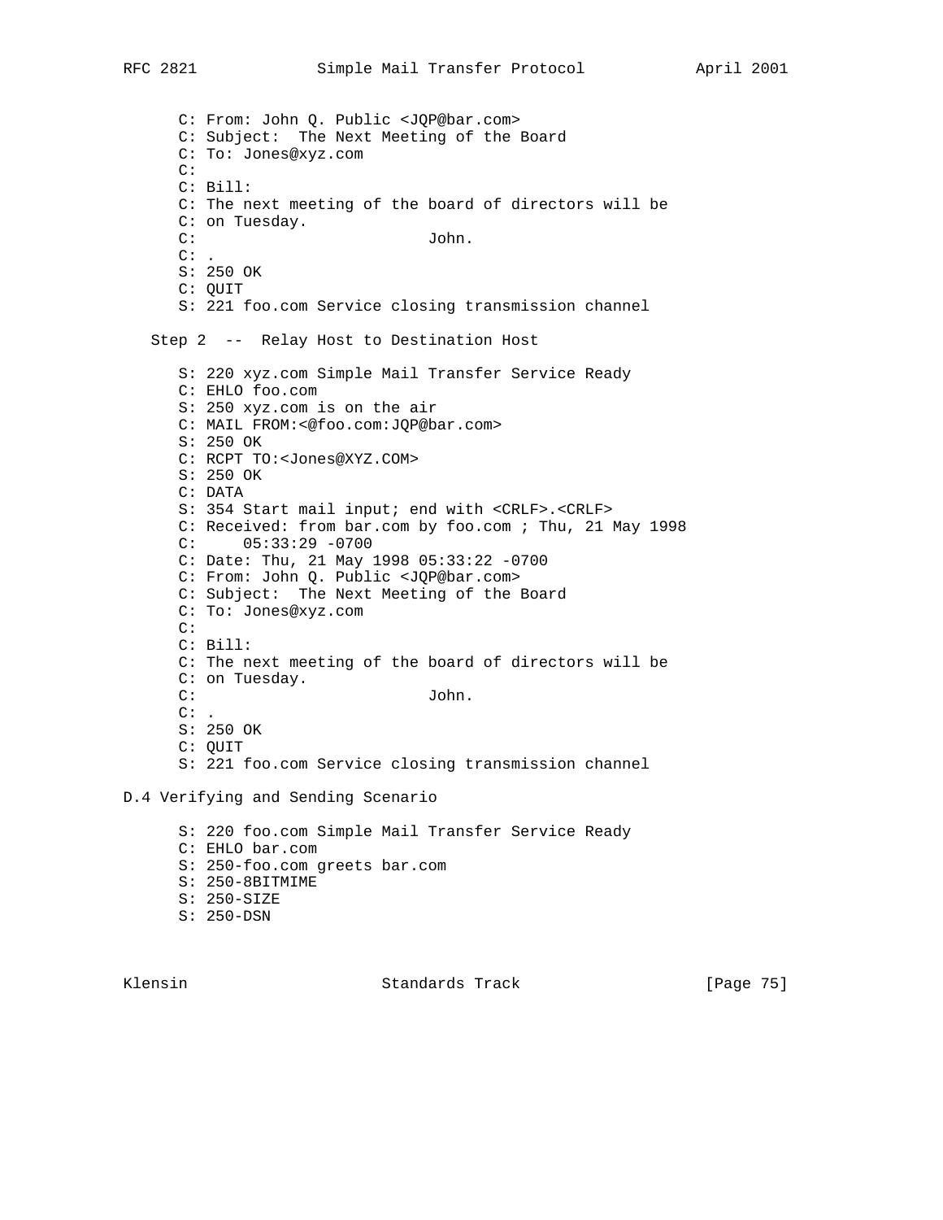```
C: From: John Q. Public <JQP@bar.com>
C: Subject:  The Next Meeting of the Board
C: To: Jones@xyz.com
C:
C: Bill:
C: The next meeting of the board of directors will be
C: on Tuesday.
C:                         John.
C: .
S: 250 OK
C: QUIT
S: 221 foo.com Service closing transmission channel
```

Step 2 -- Relay Host to Destination Host

```
S: 220 xyz.com Simple Mail Transfer Service Ready
C: EHLO foo.com
S: 250 xyz.com is on the air
C: MAIL FROM:<@foo.com:JQP@bar.com>
S: 250 OK
C: RCPT TO:<Jones@XYZ.COM>
S: 250 OK
C: DATA
S: 354 Start mail input; end with <CRLF>.<CRLF>
C: Received: from bar.com by foo.com ; Thu, 21 May 1998
C:     05:33:29 -0700
C: Date: Thu, 21 May 1998 05:33:22 -0700
C: From: John Q. Public <JQP@bar.com>
C: Subject:  The Next Meeting of the Board
C: To: Jones@xyz.com
C:
C: Bill:
C: The next meeting of the board of directors will be
C: on Tuesday.
C:                         John.
C: .
S: 250 OK
C: QUIT
S: 221 foo.com Service closing transmission channel
```

## D.4 Verifying and Sending Scenario

```
S: 220 foo.com Simple Mail Transfer Service Ready
C: EHLO bar.com
S: 250-foo.com greets bar.com
S: 250-8BITMIME
S: 250-SIZE
S: 250-DSN
```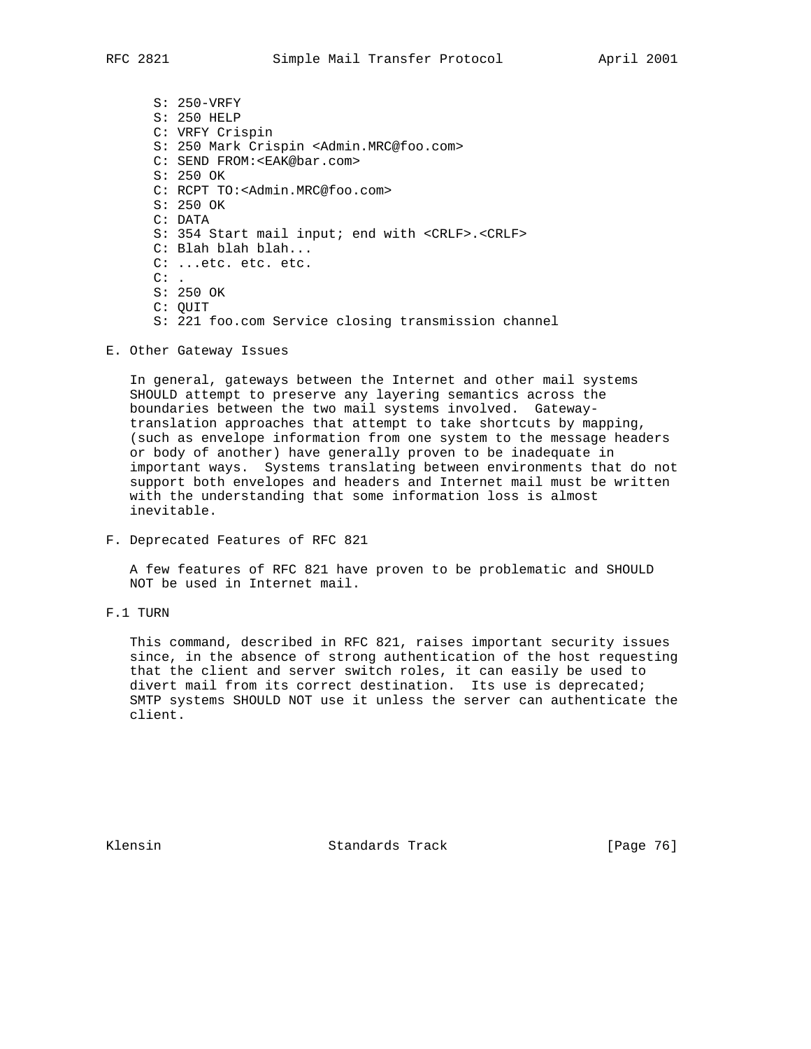```
S: 250-VRFY
S: 250 HELP
C: VRFY Crispin
S: 250 Mark Crispin <Admin.MRC@foo.com>
C: SEND FROM:<EAK@bar.com>
S: 250 OK
C: RCPT TO:<Admin.MRC@foo.com>
S: 250 OK
C: DATA
S: 354 Start mail input; end with <CRLF>.<CRLF>
C: Blah blah blah...
C: ...etc. etc. etc.
C: .
S: 250 OK
C: QUIT
S: 221 foo.com Service closing transmission channel
```

## E. Other Gateway Issues

In general, gateways between the Internet and other mail systems SHOULD attempt to preserve any layering semantics across the boundaries between the two mail systems involved. Gateway-translation approaches that attempt to take shortcuts by mapping, (such as envelope information from one system to the message headers or body of another) have generally proven to be inadequate in important ways. Systems translating between environments that do not support both envelopes and headers and Internet mail must be written with the understanding that some information loss is almost inevitable.

## F. Deprecated Features of RFC 821

A few features of RFC 821 have proven to be problematic and SHOULD NOT be used in Internet mail.

### F.1 TURN

This command, described in RFC 821, raises important security issues since, in the absence of strong authentication of the host requesting that the client and server switch roles, it can easily be used to divert mail from its correct destination. Its use is deprecated; SMTP systems SHOULD NOT use it unless the server can authenticate the client.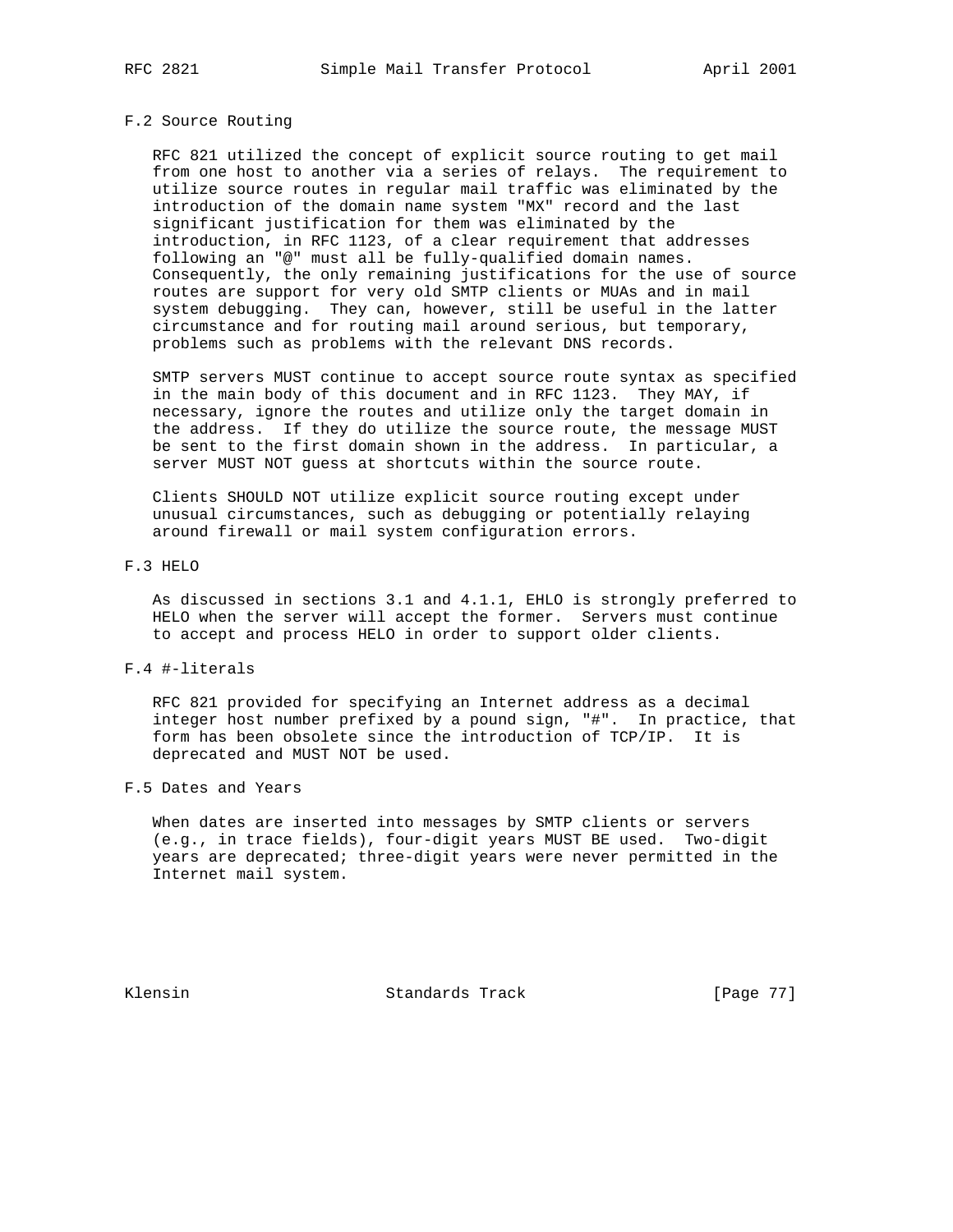### F.2 Source Routing

RFC 821 utilized the concept of explicit source routing to get mail from one host to another via a series of relays. The requirement to utilize source routes in regular mail traffic was eliminated by the introduction of the domain name system "MX" record and the last significant justification for them was eliminated by the introduction, in RFC 1123, of a clear requirement that addresses following an "@" must all be fully-qualified domain names. Consequently, the only remaining justifications for the use of source routes are support for very old SMTP clients or MUAs and in mail system debugging. They can, however, still be useful in the latter circumstance and for routing mail around serious, but temporary, problems such as problems with the relevant DNS records.

SMTP servers MUST continue to accept source route syntax as specified in the main body of this document and in RFC 1123. They MAY, if necessary, ignore the routes and utilize only the target domain in the address. If they do utilize the source route, the message MUST be sent to the first domain shown in the address. In particular, a server MUST NOT guess at shortcuts within the source route.

Clients SHOULD NOT utilize explicit source routing except under unusual circumstances, such as debugging or potentially relaying around firewall or mail system configuration errors.

### F.3 HELO

As discussed in sections 3.1 and 4.1.1, EHLO is strongly preferred to HELO when the server will accept the former. Servers must continue to accept and process HELO in order to support older clients.

### F.4 #-literals

RFC 821 provided for specifying an Internet address as a decimal integer host number prefixed by a pound sign, "#". In practice, that form has been obsolete since the introduction of TCP/IP. It is deprecated and MUST NOT be used.

### F.5 Dates and Years

When dates are inserted into messages by SMTP clients or servers (e.g., in trace fields), four-digit years MUST BE used. Two-digit years are deprecated; three-digit years were never permitted in the Internet mail system.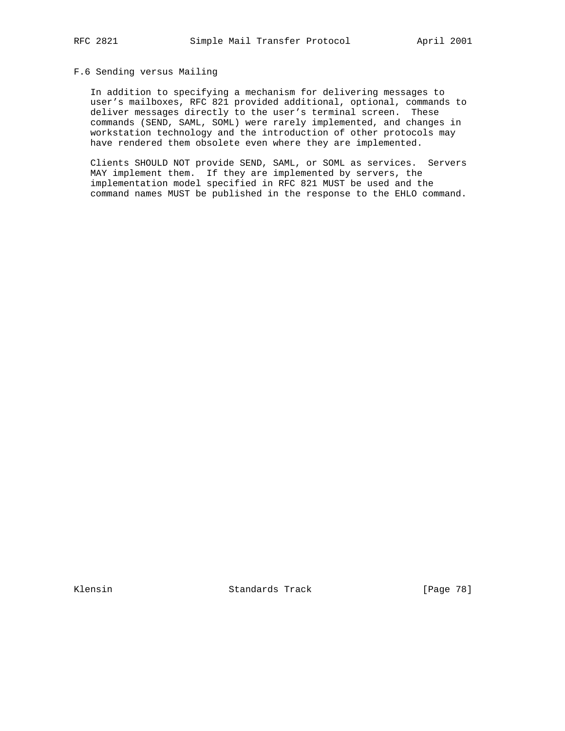### F.6 Sending versus Mailing

In addition to specifying a mechanism for delivering messages to user's mailboxes, RFC 821 provided additional, optional, commands to deliver messages directly to the user's terminal screen. These commands (SEND, SAML, SOML) were rarely implemented, and changes in workstation technology and the introduction of other protocols may have rendered them obsolete even where they are implemented.

Clients SHOULD NOT provide SEND, SAML, or SOML as services. Servers MAY implement them. If they are implemented by servers, the implementation model specified in RFC 821 MUST be used and the command names MUST be published in the response to the EHLO command.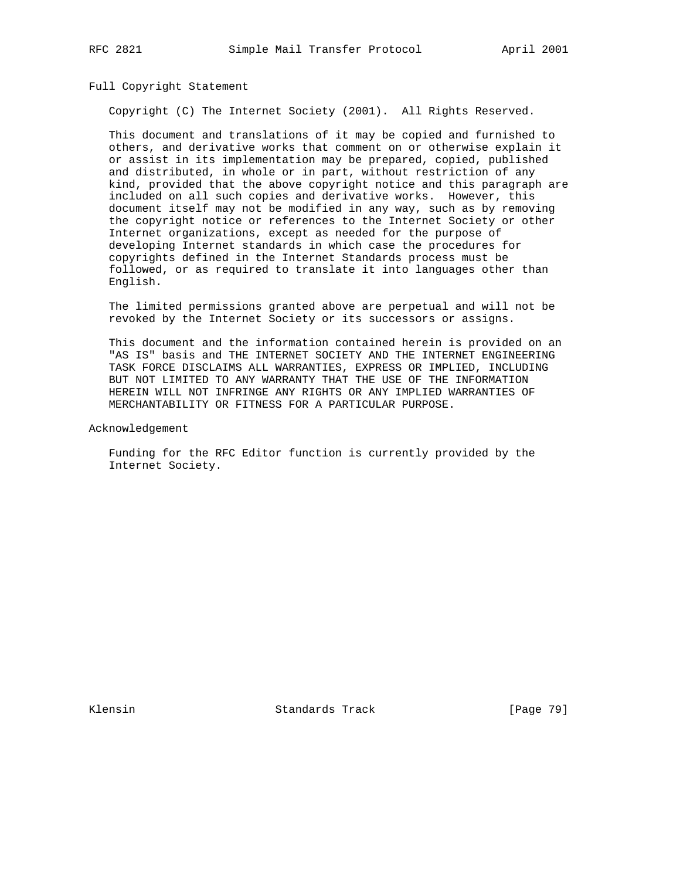## Full Copyright Statement

Copyright (C) The Internet Society (2001). All Rights Reserved.

This document and translations of it may be copied and furnished to others, and derivative works that comment on or otherwise explain it or assist in its implementation may be prepared, copied, published and distributed, in whole or in part, without restriction of any kind, provided that the above copyright notice and this paragraph are included on all such copies and derivative works. However, this document itself may not be modified in any way, such as by removing the copyright notice or references to the Internet Society or other Internet organizations, except as needed for the purpose of developing Internet standards in which case the procedures for copyrights defined in the Internet Standards process must be followed, or as required to translate it into languages other than English.

The limited permissions granted above are perpetual and will not be revoked by the Internet Society or its successors or assigns.

This document and the information contained herein is provided on an "AS IS" basis and THE INTERNET SOCIETY AND THE INTERNET ENGINEERING TASK FORCE DISCLAIMS ALL WARRANTIES, EXPRESS OR IMPLIED, INCLUDING BUT NOT LIMITED TO ANY WARRANTY THAT THE USE OF THE INFORMATION HEREIN WILL NOT INFRINGE ANY RIGHTS OR ANY IMPLIED WARRANTIES OF MERCHANTABILITY OR FITNESS FOR A PARTICULAR PURPOSE.

## Acknowledgement

Funding for the RFC Editor function is currently provided by the Internet Society.